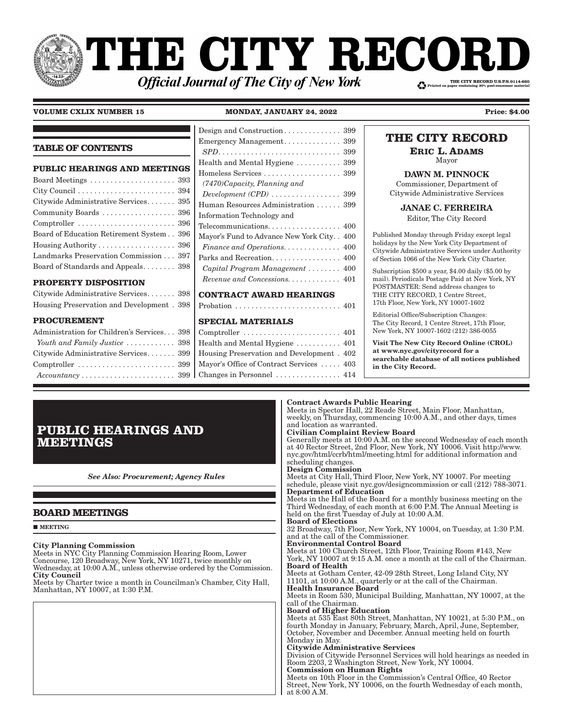# THE CITY RECORD

***Official Journal of The City of New York***

THE CITY RECORD U.S.P.S.0114-660
Printed on paper containing 30% post-consumer material

**VOLUME CXLIX NUMBER 15** **MONDAY, JANUARY 24, 2022** **Price: $4.00**

## TABLE OF CONTENTS

**PUBLIC HEARINGS AND MEETINGS**

Board Meetings . . . . . . . . . . . . . . . . . . . . . 393
City Council . . . . . . . . . . . . . . . . . . . . . . . . 394
Citywide Administrative Services. . . . . . . 395
Community Boards . . . . . . . . . . . . . . . . . . 396
Comptroller . . . . . . . . . . . . . . . . . . . . . . . . 396
Board of Education Retirement System . . 396
Housing Authority . . . . . . . . . . . . . . . . . . . 396
Landmarks Preservation Commission . . . 397
Board of Standards and Appeals. . . . . . . . 398

**PROPERTY DISPOSITION**

Citywide Administrative Services. . . . . . . 398
Housing Preservation and Development . 398

**PROCUREMENT**

Administration for Children's Services. . . 398
*Youth and Family Justice* . . . . . . . . . . . 398
Citywide Administrative Services. . . . . . . 399
Comptroller . . . . . . . . . . . . . . . . . . . . . . . . 399
*Accountancy* . . . . . . . . . . . . . . . . . . . . . . . 399
Design and Construction. . . . . . . . . . . . . . 399
Emergency Management. . . . . . . . . . . . . . 399
*SPD*. . . . . . . . . . . . . . . . . . . . . . . . . . . . . 399
Health and Mental Hygiene . . . . . . . . . . . 399
Homeless Services . . . . . . . . . . . . . . . . . . . 399
*(7470)Capacity, Planning and Development (CPD)* . . . . . . . . . . . . . . . . . 399
Human Resources Administration . . . . . . 399
Information Technology and Telecommunications. . . . . . . . . . . . . . . . . 400
Mayor's Fund to Advance New York City. . 400
*Finance and Operations*. . . . . . . . . . . . . 400
Parks and Recreation. . . . . . . . . . . . . . . . . 400
*Capital Program Management* . . . . . . . . 400
*Revenue and Concessions*. . . . . . . . . . . . 401

**CONTRACT AWARD HEARINGS**

Probation . . . . . . . . . . . . . . . . . . . . . . . . . . 401

**SPECIAL MATERIALS**

Comptroller . . . . . . . . . . . . . . . . . . . . . . . . 401
Health and Mental Hygiene . . . . . . . . . . . 401
Housing Preservation and Development . 402
Mayor's Office of Contract Services . . . . . 403
Changes in Personnel . . . . . . . . . . . . . . . . 414

## THE CITY RECORD

**ERIC L. ADAMS**
Mayor

**DAWN M. PINNOCK**
Commissioner, Department of Citywide Administrative Services

**JANAE C. FERREIRA**
Editor, The City Record

Published Monday through Friday except legal holidays by the New York City Department of Citywide Administrative Services under Authority of Section 1066 of the New York City Charter.

Subscription $500 a year, $4.00 daily ($5.00 by mail). Periodicals Postage Paid at New York, NY POSTMASTER: Send address changes to THE CITY RECORD, 1 Centre Street, 17th Floor, New York, NY 10007-1602

Editorial Office/Subscription Changes: The City Record, 1 Centre Street, 17th Floor, New York, NY 10007-1602 (212) 386-0055

**Visit The New City Record Online (CROL) at www.nyc.gov/cityrecord for a searchable database of all notices published in the City Record.**

# PUBLIC HEARINGS AND MEETINGS

***See Also: Procurement; Agency Rules***

## BOARD MEETINGS

■ **MEETING**

**City Planning Commission**
Meets in NYC City Planning Commission Hearing Room, Lower Concourse, 120 Broadway, New York, NY 10271, twice monthly on Wednesday, at 10:00 A.M., unless otherwise ordered by the Commission.

**City Council**
Meets by Charter twice a month in Councilman's Chamber, City Hall, Manhattan, NY 10007, at 1:30 P.M.

**Contract Awards Public Hearing**
Meets in Spector Hall, 22 Reade Street, Main Floor, Manhattan, weekly, on Thursday, commencing 10:00 A.M., and other days, times and location as warranted.

**Civilian Complaint Review Board**
Generally meets at 10:00 A.M. on the second Wednesday of each month at 40 Rector Street, 2nd Floor, New York, NY 10006. Visit http://www.nyc.gov/html/ccrb/html/meeting.html for additional information and scheduling changes.

**Design Commission**
Meets at City Hall, Third Floor, New York, NY 10007. For meeting schedule, please visit nyc.gov/designcommission or call (212) 788-3071.

**Department of Education**
Meets in the Hall of the Board for a monthly business meeting on the Third Wednesday, of each month at 6:00 P.M. The Annual Meeting is held on the first Tuesday of July at 10:00 A.M.

**Board of Elections**
32 Broadway, 7th Floor, New York, NY 10004, on Tuesday, at 1:30 P.M. and at the call of the Commissioner.

**Environmental Control Board**
Meets at 100 Church Street, 12th Floor, Training Room #143, New York, NY 10007 at 9:15 A.M. once a month at the call of the Chairman.

**Board of Health**
Meets at Gotham Center, 42-09 28th Street, Long Island City, NY 11101, at 10:00 A.M., quarterly or at the call of the Chairman.

**Health Insurance Board**
Meets in Room 530, Municipal Building, Manhattan, NY 10007, at the call of the Chairman.

**Board of Higher Education**
Meets at 535 East 80th Street, Manhattan, NY 10021, at 5:30 P.M., on fourth Monday in January, February, March, April, June, September, October, November and December. Annual meeting held on fourth Monday in May.

**Citywide Administrative Services**
Division of Citywide Personnel Services will hold hearings as needed in Room 2203, 2 Washington Street, New York, NY 10004.

**Commission on Human Rights**
Meets on 10th Floor in the Commission's Central Office, 40 Rector Street, New York, NY 10006, on the fourth Wednesday of each month, at 8:00 A.M.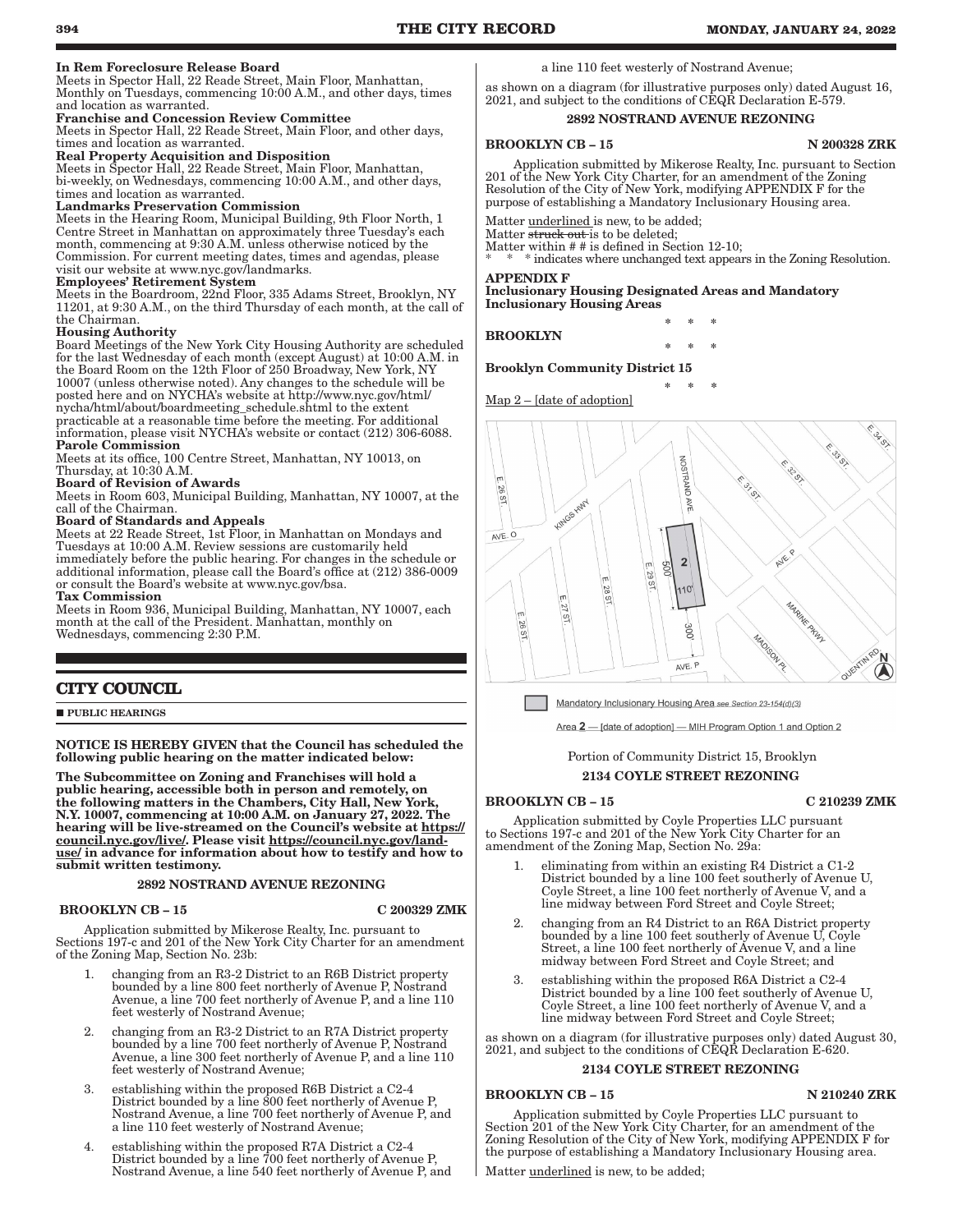**In Rem Foreclosure Release Board**
Meets in Spector Hall, 22 Reade Street, Main Floor, Manhattan, Monthly on Tuesdays, commencing 10:00 A.M., and other days, times and location as warranted.

**Franchise and Concession Review Committee**
Meets in Spector Hall, 22 Reade Street, Main Floor, and other days, times and location as warranted.

**Real Property Acquisition and Disposition**
Meets in Spector Hall, 22 Reade Street, Main Floor, Manhattan, bi-weekly, on Wednesdays, commencing 10:00 A.M., and other days, times and location as warranted.

**Landmarks Preservation Commission**
Meets in the Hearing Room, Municipal Building, 9th Floor North, 1 Centre Street in Manhattan on approximately three Tuesday's each month, commencing at 9:30 A.M. unless otherwise noticed by the Commission. For current meeting dates, times and agendas, please visit our website at www.nyc.gov/landmarks.

**Employees' Retirement System**
Meets in the Boardroom, 22nd Floor, 335 Adams Street, Brooklyn, NY 11201, at 9:30 A.M., on the third Thursday of each month, at the call of the Chairman.

**Housing Authority**
Board Meetings of the New York City Housing Authority are scheduled for the last Wednesday of each month (except August) at 10:00 A.M. in the Board Room on the 12th Floor of 250 Broadway, New York, NY 10007 (unless otherwise noted). Any changes to the schedule will be posted here and on NYCHA's website at http://www.nyc.gov/html/nycha/html/about/boardmeeting_schedule.shtml to the extent practicable at a reasonable time before the meeting. For additional information, please visit NYCHA's website or contact (212) 306-6088.

**Parole Commission**
Meets at its office, 100 Centre Street, Manhattan, NY 10013, on Thursday, at 10:30 A.M.

**Board of Revision of Awards**
Meets in Room 603, Municipal Building, Manhattan, NY 10007, at the call of the Chairman.

**Board of Standards and Appeals**
Meets at 22 Reade Street, 1st Floor, in Manhattan on Mondays and Tuesdays at 10:00 A.M. Review sessions are customarily held immediately before the public hearing. For changes in the schedule or additional information, please call the Board's office at (212) 386-0009 or consult the Board's website at www.nyc.gov/bsa.

**Tax Commission**
Meets in Room 936, Municipal Building, Manhattan, NY 10007, each month at the call of the President. Manhattan, monthly on Wednesdays, commencing 2:30 P.M.

## CITY COUNCIL

■ PUBLIC HEARINGS

**NOTICE IS HEREBY GIVEN that the Council has scheduled the following public hearing on the matter indicated below:**

**The Subcommittee on Zoning and Franchises will hold a public hearing, accessible both in person and remotely, on the following matters in the Chambers, City Hall, New York, N.Y. 10007, commencing at 10:00 A.M. on January 27, 2022. The hearing will be live-streamed on the Council's website at https://council.nyc.gov/live/. Please visit https://council.nyc.gov/land-use/ in advance for information about how to testify and how to submit written testimony.**

### 2892 NOSTRAND AVENUE REZONING

**BROOKLYN CB – 15** **C 200329 ZMK**

Application submitted by Mikerose Realty, Inc. pursuant to Sections 197-c and 201 of the New York City Charter for an amendment of the Zoning Map, Section No. 23b:

1. changing from an R3-2 District to an R6B District property bounded by a line 800 feet northerly of Avenue P, Nostrand Avenue, a line 700 feet northerly of Avenue P, and a line 110 feet westerly of Nostrand Avenue;
2. changing from an R3-2 District to an R7A District property bounded by a line 700 feet northerly of Avenue P, Nostrand Avenue, a line 300 feet northerly of Avenue P, and a line 110 feet westerly of Nostrand Avenue;
3. establishing within the proposed R6B District a C2-4 District bounded by a line 800 feet northerly of Avenue P, Nostrand Avenue, a line 700 feet northerly of Avenue P, and a line 110 feet westerly of Nostrand Avenue;
4. establishing within the proposed R7A District a C2-4 District bounded by a line 700 feet northerly of Avenue P, Nostrand Avenue, a line 540 feet northerly of Avenue P, and a line 110 feet westerly of Nostrand Avenue;

as shown on a diagram (for illustrative purposes only) dated August 16, 2021, and subject to the conditions of CEQR Declaration E-579.

### 2892 NOSTRAND AVENUE REZONING

**BROOKLYN CB – 15** **N 200328 ZRK**

Application submitted by Mikerose Realty, Inc. pursuant to Section 201 of the New York City Charter, for an amendment of the Zoning Resolution of the City of New York, modifying APPENDIX F for the purpose of establishing a Mandatory Inclusionary Housing area.

Matter underlined is new, to be added;
Matter ~~struck out~~ is to be deleted;
Matter within # # is defined in Section 12-10;
\* \* \* indicates where unchanged text appears in the Zoning Resolution.

**APPENDIX F**
**Inclusionary Housing Designated Areas and Mandatory Inclusionary Housing Areas**

\* \* \*

**BROOKLYN**

\* \* \*

**Brooklyn Community District 15**

\* \* \*

Map 2 – [date of adoption]

Mandatory Inclusionary Housing Area *see Section 23-154(d)(3)*

Area **2** — [date of adoption] — MIH Program Option 1 and Option 2

Portion of Community District 15, Brooklyn

### 2134 COYLE STREET REZONING

**BROOKLYN CB – 15** **C 210239 ZMK**

Application submitted by Coyle Properties LLC pursuant to Sections 197-c and 201 of the New York City Charter for an amendment of the Zoning Map, Section No. 29a:

1. eliminating from within an existing R4 District a C1-2 District bounded by a line 100 feet southerly of Avenue U, Coyle Street, a line 100 feet northerly of Avenue V, and a line midway between Ford Street and Coyle Street;
2. changing from an R4 District to an R6A District property bounded by a line 100 feet southerly of Avenue U, Coyle Street, a line 100 feet northerly of Avenue V, and a line midway between Ford Street and Coyle Street; and
3. establishing within the proposed R6A District a C2-4 District bounded by a line 100 feet southerly of Avenue U, Coyle Street, a line 100 feet northerly of Avenue V, and a line midway between Ford Street and Coyle Street;

as shown on a diagram (for illustrative purposes only) dated August 30, 2021, and subject to the conditions of CEQR Declaration E-620.

### 2134 COYLE STREET REZONING

**BROOKLYN CB – 15** **N 210240 ZRK**

Application submitted by Coyle Properties LLC pursuant to Section 201 of the New York City Charter, for an amendment of the Zoning Resolution of the City of New York, modifying APPENDIX F for the purpose of establishing a Mandatory Inclusionary Housing area.

Matter underlined is new, to be added;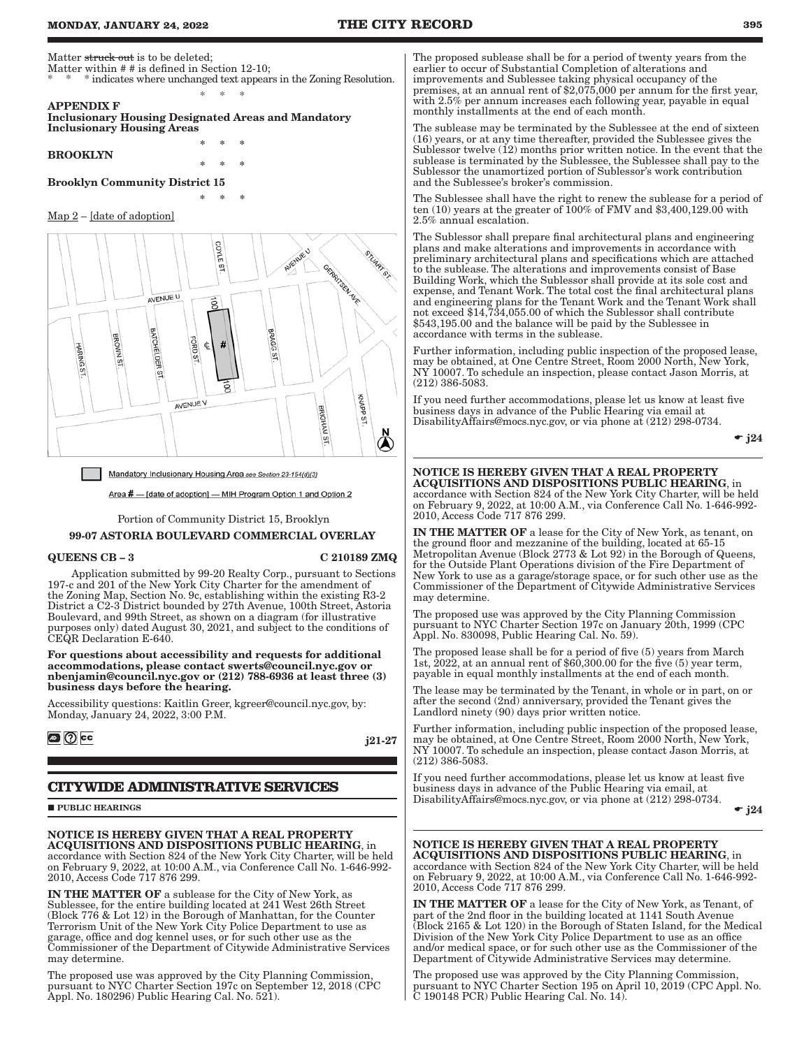Matter ~~struck out~~ is to be deleted;
Matter within # # is defined in Section 12-10;
\* \* \* indicates where unchanged text appears in the Zoning Resolution.

\* \* \*

**APPENDIX F**
**Inclusionary Housing Designated Areas and Mandatory Inclusionary Housing Areas**

\* \* \*

**BROOKLYN**

\* \* \*

**Brooklyn Community District 15**

\* \* \*

Map 2 – [date of adoption]

Mandatory Inclusionary Housing Area *see Section 23-154(d)(3)*

Area # — [date of adoption] — MIH Program Option 1 and Option 2

Portion of Community District 15, Brooklyn

**99-07 ASTORIA BOULEVARD COMMERCIAL OVERLAY**

**QUEENS CB – 3** **C 210189 ZMQ**

Application submitted by 99-20 Realty Corp., pursuant to Sections 197-c and 201 of the New York City Charter for the amendment of the Zoning Map, Section No. 9c, establishing within the existing R3-2 District a C2-3 District bounded by 27th Avenue, 100th Street, Astoria Boulevard, and 99th Street, as shown on a diagram (for illustrative purposes only) dated August 30, 2021, and subject to the conditions of CEQR Declaration E-640.

**For questions about accessibility and requests for additional accommodations, please contact swerts@council.nyc.gov or nbenjamin@council.nyc.gov or (212) 788-6936 at least three (3) business days before the hearing.**

Accessibility questions: Kaitlin Greer, kgreer@council.nyc.gov, by: Monday, January 24, 2022, 3:00 P.M.

j21-27

## CITYWIDE ADMINISTRATIVE SERVICES

■ **PUBLIC HEARINGS**

**NOTICE IS HEREBY GIVEN THAT A REAL PROPERTY ACQUISITIONS AND DISPOSITIONS PUBLIC HEARING**, in accordance with Section 824 of the New York City Charter, will be held on February 9, 2022, at 10:00 A.M., via Conference Call No. 1-646-992-2010, Access Code 717 876 299.

**IN THE MATTER OF** a sublease for the City of New York, as Sublessee, for the entire building located at 241 West 26th Street (Block 776 & Lot 12) in the Borough of Manhattan, for the Counter Terrorism Unit of the New York City Police Department to use as garage, office and dog kennel uses, or for such other use as the Commissioner of the Department of Citywide Administrative Services may determine.

The proposed use was approved by the City Planning Commission, pursuant to NYC Charter Section 197c on September 12, 2018 (CPC Appl. No. 180296) Public Hearing Cal. No. 521).

The proposed sublease shall be for a period of twenty years from the earlier to occur of Substantial Completion of alterations and improvements and Sublessee taking physical occupancy of the premises, at an annual rent of $2,075,000 per annum for the first year, with 2.5% per annum increases each following year, payable in equal monthly installments at the end of each month.

The sublease may be terminated by the Sublessee at the end of sixteen (16) years, or at any time thereafter, provided the Sublessee gives the Sublessor twelve (12) months prior written notice. In the event that the sublease is terminated by the Sublessee, the Sublessee shall pay to the Sublessor the unamortized portion of Sublessor's work contribution and the Sublessee's broker's commission.

The Sublessee shall have the right to renew the sublease for a period of ten (10) years at the greater of 100% of FMV and $3,400,129.00 with 2.5% annual escalation.

The Sublessor shall prepare final architectural plans and engineering plans and make alterations and improvements in accordance with preliminary architectural plans and specifications which are attached to the sublease. The alterations and improvements consist of Base Building Work, which the Sublessor shall provide at its sole cost and expense, and Tenant Work. The total cost the final architectural plans and engineering plans for the Tenant Work and the Tenant Work shall not exceed $14,734,055.00 of which the Sublessor shall contribute $543,195.00 and the balance will be paid by the Sublessee in accordance with terms in the sublease.

Further information, including public inspection of the proposed lease, may be obtained, at One Centre Street, Room 2000 North, New York, NY 10007. To schedule an inspection, please contact Jason Morris, at (212) 386-5083.

If you need further accommodations, please let us know at least five business days in advance of the Public Hearing via email at DisabilityAffairs@mocs.nyc.gov, or via phone at (212) 298-0734.

☛ j24

**NOTICE IS HEREBY GIVEN THAT A REAL PROPERTY ACQUISITIONS AND DISPOSITIONS PUBLIC HEARING**, in accordance with Section 824 of the New York City Charter, will be held on February 9, 2022, at 10:00 A.M., via Conference Call No. 1-646-992-2010, Access Code 717 876 299.

**IN THE MATTER OF** a lease for the City of New York, as tenant, on the ground floor and mezzanine of the building, located at 65-15 Metropolitan Avenue (Block 2773 & Lot 92) in the Borough of Queens, for the Outside Plant Operations division of the Fire Department of New York to use as a garage/storage space, or for such other use as the Commissioner of the Department of Citywide Administrative Services may determine.

The proposed use was approved by the City Planning Commission pursuant to NYC Charter Section 197c on January 20th, 1999 (CPC Appl. No. 830098, Public Hearing Cal. No. 59).

The proposed lease shall be for a period of five (5) years from March 1st, 2022, at an annual rent of $60,300.00 for the five (5) year term, payable in equal monthly installments at the end of each month.

The lease may be terminated by the Tenant, in whole or in part, on or after the second (2nd) anniversary, provided the Tenant gives the Landlord ninety (90) days prior written notice.

Further information, including public inspection of the proposed lease, may be obtained, at One Centre Street, Room 2000 North, New York, NY 10007. To schedule an inspection, please contact Jason Morris, at (212) 386-5083.

If you need further accommodations, please let us know at least five business days in advance of the Public Hearing via email, at DisabilityAffairs@mocs.nyc.gov, or via phone at (212) 298-0734.

☛ j24

**NOTICE IS HEREBY GIVEN THAT A REAL PROPERTY ACQUISITIONS AND DISPOSITIONS PUBLIC HEARING**, in accordance with Section 824 of the New York City Charter, will be held on February 9, 2022, at 10:00 A.M., via Conference Call No. 1-646-992-2010, Access Code 717 876 299.

**IN THE MATTER OF** a lease for the City of New York, as Tenant, of part of the 2nd floor in the building located at 1141 South Avenue (Block 2165 & Lot 120) in the Borough of Staten Island, for the Medical Division of the New York City Police Department to use as an office and/or medical space, or for such other use as the Commissioner of the Department of Citywide Administrative Services may determine.

The proposed use was approved by the City Planning Commission, pursuant to NYC Charter Section 195 on April 10, 2019 (CPC Appl. No. C 190148 PCR) Public Hearing Cal. No. 14).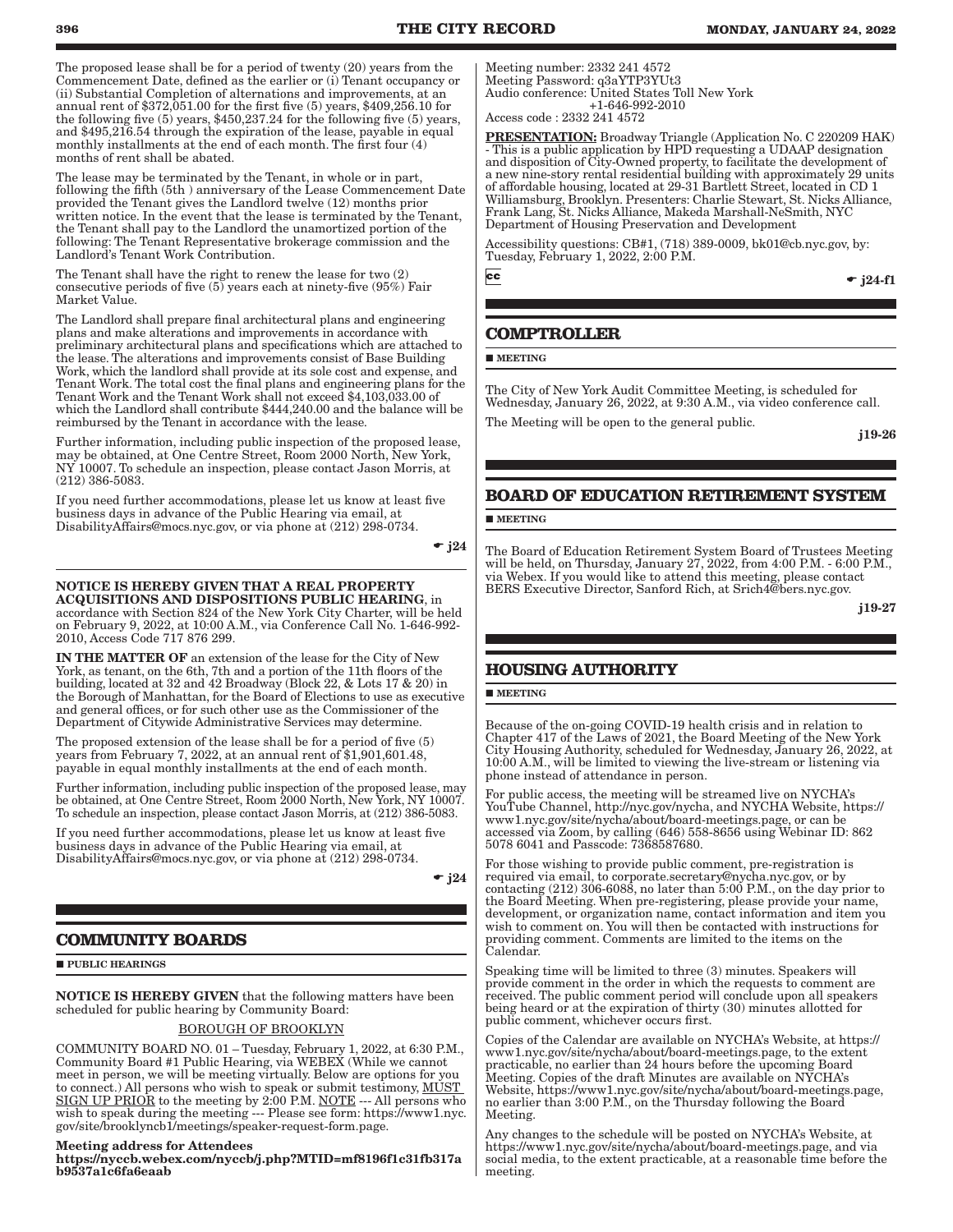The proposed lease shall be for a period of twenty (20) years from the Commencement Date, defined as the earlier or (i) Tenant occupancy or (ii) Substantial Completion of alternations and improvements, at an annual rent of $372,051.00 for the first five (5) years, $409,256.10 for the following five (5) years, $450,237.24 for the following five (5) years, and $495,216.54 through the expiration of the lease, payable in equal monthly installments at the end of each month. The first four (4) months of rent shall be abated.

The lease may be terminated by the Tenant, in whole or in part, following the fifth (5th ) anniversary of the Lease Commencement Date provided the Tenant gives the Landlord twelve (12) months prior written notice. In the event that the lease is terminated by the Tenant, the Tenant shall pay to the Landlord the unamortized portion of the following: The Tenant Representative brokerage commission and the Landlord's Tenant Work Contribution.

The Tenant shall have the right to renew the lease for two (2) consecutive periods of five (5) years each at ninety-five (95%) Fair Market Value.

The Landlord shall prepare final architectural plans and engineering plans and make alterations and improvements in accordance with preliminary architectural plans and specifications which are attached to the lease. The alterations and improvements consist of Base Building Work, which the landlord shall provide at its sole cost and expense, and Tenant Work. The total cost the final plans and engineering plans for the Tenant Work and the Tenant Work shall not exceed $4,103,033.00 of which the Landlord shall contribute $444,240.00 and the balance will be reimbursed by the Tenant in accordance with the lease.

Further information, including public inspection of the proposed lease, may be obtained, at One Centre Street, Room 2000 North, New York, NY 10007. To schedule an inspection, please contact Jason Morris, at (212) 386-5083.

If you need further accommodations, please let us know at least five business days in advance of the Public Hearing via email, at DisabilityAffairs@mocs.nyc.gov, or via phone at (212) 298-0734.

☛ j24

**NOTICE IS HEREBY GIVEN THAT A REAL PROPERTY ACQUISITIONS AND DISPOSITIONS PUBLIC HEARING**, in accordance with Section 824 of the New York City Charter, will be held on February 9, 2022, at 10:00 A.M., via Conference Call No. 1-646-992-2010, Access Code 717 876 299.

**IN THE MATTER OF** an extension of the lease for the City of New York, as tenant, on the 6th, 7th and a portion of the 11th floors of the building, located at 32 and 42 Broadway (Block 22, & Lots 17 & 20) in the Borough of Manhattan, for the Board of Elections to use as executive and general offices, or for such other use as the Commissioner of the Department of Citywide Administrative Services may determine.

The proposed extension of the lease shall be for a period of five (5) years from February 7, 2022, at an annual rent of $1,901,601.48, payable in equal monthly installments at the end of each month.

Further information, including public inspection of the proposed lease, may be obtained, at One Centre Street, Room 2000 North, New York, NY 10007. To schedule an inspection, please contact Jason Morris, at (212) 386-5083.

If you need further accommodations, please let us know at least five business days in advance of the Public Hearing via email, at DisabilityAffairs@mocs.nyc.gov, or via phone at (212) 298-0734.

☛ j24

## COMMUNITY BOARDS

■ **PUBLIC HEARINGS**

**NOTICE IS HEREBY GIVEN** that the following matters have been scheduled for public hearing by Community Board:

BOROUGH OF BROOKLYN

COMMUNITY BOARD NO. 01 – Tuesday, February 1, 2022, at 6:30 P.M., Community Board #1 Public Hearing, via WEBEX (While we cannot meet in person, we will be meeting virtually. Below are options for you to connect.) All persons who wish to speak or submit testimony, MUST SIGN UP PRIOR to the meeting by 2:00 P.M. NOTE --- All persons who wish to speak during the meeting --- Please see form: https://www1.nyc.gov/site/brooklyncb1/meetings/speaker-request-form.page.

**Meeting address for Attendees**
**https://nyccb.webex.com/nyccb/j.php?MTID=mf8196f1c31fb317ab9537a1c6fa6eaab**

Meeting number: 2332 241 4572
Meeting Password: q3aYTP3YUt3
Audio conference: United States Toll New York +1-646-992-2010
Access code : 2332 241 4572

**PRESENTATION:** Broadway Triangle (Application No. C 220209 HAK) - This is a public application by HPD requesting a UDAAP designation and disposition of City-Owned property, to facilitate the development of a new nine-story rental residential building with approximately 29 units of affordable housing, located at 29-31 Bartlett Street, located in CD 1 Williamsburg, Brooklyn. Presenters: Charlie Stewart, St. Nicks Alliance, Frank Lang, St. Nicks Alliance, Makeda Marshall-NeSmith, NYC Department of Housing Preservation and Development

Accessibility questions: CB#1, (718) 389-0009, bk01@cb.nyc.gov, by: Tuesday, February 1, 2022, 2:00 P.M.

cc

☛ j24-f1

## COMPTROLLER

■ **MEETING**

The City of New York Audit Committee Meeting, is scheduled for Wednesday, January 26, 2022, at 9:30 A.M., via video conference call.

The Meeting will be open to the general public.

j19-26

## BOARD OF EDUCATION RETIREMENT SYSTEM

■ **MEETING**

The Board of Education Retirement System Board of Trustees Meeting will be held, on Thursday, January 27, 2022, from 4:00 P.M. - 6:00 P.M., via Webex. If you would like to attend this meeting, please contact BERS Executive Director, Sanford Rich, at Srich4@bers.nyc.gov.

j19-27

## HOUSING AUTHORITY

■ **MEETING**

Because of the on-going COVID-19 health crisis and in relation to Chapter 417 of the Laws of 2021, the Board Meeting of the New York City Housing Authority, scheduled for Wednesday, January 26, 2022, at 10:00 A.M., will be limited to viewing the live-stream or listening via phone instead of attendance in person.

For public access, the meeting will be streamed live on NYCHA's YouTube Channel, http://nyc.gov/nycha, and NYCHA Website, https://www1.nyc.gov/site/nycha/about/board-meetings.page, or can be accessed via Zoom, by calling (646) 558-8656 using Webinar ID: 862 5078 6041 and Passcode: 7368587680.

For those wishing to provide public comment, pre-registration is required via email, to corporate.secretary@nycha.nyc.gov, or by contacting (212) 306-6088, no later than 5:00 P.M., on the day prior to the Board Meeting. When pre-registering, please provide your name, development, or organization name, contact information and item you wish to comment on. You will then be contacted with instructions for providing comment. Comments are limited to the items on the Calendar.

Speaking time will be limited to three (3) minutes. Speakers will provide comment in the order in which the requests to comment are received. The public comment period will conclude upon all speakers being heard or at the expiration of thirty (30) minutes allotted for public comment, whichever occurs first.

Copies of the Calendar are available on NYCHA's Website, at https://www1.nyc.gov/site/nycha/about/board-meetings.page, to the extent practicable, no earlier than 24 hours before the upcoming Board Meeting. Copies of the draft Minutes are available on NYCHA's Website, https://www1.nyc.gov/site/nycha/about/board-meetings.page, no earlier than 3:00 P.M., on the Thursday following the Board Meeting.

Any changes to the schedule will be posted on NYCHA's Website, at https://www1.nyc.gov/site/nycha/about/board-meetings.page, and via social media, to the extent practicable, at a reasonable time before the meeting.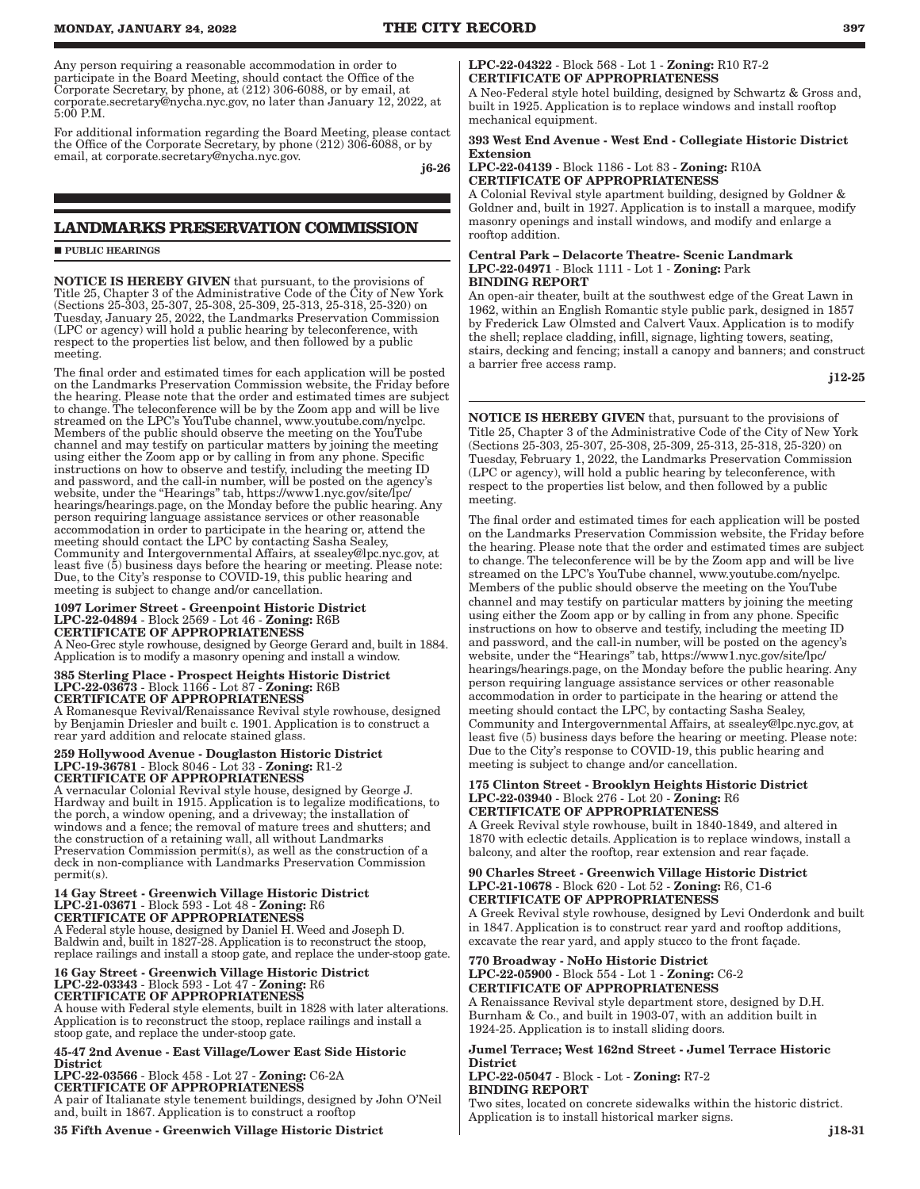Any person requiring a reasonable accommodation in order to participate in the Board Meeting, should contact the Office of the Corporate Secretary, by phone, at (212) 306-6088, or by email, at corporate.secretary@nycha.nyc.gov, no later than January 12, 2022, at 5:00 P.M.

For additional information regarding the Board Meeting, please contact the Office of the Corporate Secretary, by phone (212) 306-6088, or by email, at corporate.secretary@nycha.nyc.gov.

j6-26

## LANDMARKS PRESERVATION COMMISSION

■ **PUBLIC HEARINGS**

**NOTICE IS HEREBY GIVEN** that pursuant, to the provisions of Title 25, Chapter 3 of the Administrative Code of the City of New York (Sections 25-303, 25-307, 25-308, 25-309, 25-313, 25-318, 25-320) on Tuesday, January 25, 2022, the Landmarks Preservation Commission (LPC or agency) will hold a public hearing by teleconference, with respect to the properties list below, and then followed by a public meeting.

The final order and estimated times for each application will be posted on the Landmarks Preservation Commission website, the Friday before the hearing. Please note that the order and estimated times are subject to change. The teleconference will be by the Zoom app and will be live streamed on the LPC's YouTube channel, www.youtube.com/nyclpc. Members of the public should observe the meeting on the YouTube channel and may testify on particular matters by joining the meeting using either the Zoom app or by calling in from any phone. Specific instructions on how to observe and testify, including the meeting ID and password, and the call-in number, will be posted on the agency's website, under the "Hearings" tab, https://www1.nyc.gov/site/lpc/hearings/hearings.page, on the Monday before the public hearing. Any person requiring language assistance services or other reasonable accommodation in order to participate in the hearing or, attend the meeting should contact the LPC by contacting Sasha Sealey, Community and Intergovernmental Affairs, at ssealey@lpc.nyc.gov, at least five (5) business days before the hearing or meeting. Please note: Due, to the City's response to COVID-19, this public hearing and meeting is subject to change and/or cancellation.

**1097 Lorimer Street - Greenpoint Historic District**
**LPC-22-04894** - Block 2569 - Lot 46 - **Zoning:** R6B
**CERTIFICATE OF APPROPRIATENESS**
A Neo-Grec style rowhouse, designed by George Gerard and, built in 1884. Application is to modify a masonry opening and install a window.

**385 Sterling Place - Prospect Heights Historic District**
**LPC-22-03673** - Block 1166 - Lot 87 - **Zoning:** R6B
**CERTIFICATE OF APPROPRIATENESS**
A Romanesque Revival/Renaissance Revival style rowhouse, designed by Benjamin Driesler and built c. 1901. Application is to construct a rear yard addition and relocate stained glass.

**259 Hollywood Avenue - Douglaston Historic District**
**LPC-19-36781** - Block 8046 - Lot 33 - **Zoning:** R1-2
**CERTIFICATE OF APPROPRIATENESS**
A vernacular Colonial Revival style house, designed by George J. Hardway and built in 1915. Application is to legalize modifications, to the porch, a window opening, and a driveway; the installation of windows and a fence; the removal of mature trees and shutters; and the construction of a retaining wall, all without Landmarks Preservation Commission permit(s), as well as the construction of a deck in non-compliance with Landmarks Preservation Commission permit(s).

**14 Gay Street - Greenwich Village Historic District**
**LPC-21-03671** - Block 593 - Lot 48 - **Zoning:** R6
**CERTIFICATE OF APPROPRIATENESS**
A Federal style house, designed by Daniel H. Weed and Joseph D. Baldwin and, built in 1827-28. Application is to reconstruct the stoop, replace railings and install a stoop gate, and replace the under-stoop gate.

**16 Gay Street - Greenwich Village Historic District**
**LPC-22-03343** - Block 593 - Lot 47 - **Zoning:** R6
**CERTIFICATE OF APPROPRIATENESS**
A house with Federal style elements, built in 1828 with later alterations. Application is to reconstruct the stoop, replace railings and install a stoop gate, and replace the under-stoop gate.

**45-47 2nd Avenue - East Village/Lower East Side Historic District**
**LPC-22-03566** - Block 458 - Lot 27 - **Zoning:** C6-2A
**CERTIFICATE OF APPROPRIATENESS**
A pair of Italianate style tenement buildings, designed by John O'Neil and, built in 1867. Application is to construct a rooftop

**35 Fifth Avenue - Greenwich Village Historic District**
**LPC-22-04322** - Block 568 - Lot 1 - **Zoning:** R10 R7-2
**CERTIFICATE OF APPROPRIATENESS**
A Neo-Federal style hotel building, designed by Schwartz & Gross and, built in 1925. Application is to replace windows and install rooftop mechanical equipment.

**393 West End Avenue - West End - Collegiate Historic District Extension**
**LPC-22-04139** - Block 1186 - Lot 83 - **Zoning:** R10A
**CERTIFICATE OF APPROPRIATENESS**
A Colonial Revival style apartment building, designed by Goldner & Goldner and, built in 1927. Application is to install a marquee, modify masonry openings and install windows, and modify and enlarge a rooftop addition.

**Central Park – Delacorte Theatre- Scenic Landmark**
**LPC-22-04971** - Block 1111 - Lot 1 - **Zoning:** Park
**BINDING REPORT**
An open-air theater, built at the southwest edge of the Great Lawn in 1962, within an English Romantic style public park, designed in 1857 by Frederick Law Olmsted and Calvert Vaux. Application is to modify the shell; replace cladding, infill, signage, lighting towers, seating, stairs, decking and fencing; install a canopy and banners; and construct a barrier free access ramp.

j12-25

**NOTICE IS HEREBY GIVEN** that, pursuant to the provisions of Title 25, Chapter 3 of the Administrative Code of the City of New York (Sections 25-303, 25-307, 25-308, 25-309, 25-313, 25-318, 25-320) on Tuesday, February 1, 2022, the Landmarks Preservation Commission (LPC or agency), will hold a public hearing by teleconference, with respect to the properties list below, and then followed by a public meeting.

The final order and estimated times for each application will be posted on the Landmarks Preservation Commission website, the Friday before the hearing. Please note that the order and estimated times are subject to change. The teleconference will be by the Zoom app and will be live streamed on the LPC's YouTube channel, www.youtube.com/nyclpc. Members of the public should observe the meeting on the YouTube channel and may testify on particular matters by joining the meeting using either the Zoom app or by calling in from any phone. Specific instructions on how to observe and testify, including the meeting ID and password, and the call-in number, will be posted on the agency's website, under the "Hearings" tab, https://www1.nyc.gov/site/lpc/hearings/hearings.page, on the Monday before the public hearing. Any person requiring language assistance services or other reasonable accommodation in order to participate in the hearing or attend the meeting should contact the LPC, by contacting Sasha Sealey, Community and Intergovernmental Affairs, at ssealey@lpc.nyc.gov, at least five (5) business days before the hearing or meeting. Please note: Due to the City's response to COVID-19, this public hearing and meeting is subject to change and/or cancellation.

**175 Clinton Street - Brooklyn Heights Historic District**
**LPC-22-03940** - Block 276 - Lot 20 - **Zoning:** R6
**CERTIFICATE OF APPROPRIATENESS**
A Greek Revival style rowhouse, built in 1840-1849, and altered in 1870 with eclectic details. Application is to replace windows, install a balcony, and alter the rooftop, rear extension and rear façade.

**90 Charles Street - Greenwich Village Historic District**
**LPC-21-10678** - Block 620 - Lot 52 - **Zoning:** R6, C1-6
**CERTIFICATE OF APPROPRIATENESS**
A Greek Revival style rowhouse, designed by Levi Onderdonk and built in 1847. Application is to construct rear yard and rooftop additions, excavate the rear yard, and apply stucco to the front façade.

**770 Broadway - NoHo Historic District**
**LPC-22-05900** - Block 554 - Lot 1 - **Zoning:** C6-2
**CERTIFICATE OF APPROPRIATENESS**
A Renaissance Revival style department store, designed by D.H. Burnham & Co., and built in 1903-07, with an addition built in 1924-25. Application is to install sliding doors.

**Jumel Terrace; West 162nd Street - Jumel Terrace Historic District**
**LPC-22-05047** - Block - Lot - **Zoning:** R7-2
**BINDING REPORT**
Two sites, located on concrete sidewalks within the historic district. Application is to install historical marker signs.

j18-31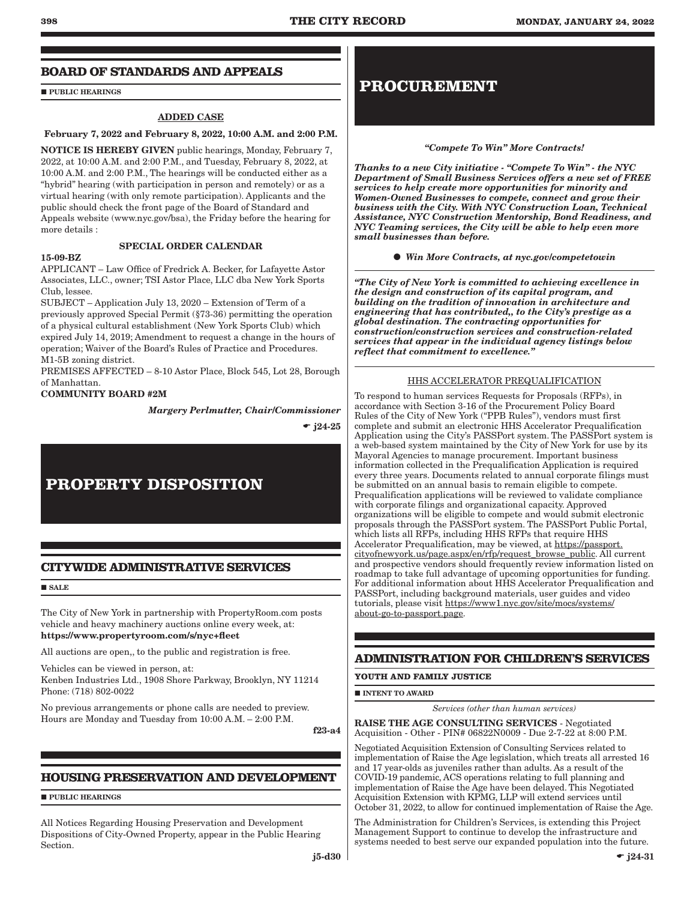## BOARD OF STANDARDS AND APPEALS

■ PUBLIC HEARINGS

ADDED CASE

**February 7, 2022 and February 8, 2022, 10:00 A.M. and 2:00 P.M.**

**NOTICE IS HEREBY GIVEN** public hearings, Monday, February 7, 2022, at 10:00 A.M. and 2:00 P.M., and Tuesday, February 8, 2022, at 10:00 A.M. and 2:00 P.M., The hearings will be conducted either as a "hybrid" hearing (with participation in person and remotely) or as a virtual hearing (with only remote participation). Applicants and the public should check the front page of the Board of Standard and Appeals website (www.nyc.gov/bsa), the Friday before the hearing for more details :

**SPECIAL ORDER CALENDAR**

**15-09-BZ**

APPLICANT – Law Office of Fredrick A. Becker, for Lafayette Astor Associates, LLC., owner; TSI Astor Place, LLC dba New York Sports Club, lessee.

SUBJECT – Application July 13, 2020 – Extension of Term of a previously approved Special Permit (§73-36) permitting the operation of a physical cultural establishment (New York Sports Club) which expired July 14, 2019; Amendment to request a change in the hours of operation; Waiver of the Board's Rules of Practice and Procedures. M1-5B zoning district.

PREMISES AFFECTED – 8-10 Astor Place, Block 545, Lot 28, Borough of Manhattan.

**COMMUNITY BOARD #2M**

*Margery Perlmutter, Chair/Commissioner*

☛ **j24-25**

# PROPERTY DISPOSITION

## CITYWIDE ADMINISTRATIVE SERVICES

■ SALE

The City of New York in partnership with PropertyRoom.com posts vehicle and heavy machinery auctions online every week, at:
**https://www.propertyroom.com/s/nyc+fleet**

All auctions are open,, to the public and registration is free.

Vehicles can be viewed in person, at:
Kenben Industries Ltd., 1908 Shore Parkway, Brooklyn, NY 11214
Phone: (718) 802-0022

No previous arrangements or phone calls are needed to preview. Hours are Monday and Tuesday from 10:00 A.M. – 2:00 P.M.

**f23-a4**

## HOUSING PRESERVATION AND DEVELOPMENT

■ PUBLIC HEARINGS

All Notices Regarding Housing Preservation and Development Dispositions of City-Owned Property, appear in the Public Hearing Section.

**j5-d30**

# PROCUREMENT

***"Compete To Win" More Contracts!***

***Thanks to a new City initiative - "Compete To Win" - the NYC Department of Small Business Services offers a new set of FREE services to help create more opportunities for minority and Women-Owned Businesses to compete, connect and grow their business with the City. With NYC Construction Loan, Technical Assistance, NYC Construction Mentorship, Bond Readiness, and NYC Teaming services, the City will be able to help even more small businesses than before.***

● ***Win More Contracts, at nyc.gov/competetowin***

***"The City of New York is committed to achieving excellence in the design and construction of its capital program, and building on the tradition of innovation in architecture and engineering that has contributed,, to the City's prestige as a global destination. The contracting opportunities for construction/construction services and construction-related services that appear in the individual agency listings below reflect that commitment to excellence."***

HHS ACCELERATOR PREQUALIFICATION

To respond to human services Requests for Proposals (RFPs), in accordance with Section 3-16 of the Procurement Policy Board Rules of the City of New York ("PPB Rules"), vendors must first complete and submit an electronic HHS Accelerator Prequalification Application using the City's PASSPort system. The PASSPort system is a web-based system maintained by the City of New York for use by its Mayoral Agencies to manage procurement. Important business information collected in the Prequalification Application is required every three years. Documents related to annual corporate filings must be submitted on an annual basis to remain eligible to compete. Prequalification applications will be reviewed to validate compliance with corporate filings and organizational capacity. Approved organizations will be eligible to compete and would submit electronic proposals through the PASSPort system. The PASSPort Public Portal, which lists all RFPs, including HHS RFPs that require HHS Accelerator Prequalification, may be viewed, at https://passport.cityofnewyork.us/page.aspx/en/rfp/request_browse_public. All current and prospective vendors should frequently review information listed on roadmap to take full advantage of upcoming opportunities for funding. For additional information about HHS Accelerator Prequalification and PASSPort, including background materials, user guides and video tutorials, please visit https://www1.nyc.gov/site/mocs/systems/about-go-to-passport.page.

## ADMINISTRATION FOR CHILDREN'S SERVICES

**YOUTH AND FAMILY JUSTICE**

■ INTENT TO AWARD

*Services (other than human services)*

**RAISE THE AGE CONSULTING SERVICES** - Negotiated Acquisition - Other - PIN# 06822N0009 - Due 2-7-22 at 8:00 P.M.

Negotiated Acquisition Extension of Consulting Services related to implementation of Raise the Age legislation, which treats all arrested 16 and 17 year-olds as juveniles rather than adults. As a result of the COVID-19 pandemic, ACS operations relating to full planning and implementation of Raise the Age have been delayed. This Negotiated Acquisition Extension with KPMG, LLP will extend services until October 31, 2022, to allow for continued implementation of Raise the Age.

The Administration for Children's Services, is extending this Project Management Support to continue to develop the infrastructure and systems needed to best serve our expanded population into the future.

☛ **j24-31**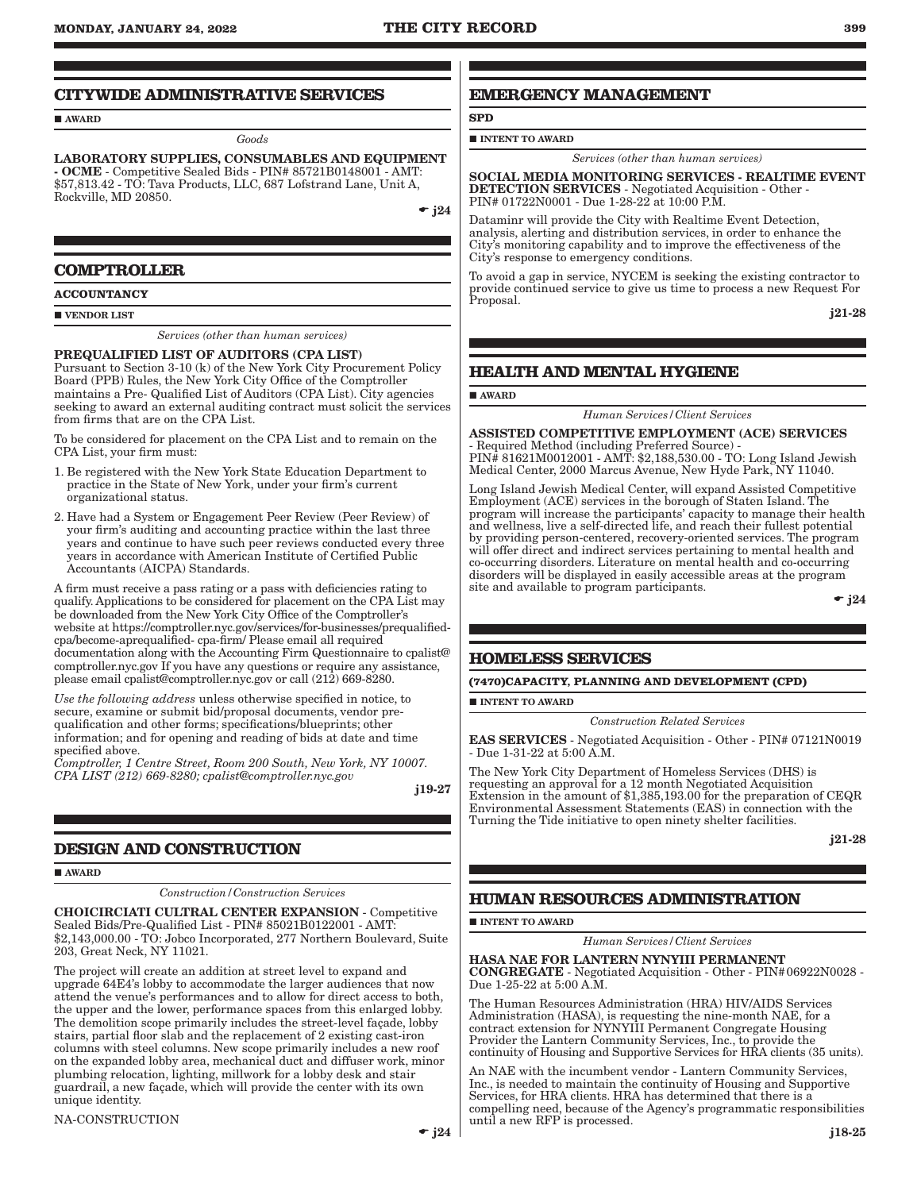## CITYWIDE ADMINISTRATIVE SERVICES

■ AWARD

*Goods*

**LABORATORY SUPPLIES, CONSUMABLES AND EQUIPMENT - OCME** - Competitive Sealed Bids - PIN# 85721B0148001 - AMT: $57,813.42 - TO: Tava Products, LLC, 687 Lofstrand Lane, Unit A, Rockville, MD 20850.

☛ j24

## COMPTROLLER

**ACCOUNTANCY**

■ VENDOR LIST

*Services (other than human services)*

**PREQUALIFIED LIST OF AUDITORS (CPA LIST)**
Pursuant to Section 3-10 (k) of the New York City Procurement Policy Board (PPB) Rules, the New York City Office of the Comptroller maintains a Pre- Qualified List of Auditors (CPA List). City agencies seeking to award an external auditing contract must solicit the services from firms that are on the CPA List.

To be considered for placement on the CPA List and to remain on the CPA List, your firm must:

1. Be registered with the New York State Education Department to practice in the State of New York, under your firm's current organizational status.
2. Have had a System or Engagement Peer Review (Peer Review) of your firm's auditing and accounting practice within the last three years and continue to have such peer reviews conducted every three years in accordance with American Institute of Certified Public Accountants (AICPA) Standards.

A firm must receive a pass rating or a pass with deficiencies rating to qualify. Applications to be considered for placement on the CPA List may be downloaded from the New York City Office of the Comptroller's website at https://comptroller.nyc.gov/services/for-businesses/prequalified-cpa/become-aprequalified- cpa-firm/ Please email all required documentation along with the Accounting Firm Questionnaire to cpalist@ comptroller.nyc.gov If you have any questions or require any assistance, please email cpalist@comptroller.nyc.gov or call (212) 669-8280.

*Use the following address* unless otherwise specified in notice, to secure, examine or submit bid/proposal documents, vendor pre-qualification and other forms; specifications/blueprints; other information; and for opening and reading of bids at date and time specified above.
*Comptroller, 1 Centre Street, Room 200 South, New York, NY 10007. CPA LIST (212) 669-8280; cpalist@comptroller.nyc.gov*

j19-27

## DESIGN AND CONSTRUCTION

■ AWARD

*Construction/Construction Services*

**CHOICIRCIATI CULTRAL CENTER EXPANSION** - Competitive Sealed Bids/Pre-Qualified List - PIN# 85021B0122001 - AMT: $2,143,000.00 - TO: Jobco Incorporated, 277 Northern Boulevard, Suite 203, Great Neck, NY 11021.

The project will create an addition at street level to expand and upgrade 64E4's lobby to accommodate the larger audiences that now attend the venue's performances and to allow for direct access to both, the upper and the lower, performance spaces from this enlarged lobby. The demolition scope primarily includes the street-level façade, lobby stairs, partial floor slab and the replacement of 2 existing cast-iron columns with steel columns. New scope primarily includes a new roof on the expanded lobby area, mechanical duct and diffuser work, minor plumbing relocation, lighting, millwork for a lobby desk and stair guardrail, a new façade, which will provide the center with its own unique identity.

NA-CONSTRUCTION

☛ j24

## EMERGENCY MANAGEMENT

**SPD**

■ INTENT TO AWARD

*Services (other than human services)*

**SOCIAL MEDIA MONITORING SERVICES - REALTIME EVENT DETECTION SERVICES** - Negotiated Acquisition - Other - PIN# 01722N0001 - Due 1-28-22 at 10:00 P.M.

Dataminr will provide the City with Realtime Event Detection, analysis, alerting and distribution services, in order to enhance the City's monitoring capability and to improve the effectiveness of the City's response to emergency conditions.

To avoid a gap in service, NYCEM is seeking the existing contractor to provide continued service to give us time to process a new Request For Proposal.

j21-28

## HEALTH AND MENTAL HYGIENE

■ AWARD

*Human Services/Client Services*

**ASSISTED COMPETITIVE EMPLOYMENT (ACE) SERVICES** - Required Method (including Preferred Source) - PIN# 81621M0012001 - AMT: $2,188,530.00 - TO: Long Island Jewish Medical Center, 2000 Marcus Avenue, New Hyde Park, NY 11040.

Long Island Jewish Medical Center, will expand Assisted Competitive Employment (ACE) services in the borough of Staten Island. The program will increase the participants' capacity to manage their health and wellness, live a self-directed life, and reach their fullest potential by providing person-centered, recovery-oriented services. The program will offer direct and indirect services pertaining to mental health and co-occurring disorders. Literature on mental health and co-occurring disorders will be displayed in easily accessible areas at the program site and available to program participants.

☛ j24

## HOMELESS SERVICES

**(7470)CAPACITY, PLANNING AND DEVELOPMENT (CPD)**

■ INTENT TO AWARD

*Construction Related Services*

**EAS SERVICES** - Negotiated Acquisition - Other - PIN# 07121N0019 - Due 1-31-22 at 5:00 A.M.

The New York City Department of Homeless Services (DHS) is requesting an approval for a 12 month Negotiated Acquisition Extension in the amount of $1,385,193.00 for the preparation of CEQR Environmental Assessment Statements (EAS) in connection with the Turning the Tide initiative to open ninety shelter facilities.

j21-28

## HUMAN RESOURCES ADMINISTRATION

■ INTENT TO AWARD

*Human Services/Client Services*

**HASA NAE FOR LANTERN NYNYIII PERMANENT CONGREGATE** - Negotiated Acquisition - Other - PIN# 06922N0028 - Due 1-25-22 at 5:00 A.M.

The Human Resources Administration (HRA) HIV/AIDS Services Administration (HASA), is requesting the nine-month NAE, for a contract extension for NYNYIII Permanent Congregate Housing Provider the Lantern Community Services, Inc., to provide the continuity of Housing and Supportive Services for HRA clients (35 units).

An NAE with the incumbent vendor - Lantern Community Services, Inc., is needed to maintain the continuity of Housing and Supportive Services, for HRA clients. HRA has determined that there is a compelling need, because of the Agency's programmatic responsibilities until a new RFP is processed.

j18-25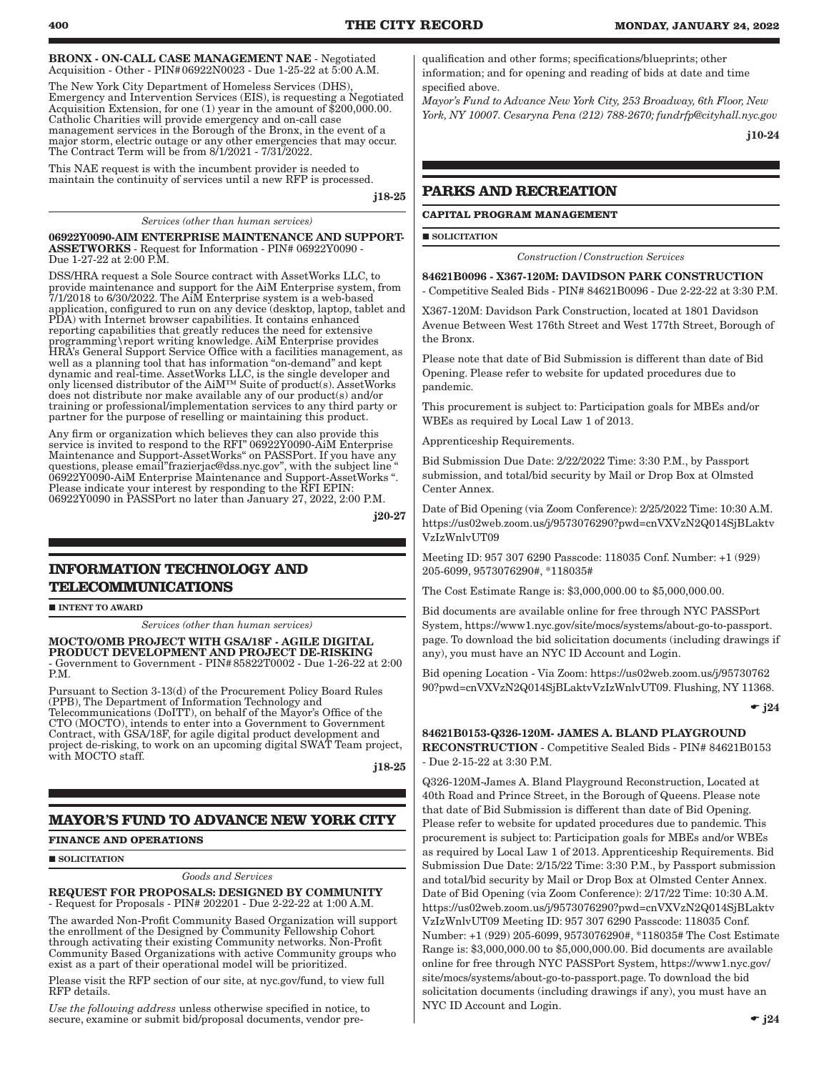**BRONX - ON-CALL CASE MANAGEMENT NAE** - Negotiated Acquisition - Other - PIN# 06922N0023 - Due 1-25-22 at 5:00 A.M.

The New York City Department of Homeless Services (DHS), Emergency and Intervention Services (EIS), is requesting a Negotiated Acquisition Extension, for one (1) year in the amount of $200,000.00. Catholic Charities will provide emergency and on-call case management services in the Borough of the Bronx, in the event of a major storm, electric outage or any other emergencies that may occur. The Contract Term will be from 8/1/2021 - 7/31/2022.

This NAE request is with the incumbent provider is needed to maintain the continuity of services until a new RFP is processed.

j18-25

*Services (other than human services)*

**06922Y0090-AIM ENTERPRISE MAINTENANCE AND SUPPORT-ASSETWORKS** - Request for Information - PIN# 06922Y0090 - Due 1-27-22 at 2:00 P.M.

DSS/HRA request a Sole Source contract with AssetWorks LLC, to provide maintenance and support for the AiM Enterprise system, from 7/1/2018 to 6/30/2022. The AiM Enterprise system is a web-based application, configured to run on any device (desktop, laptop, tablet and PDA) with Internet browser capabilities. It contains enhanced reporting capabilities that greatly reduces the need for extensive programming\report writing knowledge. AiM Enterprise provides HRA's General Support Service Office with a facilities management, as well as a planning tool that has information "on-demand" and kept dynamic and real-time. AssetWorks LLC, is the single developer and only licensed distributor of the AiM™ Suite of product(s). AssetWorks does not distribute nor make available any of our product(s) and/or training or professional/implementation services to any third party or partner for the purpose of reselling or maintaining this product.

Any firm or organization which believes they can also provide this service is invited to respond to the RFI" 06922Y0090-AiM Enterprise Maintenance and Support-AssetWorks" on PASSPort. If you have any questions, please email"frazierjac@dss.nyc.gov", with the subject line " 06922Y0090-AiM Enterprise Maintenance and Support-AssetWorks ". Please indicate your interest by responding to the RFI EPIN: 06922Y0090 in PASSPort no later than January 27, 2022, 2:00 P.M.

j20-27

## INFORMATION TECHNOLOGY AND TELECOMMUNICATIONS

■ **INTENT TO AWARD**

*Services (other than human services)*

**MOCTO/OMB PROJECT WITH GSA/18F - AGILE DIGITAL PRODUCT DEVELOPMENT AND PROJECT DE-RISKING** - Government to Government - PIN# 85822T0002 - Due 1-26-22 at 2:00 P.M.

Pursuant to Section 3-13(d) of the Procurement Policy Board Rules (PPB), The Department of Information Technology and Telecommunications (DoITT), on behalf of the Mayor's Office of the CTO (MOCTO), intends to enter into a Government to Government Contract, with GSA/18F, for agile digital product development and project de-risking, to work on an upcoming digital SWAT Team project, with MOCTO staff.

j18-25

## MAYOR'S FUND TO ADVANCE NEW YORK CITY

**FINANCE AND OPERATIONS**

■ **SOLICITATION**

*Goods and Services*

**REQUEST FOR PROPOSALS: DESIGNED BY COMMUNITY** - Request for Proposals - PIN# 202201 - Due 2-22-22 at 1:00 A.M.

The awarded Non-Profit Community Based Organization will support the enrollment of the Designed by Community Fellowship Cohort through activating their existing Community networks. Non-Profit Community Based Organizations with active Community groups who exist as a part of their operational model will be prioritized.

Please visit the RFP section of our site, at nyc.gov/fund, to view full RFP details.

*Use the following address* unless otherwise specified in notice, to secure, examine or submit bid/proposal documents, vendor pre-qualification and other forms; specifications/blueprints; other information; and for opening and reading of bids at date and time specified above.

*Mayor's Fund to Advance New York City, 253 Broadway, 6th Floor, New York, NY 10007. Cesaryna Pena (212) 788-2670; fundrfp@cityhall.nyc.gov*

j10-24

## PARKS AND RECREATION

**CAPITAL PROGRAM MANAGEMENT**

■ **SOLICITATION**

*Construction/Construction Services*

**84621B0096 - X367-120M: DAVIDSON PARK CONSTRUCTION** - Competitive Sealed Bids - PIN# 84621B0096 - Due 2-22-22 at 3:30 P.M.

X367-120M: Davidson Park Construction, located at 1801 Davidson Avenue Between West 176th Street and West 177th Street, Borough of the Bronx.

Please note that date of Bid Submission is different than date of Bid Opening. Please refer to website for updated procedures due to pandemic.

This procurement is subject to: Participation goals for MBEs and/or WBEs as required by Local Law 1 of 2013.

Apprenticeship Requirements.

Bid Submission Due Date: 2/22/2022 Time: 3:30 P.M., by Passport submission, and total/bid security by Mail or Drop Box at Olmsted Center Annex.

Date of Bid Opening (via Zoom Conference): 2/25/2022 Time: 10:30 A.M. https://us02web.zoom.us/j/9573076290?pwd=cnVXVzN2Q014SjBLaktvVzIzWnlvUT09

Meeting ID: 957 307 6290 Passcode: 118035 Conf. Number: +1 (929) 205-6099, 9573076290#, *118035#

The Cost Estimate Range is: $3,000,000.00 to $5,000,000.00.

Bid documents are available online for free through NYC PASSPort System, https://www1.nyc.gov/site/mocs/systems/about-go-to-passport.page. To download the bid solicitation documents (including drawings if any), you must have an NYC ID Account and Login.

Bid opening Location - Via Zoom: https://us02web.zoom.us/j/9573076290?pwd=cnVXVzN2Q014SjBLaktvVzIzWnlvUT09. Flushing, NY 11368.

☛ j24

**84621B0153-Q326-120M- JAMES A. BLAND PLAYGROUND RECONSTRUCTION** - Competitive Sealed Bids - PIN# 84621B0153 - Due 2-15-22 at 3:30 P.M.

Q326-120M-James A. Bland Playground Reconstruction, Located at 40th Road and Prince Street, in the Borough of Queens. Please note that date of Bid Submission is different than date of Bid Opening. Please refer to website for updated procedures due to pandemic. This procurement is subject to: Participation goals for MBEs and/or WBEs as required by Local Law 1 of 2013. Apprenticeship Requirements. Bid Submission Due Date: 2/15/22 Time: 3:30 P.M., by Passport submission and total/bid security by Mail or Drop Box at Olmsted Center Annex. Date of Bid Opening (via Zoom Conference): 2/17/22 Time: 10:30 A.M. https://us02web.zoom.us/j/9573076290?pwd=cnVXVzN2Q014SjBLaktvVzIzWnlvUT09 Meeting ID: 957 307 6290 Passcode: 118035 Conf. Number: +1 (929) 205-6099, 9573076290#, *118035# The Cost Estimate Range is: $3,000,000.00 to $5,000,000.00. Bid documents are available online for free through NYC PASSPort System, https://www1.nyc.gov/site/mocs/systems/about-go-to-passport.page. To download the bid solicitation documents (including drawings if any), you must have an NYC ID Account and Login.

☛ j24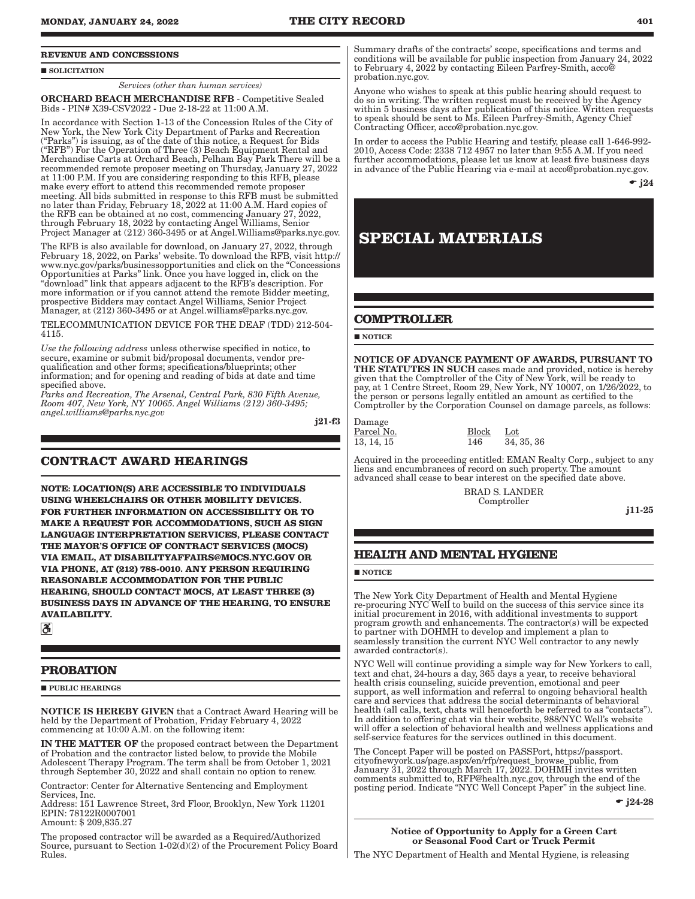### REVENUE AND CONCESSIONS

■ SOLICITATION

*Services (other than human services)*

**ORCHARD BEACH MERCHANDISE RFB** - Competitive Sealed Bids - PIN# X39-CSV2022 - Due 2-18-22 at 11:00 A.M.

In accordance with Section 1-13 of the Concession Rules of the City of New York, the New York City Department of Parks and Recreation ("Parks") is issuing, as of the date of this notice, a Request for Bids ("RFB") For the Operation of Three (3) Beach Equipment Rental and Merchandise Carts at Orchard Beach, Pelham Bay Park There will be a recommended remote proposer meeting on Thursday, January 27, 2022 at 11:00 P.M. If you are considering responding to this RFB, please make every effort to attend this recommended remote proposer meeting. All bids submitted in response to this RFB must be submitted no later than Friday, February 18, 2022 at 11:00 A.M. Hard copies of the RFB can be obtained at no cost, commencing January 27, 2022, through February 18, 2022 by contacting Angel Williams, Senior Project Manager at (212) 360-3495 or at Angel.Williams@parks.nyc.gov.

The RFB is also available for download, on January 27, 2022, through February 18, 2022, on Parks' website. To download the RFB, visit http://www.nyc.gov/parks/businessopportunities and click on the "Concessions Opportunities at Parks" link. Once you have logged in, click on the "download" link that appears adjacent to the RFB's description. For more information or if you cannot attend the remote Bidder meeting, prospective Bidders may contact Angel Williams, Senior Project Manager, at (212) 360-3495 or at Angel.williams@parks.nyc.gov.

TELECOMMUNICATION DEVICE FOR THE DEAF (TDD) 212-504-4115.

*Use the following address* unless otherwise specified in notice, to secure, examine or submit bid/proposal documents, vendor pre-qualification and other forms; specifications/blueprints; other information; and for opening and reading of bids at date and time specified above.
*Parks and Recreation, The Arsenal, Central Park, 830 Fifth Avenue, Room 407, New York, NY 10065. Angel Williams (212) 360-3495; angel.williams@parks.nyc.gov*

**j21-f3**

## CONTRACT AWARD HEARINGS

**NOTE: LOCATION(S) ARE ACCESSIBLE TO INDIVIDUALS USING WHEELCHAIRS OR OTHER MOBILITY DEVICES. FOR FURTHER INFORMATION ON ACCESSIBILITY OR TO MAKE A REQUEST FOR ACCOMMODATIONS, SUCH AS SIGN LANGUAGE INTERPRETATION SERVICES, PLEASE CONTACT THE MAYOR'S OFFICE OF CONTRACT SERVICES (MOCS) VIA EMAIL, AT DISABILITYAFFAIRS@MOCS.NYC.GOV OR VIA PHONE, AT (212) 788-0010. ANY PERSON REQUIRING REASONABLE ACCOMMODATION FOR THE PUBLIC HEARING, SHOULD CONTACT MOCS, AT LEAST THREE (3) BUSINESS DAYS IN ADVANCE OF THE HEARING, TO ENSURE AVAILABILITY.**

### PROBATION

■ PUBLIC HEARINGS

**NOTICE IS HEREBY GIVEN** that a Contract Award Hearing will be held by the Department of Probation, Friday February 4, 2022 commencing at 10:00 A.M. on the following item:

**IN THE MATTER OF** the proposed contract between the Department of Probation and the contractor listed below, to provide the Mobile Adolescent Therapy Program. The term shall be from October 1, 2021 through September 30, 2022 and shall contain no option to renew.

Contractor: Center for Alternative Sentencing and Employment Services, Inc.
Address: 151 Lawrence Street, 3rd Floor, Brooklyn, New York 11201
EPIN: 78122R0007001
Amount: $ 209,835.27

The proposed contractor will be awarded as a Required/Authorized Source, pursuant to Section 1-02(d)(2) of the Procurement Policy Board Rules.

Summary drafts of the contracts' scope, specifications and terms and conditions will be available for public inspection from January 24, 2022 to February 4, 2022 by contacting Eileen Parfrey-Smith, acco@probation.nyc.gov.

Anyone who wishes to speak at this public hearing should request to do so in writing. The written request must be received by the Agency within 5 business days after publication of this notice. Written requests to speak should be sent to Ms. Eileen Parfrey-Smith, Agency Chief Contracting Officer, acco@probation.nyc.gov.

In order to access the Public Hearing and testify, please call 1-646-992-2010, Access Code: 2338 712 4957 no later than 9:55 A.M. If you need further accommodations, please let us know at least five business days in advance of the Public Hearing via e-mail at acco@probation.nyc.gov.

☛ **j24**

## SPECIAL MATERIALS

### COMPTROLLER

■ NOTICE

**NOTICE OF ADVANCE PAYMENT OF AWARDS, PURSUANT TO THE STATUTES IN SUCH** cases made and provided, notice is hereby given that the Comptroller of the City of New York, will be ready to pay, at 1 Centre Street, Room 29, New York, NY 10007, on 1/26/2022, to the person or persons legally entitled an amount as certified to the Comptroller by the Corporation Counsel on damage parcels, as follows:

| Damage Parcel No. | Block | Lot |
|---|---|---|
| 13, 14, 15 | 146 | 34, 35, 36 |

Acquired in the proceeding entitled: EMAN Realty Corp., subject to any liens and encumbrances of record on such property. The amount advanced shall cease to bear interest on the specified date above.

BRAD S. LANDER
Comptroller

**j11-25**

### HEALTH AND MENTAL HYGIENE

■ NOTICE

The New York City Department of Health and Mental Hygiene re-procuring NYC Well to build on the success of this service since its initial procurement in 2016, with additional investments to support program growth and enhancements. The contractor(s) will be expected to partner with DOHMH to develop and implement a plan to seamlessly transition the current NYC Well contractor to any newly awarded contractor(s).

NYC Well will continue providing a simple way for New Yorkers to call, text and chat, 24-hours a day, 365 days a year, to receive behavioral health crisis counseling, suicide prevention, emotional and peer support, as well information and referral to ongoing behavioral health care and services that address the social determinants of behavioral health (all calls, text, chats will henceforth be referred to as "contacts"). In addition to offering chat via their website, 988/NYC Well's website will offer a selection of behavioral health and wellness applications and self-service features for the services outlined in this document.

The Concept Paper will be posted on PASSPort, https://passport.cityofnewyork.us/page.aspx/en/rfp/request_browse_public, from January 31, 2022 through March 17, 2022. DOHMH invites written comments submitted to, RFP@health.nyc.gov, through the end of the posting period. Indicate "NYC Well Concept Paper" in the subject line.

☛ **j24-28**

**Notice of Opportunity to Apply for a Green Cart or Seasonal Food Cart or Truck Permit**

The NYC Department of Health and Mental Hygiene, is releasing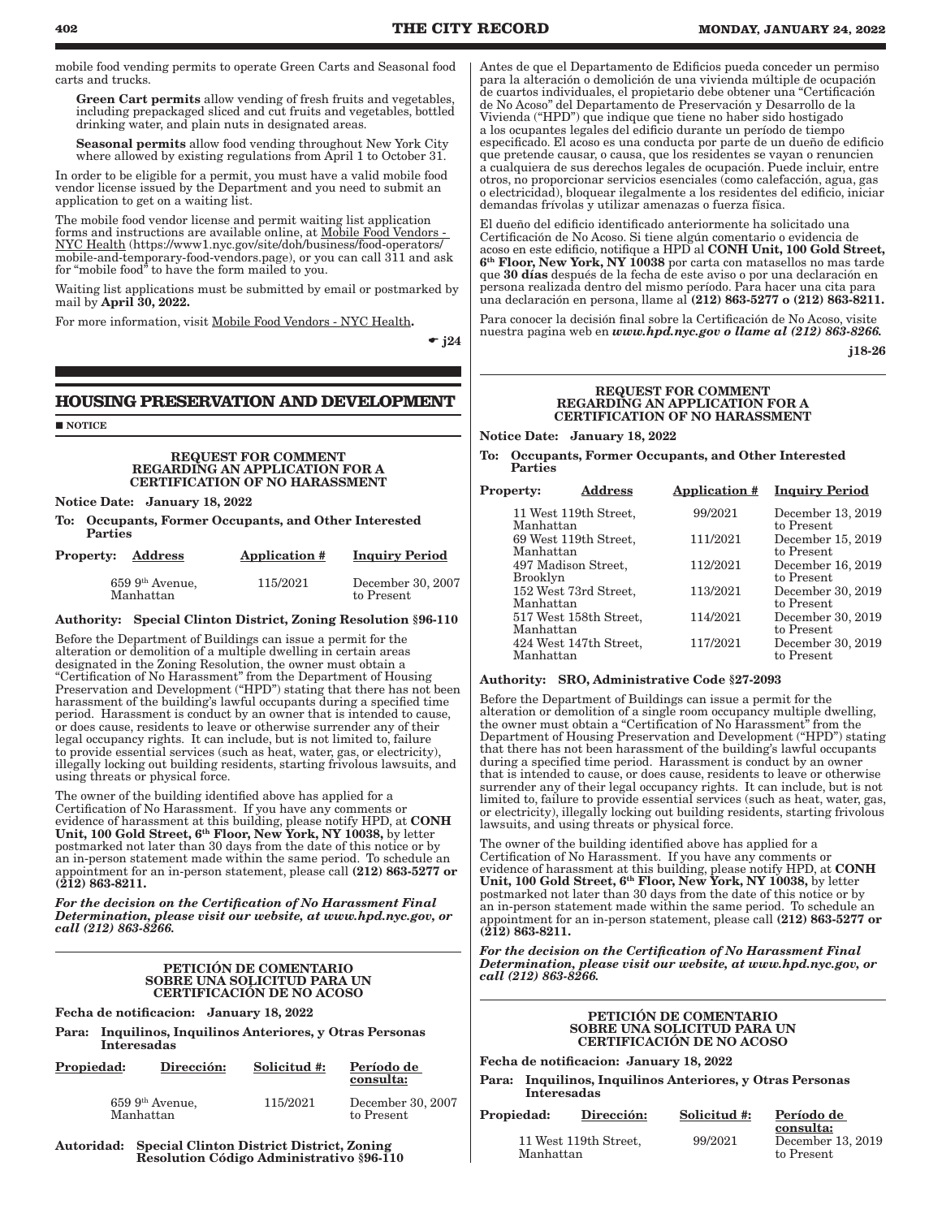mobile food vending permits to operate Green Carts and Seasonal food carts and trucks.

**Green Cart permits** allow vending of fresh fruits and vegetables, including prepackaged sliced and cut fruits and vegetables, bottled drinking water, and plain nuts in designated areas.

**Seasonal permits** allow food vending throughout New York City where allowed by existing regulations from April 1 to October 31.

In order to be eligible for a permit, you must have a valid mobile food vendor license issued by the Department and you need to submit an application to get on a waiting list.

The mobile food vendor license and permit waiting list application forms and instructions are available online, at Mobile Food Vendors - NYC Health (https://www1.nyc.gov/site/doh/business/food-operators/mobile-and-temporary-food-vendors.page), or you can call 311 and ask for "mobile food" to have the form mailed to you.

Waiting list applications must be submitted by email or postmarked by mail by **April 30, 2022.**

For more information, visit Mobile Food Vendors - NYC Health**.**

☛ j24

## HOUSING PRESERVATION AND DEVELOPMENT

■ NOTICE

**REQUEST FOR COMMENT REGARDING AN APPLICATION FOR A CERTIFICATION OF NO HARASSMENT**

**Notice Date: January 18, 2022**

**To: Occupants, Former Occupants, and Other Interested Parties**

| Property: Address | Application # | Inquiry Period |
|---|---|---|
| 659 9th Avenue, Manhattan | 115/2021 | December 30, 2007 to Present |

**Authority: Special Clinton District, Zoning Resolution §96-110**

Before the Department of Buildings can issue a permit for the alteration or demolition of a multiple dwelling in certain areas designated in the Zoning Resolution, the owner must obtain a "Certification of No Harassment" from the Department of Housing Preservation and Development ("HPD") stating that there has not been harassment of the building's lawful occupants during a specified time period. Harassment is conduct by an owner that is intended to cause, or does cause, residents to leave or otherwise surrender any of their legal occupancy rights. It can include, but is not limited to, failure to provide essential services (such as heat, water, gas, or electricity), illegally locking out building residents, starting frivolous lawsuits, and using threats or physical force.

The owner of the building identified above has applied for a Certification of No Harassment. If you have any comments or evidence of harassment at this building, please notify HPD, at **CONH Unit, 100 Gold Street, 6th Floor, New York, NY 10038,** by letter postmarked not later than 30 days from the date of this notice or by an in-person statement made within the same period. To schedule an appointment for an in-person statement, please call **(212) 863-5277 or (212) 863-8211.**

***For the decision on the Certification of No Harassment Final Determination, please visit our website, at www.hpd.nyc.gov, or call (212) 863-8266.***

**PETICIÓN DE COMENTARIO SOBRE UNA SOLICITUD PARA UN CERTIFICACIÓN DE NO ACOSO**

**Fecha de notificacion: January 18, 2022**

**Para: Inquilinos, Inquilinos Anteriores, y Otras Personas Interesadas**

| Propiedad: Dirección: | Solicitud #: | Período de consulta: |
|---|---|---|
| 659 9th Avenue, Manhattan | 115/2021 | December 30, 2007 to Present |

**Autoridad: Special Clinton District District, Zoning Resolution Código Administrativo §96-110**

Antes de que el Departamento de Edificios pueda conceder un permiso para la alteración o demolición de una vivienda múltiple de ocupación de cuartos individuales, el propietario debe obtener una "Certificación de No Acoso" del Departamento de Preservación y Desarrollo de la Vivienda ("HPD") que indique que tiene no haber sido hostigado a los ocupantes legales del edificio durante un período de tiempo especificado. El acoso es una conducta por parte de un dueño de edificio que pretende causar, o causa, que los residentes se vayan o renuncien a cualquiera de sus derechos legales de ocupación. Puede incluir, entre otros, no proporcionar servicios esenciales (como calefacción, agua, gas o electricidad), bloquear ilegalmente a los residentes del edificio, iniciar demandas frívolas y utilizar amenazas o fuerza física.

El dueño del edificio identificado anteriormente ha solicitado una Certificación de No Acoso. Si tiene algún comentario o evidencia de acoso en este edificio, notifique a HPD al **CONH Unit, 100 Gold Street, 6th Floor, New York, NY 10038** por carta con matasellos no mas tarde que **30 días** después de la fecha de este aviso o por una declaración en persona realizada dentro del mismo período. Para hacer una cita para una declaración en persona, llame al **(212) 863-5277 o (212) 863-8211.**

Para conocer la decisión final sobre la Certificación de No Acoso, visite nuestra pagina web en ***www.hpd.nyc.gov o llame al (212) 863-8266.***

j18-26

**REQUEST FOR COMMENT REGARDING AN APPLICATION FOR A CERTIFICATION OF NO HARASSMENT**

**Notice Date: January 18, 2022**

**To: Occupants, Former Occupants, and Other Interested Parties**

| Property: Address | Application # | Inquiry Period |
|---|---|---|
| 11 West 119th Street, Manhattan | 99/2021 | December 13, 2019 to Present |
| 69 West 119th Street, Manhattan | 111/2021 | December 15, 2019 to Present |
| 497 Madison Street, Brooklyn | 112/2021 | December 16, 2019 to Present |
| 152 West 73rd Street, Manhattan | 113/2021 | December 30, 2019 to Present |
| 517 West 158th Street, Manhattan | 114/2021 | December 30, 2019 to Present |
| 424 West 147th Street, Manhattan | 117/2021 | December 30, 2019 to Present |

**Authority: SRO, Administrative Code §27-2093**

Before the Department of Buildings can issue a permit for the alteration or demolition of a single room occupancy multiple dwelling, the owner must obtain a "Certification of No Harassment" from the Department of Housing Preservation and Development ("HPD") stating that there has not been harassment of the building's lawful occupants during a specified time period. Harassment is conduct by an owner that is intended to cause, or does cause, residents to leave or otherwise surrender any of their legal occupancy rights. It can include, but is not limited to, failure to provide essential services (such as heat, water, gas, or electricity), illegally locking out building residents, starting frivolous lawsuits, and using threats or physical force.

The owner of the building identified above has applied for a Certification of No Harassment. If you have any comments or evidence of harassment at this building, please notify HPD, at **CONH Unit, 100 Gold Street, 6th Floor, New York, NY 10038,** by letter postmarked not later than 30 days from the date of this notice or by an in-person statement made within the same period. To schedule an appointment for an in-person statement, please call **(212) 863-5277 or (212) 863-8211.**

***For the decision on the Certification of No Harassment Final Determination, please visit our website, at www.hpd.nyc.gov, or call (212) 863-8266.***

**PETICIÓN DE COMENTARIO SOBRE UNA SOLICITUD PARA UN CERTIFICACIÓN DE NO ACOSO**

**Fecha de notificacion: January 18, 2022**

**Para: Inquilinos, Inquilinos Anteriores, y Otras Personas Interesadas**

| Propiedad: Dirección: | Solicitud #: | Período de consulta: |
|---|---|---|
| 11 West 119th Street, Manhattan | 99/2021 | December 13, 2019 to Present |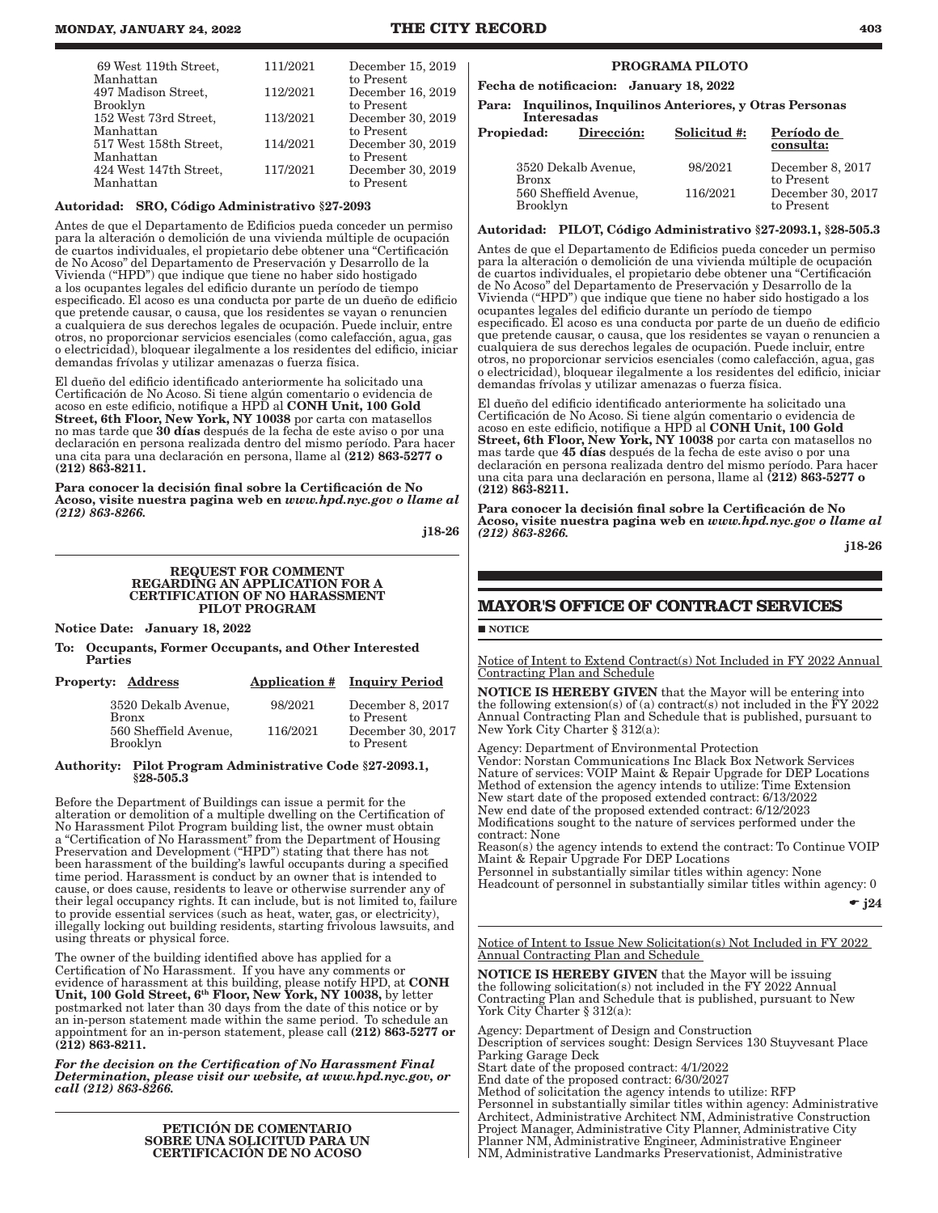| | | |
|---|---|---|
| 69 West 119th Street, Manhattan | 111/2021 | December 15, 2019 to Present |
| 497 Madison Street, Brooklyn | 112/2021 | December 16, 2019 to Present |
| 152 West 73rd Street, Manhattan | 113/2021 | December 30, 2019 to Present |
| 517 West 158th Street, Manhattan | 114/2021 | December 30, 2019 to Present |
| 424 West 147th Street, Manhattan | 117/2021 | December 30, 2019 to Present |

**Autoridad: SRO, Código Administrativo §27-2093**

Antes de que el Departamento de Edificios pueda conceder un permiso para la alteración o demolición de una vivienda múltiple de ocupación de cuartos individuales, el propietario debe obtener una "Certificación de No Acoso" del Departamento de Preservación y Desarrollo de la Vivienda ("HPD") que indique que tiene no haber sido hostigado a los ocupantes legales del edificio durante un período de tiempo especificado. El acoso es una conducta por parte de un dueño de edificio que pretende causar, o causa, que los residentes se vayan o renuncien a cualquiera de sus derechos legales de ocupación. Puede incluir, entre otros, no proporcionar servicios esenciales (como calefacción, agua, gas o electricidad), bloquear ilegalmente a los residentes del edificio, iniciar demandas frívolas y utilizar amenazas o fuerza física.

El dueño del edificio identificado anteriormente ha solicitado una Certificación de No Acoso. Si tiene algún comentario o evidencia de acoso en este edificio, notifique a HPD al **CONH Unit, 100 Gold Street, 6th Floor, New York, NY 10038** por carta con matasellos no mas tarde que **30 días** después de la fecha de este aviso o por una declaración en persona realizada dentro del mismo período. Para hacer una cita para una declaración en persona, llame al **(212) 863-5277 o (212) 863-8211.**

**Para conocer la decisión final sobre la Certificación de No Acoso, visite nuestra pagina web en *www.hpd.nyc.gov o llame al (212) 863-8266.***

j18-26

**REQUEST FOR COMMENT REGARDING AN APPLICATION FOR A CERTIFICATION OF NO HARASSMENT PILOT PROGRAM**

**Notice Date: January 18, 2022**

**To: Occupants, Former Occupants, and Other Interested Parties**

| Property: Address | Application # | Inquiry Period |
|---|---|---|
| 3520 Dekalb Avenue, Bronx | 98/2021 | December 8, 2017 to Present |
| 560 Sheffield Avenue, Brooklyn | 116/2021 | December 30, 2017 to Present |

**Authority: Pilot Program Administrative Code §27-2093.1, §28-505.3**

Before the Department of Buildings can issue a permit for the alteration or demolition of a multiple dwelling on the Certification of No Harassment Pilot Program building list, the owner must obtain a "Certification of No Harassment" from the Department of Housing Preservation and Development ("HPD") stating that there has not been harassment of the building's lawful occupants during a specified time period. Harassment is conduct by an owner that is intended to cause, or does cause, residents to leave or otherwise surrender any of their legal occupancy rights. It can include, but is not limited to, failure to provide essential services (such as heat, water, gas, or electricity), illegally locking out building residents, starting frivolous lawsuits, and using threats or physical force.

The owner of the building identified above has applied for a Certification of No Harassment. If you have any comments or evidence of harassment at this building, please notify HPD, at **CONH Unit, 100 Gold Street, 6th Floor, New York, NY 10038,** by letter postmarked not later than 30 days from the date of this notice or by an in-person statement made within the same period. To schedule an appointment for an in-person statement, please call **(212) 863-5277 or (212) 863-8211.**

***For the decision on the Certification of No Harassment Final Determination, please visit our website, at www.hpd.nyc.gov, or call (212) 863-8266.***

**PETICIÓN DE COMENTARIO SOBRE UNA SOLICITUD PARA UN CERTIFICACIÓN DE NO ACOSO**

**PROGRAMA PILOTO**

**Fecha de notificacion: January 18, 2022**

**Para: Inquilinos, Inquilinos Anteriores, y Otras Personas Interesadas**

| Propiedad: Dirección: | Solicitud #: | Período de consulta: |
|---|---|---|
| 3520 Dekalb Avenue, Bronx | 98/2021 | December 8, 2017 to Present |
| 560 Sheffield Avenue, Brooklyn | 116/2021 | December 30, 2017 to Present |

**Autoridad: PILOT, Código Administrativo §27-2093.1, §28-505.3**

Antes de que el Departamento de Edificios pueda conceder un permiso para la alteración o demolición de una vivienda múltiple de ocupación de cuartos individuales, el propietario debe obtener una "Certificación de No Acoso" del Departamento de Preservación y Desarrollo de la Vivienda ("HPD") que indique que tiene no haber sido hostigado a los ocupantes legales del edificio durante un período de tiempo especificado. El acoso es una conducta por parte de un dueño de edificio que pretende causar, o causa, que los residentes se vayan o renuncien a cualquiera de sus derechos legales de ocupación. Puede incluir, entre otros, no proporcionar servicios esenciales (como calefacción, agua, gas o electricidad), bloquear ilegalmente a los residentes del edificio, iniciar demandas frívolas y utilizar amenazas o fuerza física.

El dueño del edificio identificado anteriormente ha solicitado una Certificación de No Acoso. Si tiene algún comentario o evidencia de acoso en este edificio, notifique a HPD al **CONH Unit, 100 Gold Street, 6th Floor, New York, NY 10038** por carta con matasellos no mas tarde que **45 días** después de la fecha de este aviso o por una declaración en persona realizada dentro del mismo período. Para hacer una cita para una declaración en persona, llame al **(212) 863-5277 o (212) 863-8211.**

**Para conocer la decisión final sobre la Certificación de No Acoso, visite nuestra pagina web en *www.hpd.nyc.gov o llame al (212) 863-8266.***

j18-26

## MAYOR'S OFFICE OF CONTRACT SERVICES

■ **NOTICE**

Notice of Intent to Extend Contract(s) Not Included in FY 2022 Annual Contracting Plan and Schedule

**NOTICE IS HEREBY GIVEN** that the Mayor will be entering into the following extension(s) of (a) contract(s) not included in the FY 2022 Annual Contracting Plan and Schedule that is published, pursuant to New York City Charter § 312(a):

Agency: Department of Environmental Protection
Vendor: Norstan Communications Inc Black Box Network Services
Nature of services: VOIP Maint & Repair Upgrade for DEP Locations
Method of extension the agency intends to utilize: Time Extension
New start date of the proposed extended contract: 6/13/2022
New end date of the proposed extended contract: 6/12/2023
Modifications sought to the nature of services performed under the contract: None
Reason(s) the agency intends to extend the contract: To Continue VOIP Maint & Repair Upgrade For DEP Locations
Personnel in substantially similar titles within agency: None
Headcount of personnel in substantially similar titles within agency: 0

☛ j24

Notice of Intent to Issue New Solicitation(s) Not Included in FY 2022 Annual Contracting Plan and Schedule

**NOTICE IS HEREBY GIVEN** that the Mayor will be issuing the following solicitation(s) not included in the FY 2022 Annual Contracting Plan and Schedule that is published, pursuant to New York City Charter § 312(a):

Agency: Department of Design and Construction
Description of services sought: Design Services 130 Stuyvesant Place Parking Garage Deck
Start date of the proposed contract: 4/1/2022
End date of the proposed contract: 6/30/2027
Method of solicitation the agency intends to utilize: RFP
Personnel in substantially similar titles within agency: Administrative Architect, Administrative Architect NM, Administrative Construction Project Manager, Administrative City Planner, Administrative City Planner NM, Administrative Engineer, Administrative Engineer NM, Administrative Landmarks Preservationist, Administrative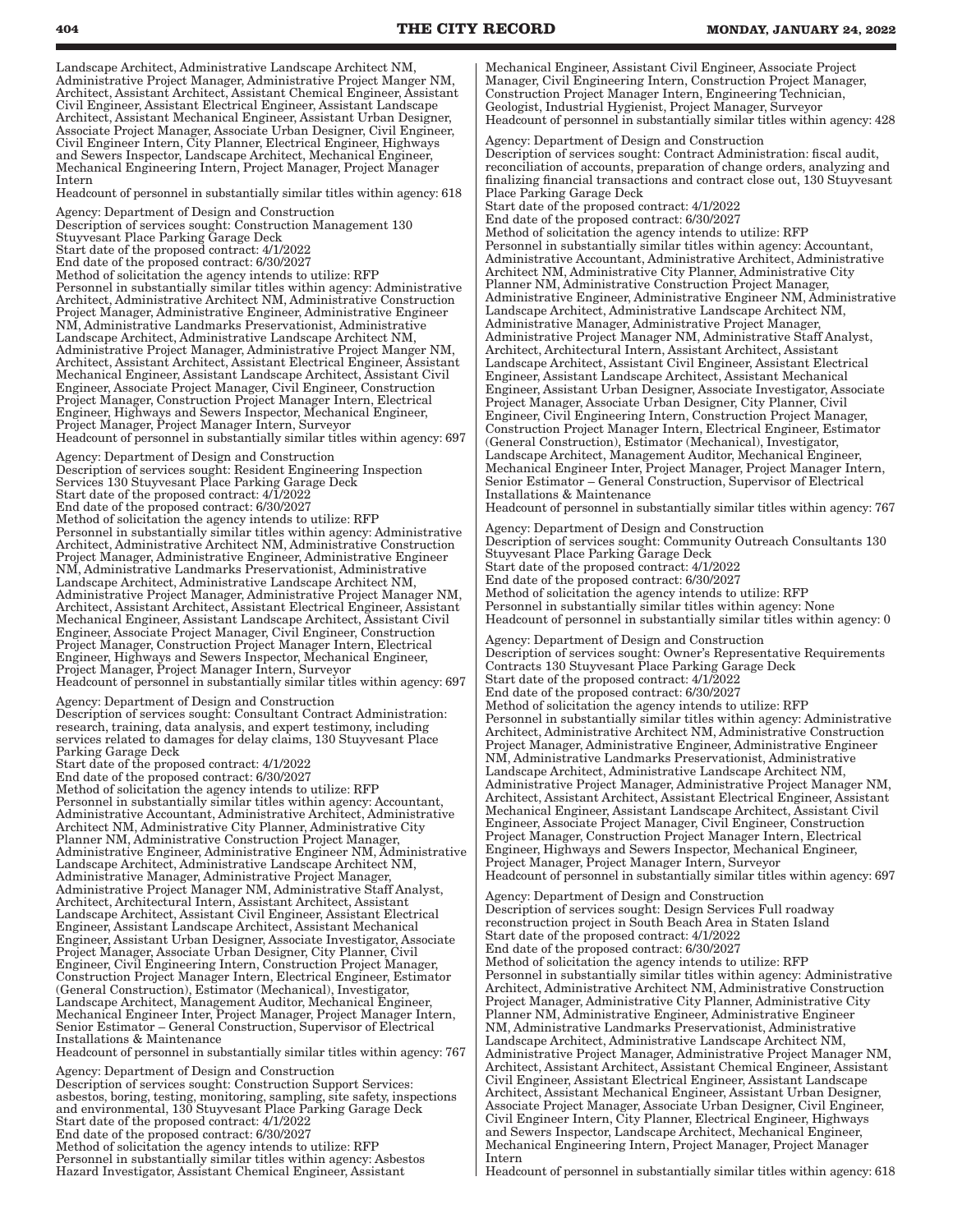Landscape Architect, Administrative Landscape Architect NM, Administrative Project Manager, Administrative Project Manger NM, Architect, Assistant Architect, Assistant Chemical Engineer, Assistant Civil Engineer, Assistant Electrical Engineer, Assistant Landscape Architect, Assistant Mechanical Engineer, Assistant Urban Designer, Associate Project Manager, Associate Urban Designer, Civil Engineer, Civil Engineer Intern, City Planner, Electrical Engineer, Highways and Sewers Inspector, Landscape Architect, Mechanical Engineer, Mechanical Engineering Intern, Project Manager, Project Manager Intern
Headcount of personnel in substantially similar titles within agency: 618

Agency: Department of Design and Construction
Description of services sought: Construction Management 130 Stuyvesant Place Parking Garage Deck
Start date of the proposed contract: 4/1/2022
End date of the proposed contract: 6/30/2027
Method of solicitation the agency intends to utilize: RFP
Personnel in substantially similar titles within agency: Administrative Architect, Administrative Architect NM, Administrative Construction Project Manager, Administrative Engineer, Administrative Engineer NM, Administrative Landmarks Preservationist, Administrative Landscape Architect, Administrative Landscape Architect NM, Administrative Project Manager, Administrative Project Manger NM, Architect, Assistant Architect, Assistant Electrical Engineer, Assistant Mechanical Engineer, Assistant Landscape Architect, Assistant Civil Engineer, Associate Project Manager, Civil Engineer, Construction Project Manager, Construction Project Manager Intern, Electrical Engineer, Highways and Sewers Inspector, Mechanical Engineer, Project Manager, Project Manager Intern, Surveyor
Headcount of personnel in substantially similar titles within agency: 697

Agency: Department of Design and Construction
Description of services sought: Resident Engineering Inspection Services 130 Stuyvesant Place Parking Garage Deck
Start date of the proposed contract: 4/1/2022
End date of the proposed contract: 6/30/2027
Method of solicitation the agency intends to utilize: RFP
Personnel in substantially similar titles within agency: Administrative Architect, Administrative Architect NM, Administrative Construction Project Manager, Administrative Engineer, Administrative Engineer NM, Administrative Landmarks Preservationist, Administrative Landscape Architect, Administrative Landscape Architect NM, Administrative Project Manager, Administrative Project Manager NM, Architect, Assistant Architect, Assistant Electrical Engineer, Assistant Mechanical Engineer, Assistant Landscape Architect, Assistant Civil Engineer, Associate Project Manager, Civil Engineer, Construction Project Manager, Construction Project Manager Intern, Electrical Engineer, Highways and Sewers Inspector, Mechanical Engineer, Project Manager, Project Manager Intern, Surveyor
Headcount of personnel in substantially similar titles within agency: 697

Agency: Department of Design and Construction
Description of services sought: Consultant Contract Administration: research, training, data analysis, and expert testimony, including services related to damages for delay claims, 130 Stuyvesant Place Parking Garage Deck
Start date of the proposed contract: 4/1/2022
End date of the proposed contract: 6/30/2027
Method of solicitation the agency intends to utilize: RFP
Personnel in substantially similar titles within agency: Accountant, Administrative Accountant, Administrative Architect, Administrative Architect NM, Administrative City Planner, Administrative City Planner NM, Administrative Construction Project Manager, Administrative Engineer, Administrative Engineer NM, Administrative Landscape Architect, Administrative Landscape Architect NM, Administrative Manager, Administrative Project Manager, Administrative Project Manager NM, Administrative Staff Analyst, Architect, Architectural Intern, Assistant Architect, Assistant Landscape Architect, Assistant Civil Engineer, Assistant Electrical Engineer, Assistant Landscape Architect, Assistant Mechanical Engineer, Assistant Urban Designer, Associate Investigator, Associate Project Manager, Associate Urban Designer, City Planner, Civil Engineer, Civil Engineering Intern, Construction Project Manager, Construction Project Manager Intern, Electrical Engineer, Estimator (General Construction), Estimator (Mechanical), Investigator, Landscape Architect, Management Auditor, Mechanical Engineer, Mechanical Engineer Inter, Project Manager, Project Manager Intern, Senior Estimator – General Construction, Supervisor of Electrical Installations & Maintenance
Headcount of personnel in substantially similar titles within agency: 767

Agency: Department of Design and Construction
Description of services sought: Construction Support Services: asbestos, boring, testing, monitoring, sampling, site safety, inspections and environmental, 130 Stuyvesant Place Parking Garage Deck
Start date of the proposed contract: 4/1/2022
End date of the proposed contract: 6/30/2027
Method of solicitation the agency intends to utilize: RFP
Personnel in substantially similar titles within agency: Asbestos Hazard Investigator, Assistant Chemical Engineer, Assistant Mechanical Engineer, Assistant Civil Engineer, Associate Project Manager, Civil Engineering Intern, Construction Project Manager, Construction Project Manager Intern, Engineering Technician, Geologist, Industrial Hygienist, Project Manager, Surveyor
Headcount of personnel in substantially similar titles within agency: 428

Agency: Department of Design and Construction
Description of services sought: Contract Administration: fiscal audit, reconciliation of accounts, preparation of change orders, analyzing and finalizing financial transactions and contract close out, 130 Stuyvesant Place Parking Garage Deck
Start date of the proposed contract: 4/1/2022
End date of the proposed contract: 6/30/2027
Method of solicitation the agency intends to utilize: RFP
Personnel in substantially similar titles within agency: Accountant, Administrative Accountant, Administrative Architect, Administrative Architect NM, Administrative City Planner, Administrative City Planner NM, Administrative Construction Project Manager, Administrative Engineer, Administrative Engineer NM, Administrative Landscape Architect, Administrative Landscape Architect NM, Administrative Manager, Administrative Project Manager, Administrative Project Manager NM, Administrative Staff Analyst, Architect, Architectural Intern, Assistant Architect, Assistant Landscape Architect, Assistant Civil Engineer, Assistant Electrical Engineer, Assistant Landscape Architect, Assistant Mechanical Engineer, Assistant Urban Designer, Associate Investigator, Associate Project Manager, Associate Urban Designer, City Planner, Civil Engineer, Civil Engineering Intern, Construction Project Manager, Construction Project Manager Intern, Electrical Engineer, Estimator (General Construction), Estimator (Mechanical), Investigator, Landscape Architect, Management Auditor, Mechanical Engineer, Mechanical Engineer Inter, Project Manager, Project Manager Intern, Senior Estimator – General Construction, Supervisor of Electrical Installations & Maintenance
Headcount of personnel in substantially similar titles within agency: 767

Agency: Department of Design and Construction
Description of services sought: Community Outreach Consultants 130 Stuyvesant Place Parking Garage Deck
Start date of the proposed contract: 4/1/2022
End date of the proposed contract: 6/30/2027
Method of solicitation the agency intends to utilize: RFP
Personnel in substantially similar titles within agency: None
Headcount of personnel in substantially similar titles within agency: 0

Agency: Department of Design and Construction
Description of services sought: Owner's Representative Requirements Contracts 130 Stuyvesant Place Parking Garage Deck
Start date of the proposed contract: 4/1/2022
End date of the proposed contract: 6/30/2027
Method of solicitation the agency intends to utilize: RFP
Personnel in substantially similar titles within agency: Administrative Architect, Administrative Architect NM, Administrative Construction Project Manager, Administrative Engineer, Administrative Engineer NM, Administrative Landmarks Preservationist, Administrative Landscape Architect, Administrative Landscape Architect NM, Administrative Project Manager, Administrative Project Manager NM, Architect, Assistant Architect, Assistant Electrical Engineer, Assistant Mechanical Engineer, Assistant Landscape Architect, Assistant Civil Engineer, Associate Project Manager, Civil Engineer, Construction Project Manager, Construction Project Manager Intern, Electrical Engineer, Highways and Sewers Inspector, Mechanical Engineer, Project Manager, Project Manager Intern, Surveyor
Headcount of personnel in substantially similar titles within agency: 697

Agency: Department of Design and Construction
Description of services sought: Design Services Full roadway reconstruction project in South Beach Area in Staten Island
Start date of the proposed contract: 4/1/2022
End date of the proposed contract: 6/30/2027
Method of solicitation the agency intends to utilize: RFP
Personnel in substantially similar titles within agency: Administrative Architect, Administrative Architect NM, Administrative Construction Project Manager, Administrative City Planner, Administrative City Planner NM, Administrative Engineer, Administrative Engineer NM, Administrative Landmarks Preservationist, Administrative Landscape Architect, Administrative Landscape Architect NM, Administrative Project Manager, Administrative Project Manager NM, Architect, Assistant Architect, Assistant Chemical Engineer, Assistant Civil Engineer, Assistant Electrical Engineer, Assistant Landscape Architect, Assistant Mechanical Engineer, Assistant Urban Designer, Associate Project Manager, Associate Urban Designer, Civil Engineer, Civil Engineer Intern, City Planner, Electrical Engineer, Highways and Sewers Inspector, Landscape Architect, Mechanical Engineer, Mechanical Engineering Intern, Project Manager, Project Manager Intern
Headcount of personnel in substantially similar titles within agency: 618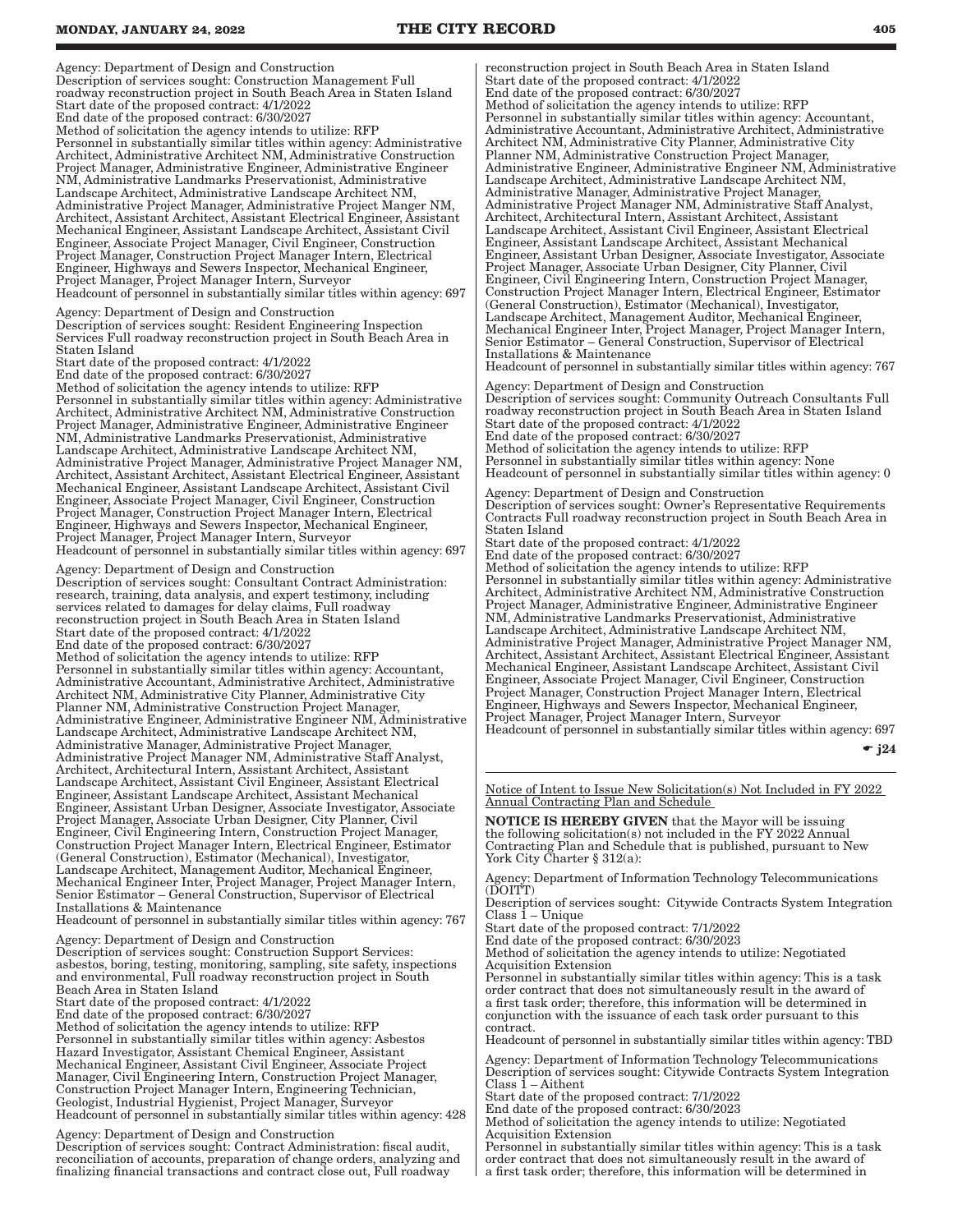Agency: Department of Design and Construction
Description of services sought: Construction Management Full roadway reconstruction project in South Beach Area in Staten Island
Start date of the proposed contract: 4/1/2022
End date of the proposed contract: 6/30/2027
Method of solicitation the agency intends to utilize: RFP
Personnel in substantially similar titles within agency: Administrative Architect, Administrative Architect NM, Administrative Construction Project Manager, Administrative Engineer, Administrative Engineer NM, Administrative Landmarks Preservationist, Administrative Landscape Architect, Administrative Landscape Architect NM, Administrative Project Manager, Administrative Project Manger NM, Architect, Assistant Architect, Assistant Electrical Engineer, Assistant Mechanical Engineer, Assistant Landscape Architect, Assistant Civil Engineer, Associate Project Manager, Civil Engineer, Construction Project Manager, Construction Project Manager Intern, Electrical Engineer, Highways and Sewers Inspector, Mechanical Engineer, Project Manager, Project Manager Intern, Surveyor
Headcount of personnel in substantially similar titles within agency: 697

Agency: Department of Design and Construction
Description of services sought: Resident Engineering Inspection Services Full roadway reconstruction project in South Beach Area in Staten Island
Start date of the proposed contract: 4/1/2022
End date of the proposed contract: 6/30/2027
Method of solicitation the agency intends to utilize: RFP
Personnel in substantially similar titles within agency: Administrative Architect, Administrative Architect NM, Administrative Construction Project Manager, Administrative Engineer, Administrative Engineer NM, Administrative Landmarks Preservationist, Administrative Landscape Architect, Administrative Landscape Architect NM, Administrative Project Manager, Administrative Project Manager NM, Architect, Assistant Architect, Assistant Electrical Engineer, Assistant Mechanical Engineer, Assistant Landscape Architect, Assistant Civil Engineer, Associate Project Manager, Civil Engineer, Construction Project Manager, Construction Project Manager Intern, Electrical Engineer, Highways and Sewers Inspector, Mechanical Engineer, Project Manager, Project Manager Intern, Surveyor
Headcount of personnel in substantially similar titles within agency: 697

Agency: Department of Design and Construction
Description of services sought: Consultant Contract Administration: research, training, data analysis, and expert testimony, including services related to damages for delay claims, Full roadway reconstruction project in South Beach Area in Staten Island
Start date of the proposed contract: 4/1/2022
End date of the proposed contract: 6/30/2027
Method of solicitation the agency intends to utilize: RFP
Personnel in substantially similar titles within agency: Accountant, Administrative Accountant, Administrative Architect, Administrative Architect NM, Administrative City Planner, Administrative City Planner NM, Administrative Construction Project Manager, Administrative Engineer, Administrative Engineer NM, Administrative Landscape Architect, Administrative Landscape Architect NM, Administrative Manager, Administrative Project Manager, Administrative Project Manager NM, Administrative Staff Analyst, Architect, Architectural Intern, Assistant Architect, Assistant Landscape Architect, Assistant Civil Engineer, Assistant Electrical Engineer, Assistant Landscape Architect, Assistant Mechanical Engineer, Assistant Urban Designer, Associate Investigator, Associate Project Manager, Associate Urban Designer, City Planner, Civil Engineer, Civil Engineering Intern, Construction Project Manager, Construction Project Manager Intern, Electrical Engineer, Estimator (General Construction), Estimator (Mechanical), Investigator, Landscape Architect, Management Auditor, Mechanical Engineer, Mechanical Engineer Inter, Project Manager, Project Manager Intern, Senior Estimator – General Construction, Supervisor of Electrical Installations & Maintenance
Headcount of personnel in substantially similar titles within agency: 767

Agency: Department of Design and Construction
Description of services sought: Construction Support Services: asbestos, boring, testing, monitoring, sampling, site safety, inspections and environmental, Full roadway reconstruction project in South Beach Area in Staten Island
Start date of the proposed contract: 4/1/2022
End date of the proposed contract: 6/30/2027
Method of solicitation the agency intends to utilize: RFP
Personnel in substantially similar titles within agency: Asbestos Hazard Investigator, Assistant Chemical Engineer, Assistant Mechanical Engineer, Assistant Civil Engineer, Associate Project Manager, Civil Engineering Intern, Construction Project Manager, Construction Project Manager Intern, Engineering Technician, Geologist, Industrial Hygienist, Project Manager, Surveyor
Headcount of personnel in substantially similar titles within agency: 428

Agency: Department of Design and Construction
Description of services sought: Contract Administration: fiscal audit, reconciliation of accounts, preparation of change orders, analyzing and finalizing financial transactions and contract close out, Full roadway reconstruction project in South Beach Area in Staten Island
Start date of the proposed contract: 4/1/2022
End date of the proposed contract: 6/30/2027
Method of solicitation the agency intends to utilize: RFP
Personnel in substantially similar titles within agency: Accountant, Administrative Accountant, Administrative Architect, Administrative Architect NM, Administrative City Planner, Administrative City Planner NM, Administrative Construction Project Manager, Administrative Engineer, Administrative Engineer NM, Administrative Landscape Architect, Administrative Landscape Architect NM, Administrative Manager, Administrative Project Manager, Administrative Project Manager NM, Administrative Staff Analyst, Architect, Architectural Intern, Assistant Architect, Assistant Landscape Architect, Assistant Civil Engineer, Assistant Electrical Engineer, Assistant Landscape Architect, Assistant Mechanical Engineer, Assistant Urban Designer, Associate Investigator, Associate Project Manager, Associate Urban Designer, City Planner, Civil Engineer, Civil Engineering Intern, Construction Project Manager, Construction Project Manager Intern, Electrical Engineer, Estimator (General Construction), Estimator (Mechanical), Investigator, Landscape Architect, Management Auditor, Mechanical Engineer, Mechanical Engineer Inter, Project Manager, Project Manager Intern, Senior Estimator – General Construction, Supervisor of Electrical Installations & Maintenance
Headcount of personnel in substantially similar titles within agency: 767

Agency: Department of Design and Construction
Description of services sought: Community Outreach Consultants Full roadway reconstruction project in South Beach Area in Staten Island
Start date of the proposed contract: 4/1/2022
End date of the proposed contract: 6/30/2027
Method of solicitation the agency intends to utilize: RFP
Personnel in substantially similar titles within agency: None
Headcount of personnel in substantially similar titles within agency: 0

Agency: Department of Design and Construction
Description of services sought: Owner's Representative Requirements Contracts Full roadway reconstruction project in South Beach Area in Staten Island
Start date of the proposed contract: 4/1/2022
End date of the proposed contract: 6/30/2027
Method of solicitation the agency intends to utilize: RFP
Personnel in substantially similar titles within agency: Administrative Architect, Administrative Architect NM, Administrative Construction Project Manager, Administrative Engineer, Administrative Engineer NM, Administrative Landmarks Preservationist, Administrative Landscape Architect, Administrative Landscape Architect NM, Administrative Project Manager, Administrative Project Manager NM, Architect, Assistant Architect, Assistant Electrical Engineer, Assistant Mechanical Engineer, Assistant Landscape Architect, Assistant Civil Engineer, Associate Project Manager, Civil Engineer, Construction Project Manager, Construction Project Manager Intern, Electrical Engineer, Highways and Sewers Inspector, Mechanical Engineer, Project Manager, Project Manager Intern, Surveyor
Headcount of personnel in substantially similar titles within agency: 697

☛ j24

Notice of Intent to Issue New Solicitation(s) Not Included in FY 2022 Annual Contracting Plan and Schedule

**NOTICE IS HEREBY GIVEN** that the Mayor will be issuing the following solicitation(s) not included in the FY 2022 Annual Contracting Plan and Schedule that is published, pursuant to New York City Charter § 312(a):

Agency: Department of Information Technology Telecommunications (DOITT)
Description of services sought: Citywide Contracts System Integration Class 1 – Unique
Start date of the proposed contract: 7/1/2022
End date of the proposed contract: 6/30/2023
Method of solicitation the agency intends to utilize: Negotiated Acquisition Extension
Personnel in substantially similar titles within agency: This is a task order contract that does not simultaneously result in the award of a first task order; therefore, this information will be determined in conjunction with the issuance of each task order pursuant to this contract.
Headcount of personnel in substantially similar titles within agency: TBD

Agency: Department of Information Technology Telecommunications
Description of services sought: Citywide Contracts System Integration Class 1 – Aithent
Start date of the proposed contract: 7/1/2022
End date of the proposed contract: 6/30/2023
Method of solicitation the agency intends to utilize: Negotiated Acquisition Extension
Personnel in substantially similar titles within agency: This is a task order contract that does not simultaneously result in the award of a first task order; therefore, this information will be determined in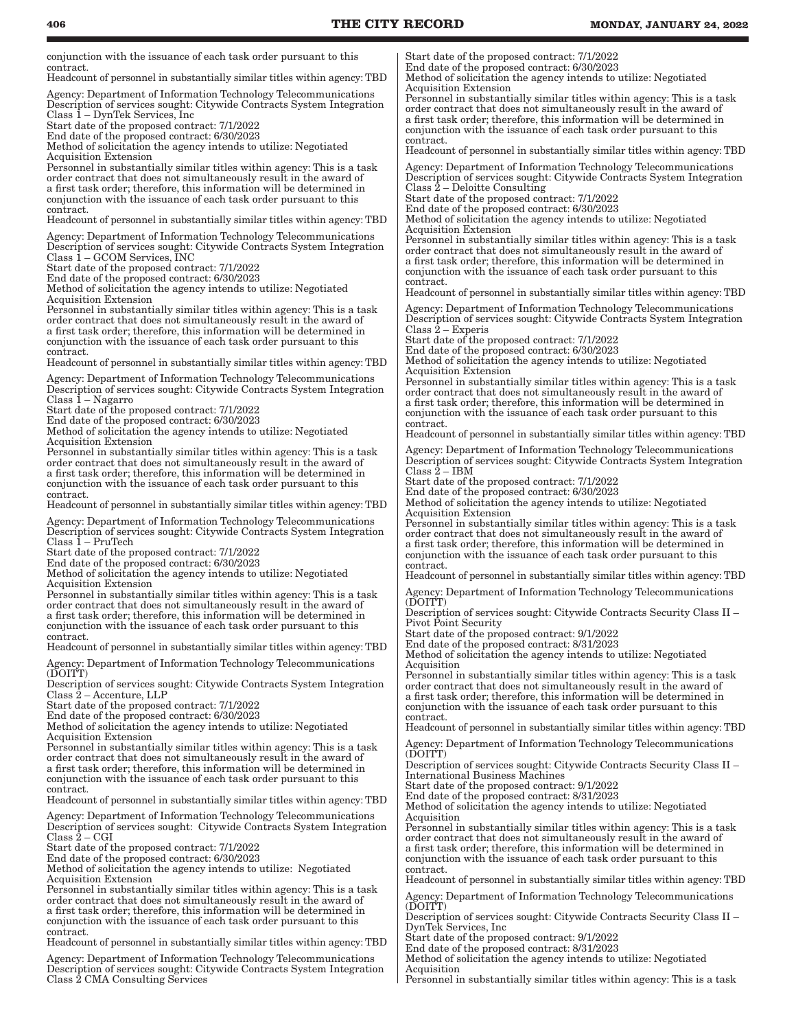conjunction with the issuance of each task order pursuant to this contract.
Headcount of personnel in substantially similar titles within agency: TBD

Agency: Department of Information Technology Telecommunications
Description of services sought: Citywide Contracts System Integration Class 1 – DynTek Services, Inc
Start date of the proposed contract: 7/1/2022
End date of the proposed contract: 6/30/2023
Method of solicitation the agency intends to utilize: Negotiated Acquisition Extension
Personnel in substantially similar titles within agency: This is a task order contract that does not simultaneously result in the award of a first task order; therefore, this information will be determined in conjunction with the issuance of each task order pursuant to this contract.
Headcount of personnel in substantially similar titles within agency: TBD

Agency: Department of Information Technology Telecommunications
Description of services sought: Citywide Contracts System Integration Class 1 – GCOM Services, INC
Start date of the proposed contract: 7/1/2022
End date of the proposed contract: 6/30/2023
Method of solicitation the agency intends to utilize: Negotiated Acquisition Extension
Personnel in substantially similar titles within agency: This is a task order contract that does not simultaneously result in the award of a first task order; therefore, this information will be determined in conjunction with the issuance of each task order pursuant to this contract.
Headcount of personnel in substantially similar titles within agency: TBD

Agency: Department of Information Technology Telecommunications
Description of services sought: Citywide Contracts System Integration Class 1 – Nagarro
Start date of the proposed contract: 7/1/2022
End date of the proposed contract: 6/30/2023
Method of solicitation the agency intends to utilize: Negotiated Acquisition Extension
Personnel in substantially similar titles within agency: This is a task order contract that does not simultaneously result in the award of a first task order; therefore, this information will be determined in conjunction with the issuance of each task order pursuant to this contract.
Headcount of personnel in substantially similar titles within agency: TBD

Agency: Department of Information Technology Telecommunications
Description of services sought: Citywide Contracts System Integration Class 1 – PruTech
Start date of the proposed contract: 7/1/2022
End date of the proposed contract: 6/30/2023
Method of solicitation the agency intends to utilize: Negotiated Acquisition Extension
Personnel in substantially similar titles within agency: This is a task order contract that does not simultaneously result in the award of a first task order; therefore, this information will be determined in conjunction with the issuance of each task order pursuant to this contract.
Headcount of personnel in substantially similar titles within agency: TBD

Agency: Department of Information Technology Telecommunications (DOITT)
Description of services sought: Citywide Contracts System Integration Class 2 – Accenture, LLP
Start date of the proposed contract: 7/1/2022
End date of the proposed contract: 6/30/2023
Method of solicitation the agency intends to utilize: Negotiated Acquisition Extension
Personnel in substantially similar titles within agency: This is a task order contract that does not simultaneously result in the award of a first task order; therefore, this information will be determined in conjunction with the issuance of each task order pursuant to this contract.
Headcount of personnel in substantially similar titles within agency: TBD

Agency: Department of Information Technology Telecommunications
Description of services sought: Citywide Contracts System Integration Class 2 – CGI
Start date of the proposed contract: 7/1/2022
End date of the proposed contract: 6/30/2023
Method of solicitation the agency intends to utilize: Negotiated Acquisition Extension
Personnel in substantially similar titles within agency: This is a task order contract that does not simultaneously result in the award of a first task order; therefore, this information will be determined in conjunction with the issuance of each task order pursuant to this contract.
Headcount of personnel in substantially similar titles within agency: TBD

Agency: Department of Information Technology Telecommunications
Description of services sought: Citywide Contracts System Integration Class 2 CMA Consulting Services
Start date of the proposed contract: 7/1/2022
End date of the proposed contract: 6/30/2023
Method of solicitation the agency intends to utilize: Negotiated Acquisition Extension
Personnel in substantially similar titles within agency: This is a task order contract that does not simultaneously result in the award of a first task order; therefore, this information will be determined in conjunction with the issuance of each task order pursuant to this contract.
Headcount of personnel in substantially similar titles within agency: TBD

Agency: Department of Information Technology Telecommunications
Description of services sought: Citywide Contracts System Integration Class 2 – Deloitte Consulting
Start date of the proposed contract: 7/1/2022
End date of the proposed contract: 6/30/2023
Method of solicitation the agency intends to utilize: Negotiated Acquisition Extension
Personnel in substantially similar titles within agency: This is a task order contract that does not simultaneously result in the award of a first task order; therefore, this information will be determined in conjunction with the issuance of each task order pursuant to this contract.
Headcount of personnel in substantially similar titles within agency: TBD

Agency: Department of Information Technology Telecommunications
Description of services sought: Citywide Contracts System Integration Class 2 – Experis
Start date of the proposed contract: 7/1/2022
End date of the proposed contract: 6/30/2023
Method of solicitation the agency intends to utilize: Negotiated Acquisition Extension
Personnel in substantially similar titles within agency: This is a task order contract that does not simultaneously result in the award of a first task order; therefore, this information will be determined in conjunction with the issuance of each task order pursuant to this contract.
Headcount of personnel in substantially similar titles within agency: TBD

Agency: Department of Information Technology Telecommunications
Description of services sought: Citywide Contracts System Integration Class 2 – IBM
Start date of the proposed contract: 7/1/2022
End date of the proposed contract: 6/30/2023
Method of solicitation the agency intends to utilize: Negotiated Acquisition Extension
Personnel in substantially similar titles within agency: This is a task order contract that does not simultaneously result in the award of a first task order; therefore, this information will be determined in conjunction with the issuance of each task order pursuant to this contract.
Headcount of personnel in substantially similar titles within agency: TBD

Agency: Department of Information Technology Telecommunications (DOITT)
Description of services sought: Citywide Contracts Security Class II – Pivot Point Security
Start date of the proposed contract: 9/1/2022
End date of the proposed contract: 8/31/2023
Method of solicitation the agency intends to utilize: Negotiated Acquisition
Personnel in substantially similar titles within agency: This is a task order contract that does not simultaneously result in the award of a first task order; therefore, this information will be determined in conjunction with the issuance of each task order pursuant to this contract.
Headcount of personnel in substantially similar titles within agency: TBD

Agency: Department of Information Technology Telecommunications (DOITT)
Description of services sought: Citywide Contracts Security Class II – International Business Machines
Start date of the proposed contract: 9/1/2022
End date of the proposed contract: 8/31/2023
Method of solicitation the agency intends to utilize: Negotiated Acquisition
Personnel in substantially similar titles within agency: This is a task order contract that does not simultaneously result in the award of a first task order; therefore, this information will be determined in conjunction with the issuance of each task order pursuant to this contract.
Headcount of personnel in substantially similar titles within agency: TBD

Agency: Department of Information Technology Telecommunications (DOITT)
Description of services sought: Citywide Contracts Security Class II – DynTek Services, Inc
Start date of the proposed contract: 9/1/2022
End date of the proposed contract: 8/31/2023
Method of solicitation the agency intends to utilize: Negotiated Acquisition
Personnel in substantially similar titles within agency: This is a task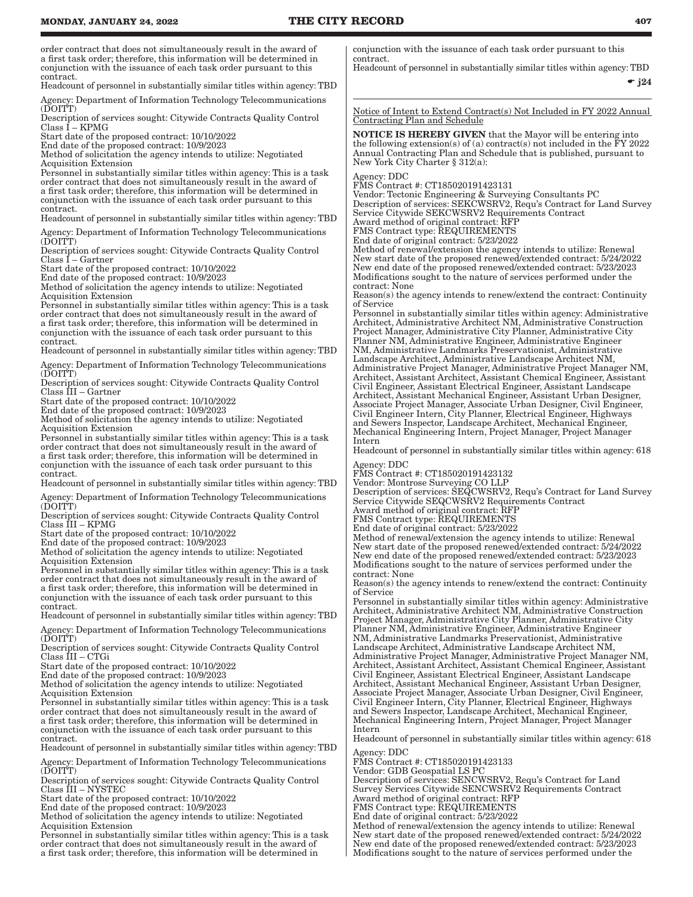order contract that does not simultaneously result in the award of a first task order; therefore, this information will be determined in conjunction with the issuance of each task order pursuant to this contract.
Headcount of personnel in substantially similar titles within agency: TBD

Agency: Department of Information Technology Telecommunications (DOITT)
Description of services sought: Citywide Contracts Quality Control Class I – KPMG
Start date of the proposed contract: 10/10/2022
End date of the proposed contract: 10/9/2023
Method of solicitation the agency intends to utilize: Negotiated Acquisition Extension
Personnel in substantially similar titles within agency: This is a task order contract that does not simultaneously result in the award of a first task order; therefore, this information will be determined in conjunction with the issuance of each task order pursuant to this contract.
Headcount of personnel in substantially similar titles within agency: TBD

Agency: Department of Information Technology Telecommunications (DOITT)
Description of services sought: Citywide Contracts Quality Control Class I – Gartner
Start date of the proposed contract: 10/10/2022
End date of the proposed contract: 10/9/2023
Method of solicitation the agency intends to utilize: Negotiated Acquisition Extension
Personnel in substantially similar titles within agency: This is a task order contract that does not simultaneously result in the award of a first task order; therefore, this information will be determined in conjunction with the issuance of each task order pursuant to this contract.
Headcount of personnel in substantially similar titles within agency: TBD

Agency: Department of Information Technology Telecommunications (DOITT)
Description of services sought: Citywide Contracts Quality Control Class III – Gartner
Start date of the proposed contract: 10/10/2022
End date of the proposed contract: 10/9/2023
Method of solicitation the agency intends to utilize: Negotiated Acquisition Extension
Personnel in substantially similar titles within agency: This is a task order contract that does not simultaneously result in the award of a first task order; therefore, this information will be determined in conjunction with the issuance of each task order pursuant to this contract.
Headcount of personnel in substantially similar titles within agency: TBD

Agency: Department of Information Technology Telecommunications (DOITT)
Description of services sought: Citywide Contracts Quality Control Class III – KPMG
Start date of the proposed contract: 10/10/2022
End date of the proposed contract: 10/9/2023
Method of solicitation the agency intends to utilize: Negotiated Acquisition Extension
Personnel in substantially similar titles within agency: This is a task order contract that does not simultaneously result in the award of a first task order; therefore, this information will be determined in conjunction with the issuance of each task order pursuant to this contract.
Headcount of personnel in substantially similar titles within agency: TBD

Agency: Department of Information Technology Telecommunications (DOITT)
Description of services sought: Citywide Contracts Quality Control Class III – CTGi
Start date of the proposed contract: 10/10/2022
End date of the proposed contract: 10/9/2023
Method of solicitation the agency intends to utilize: Negotiated Acquisition Extension
Personnel in substantially similar titles within agency: This is a task order contract that does not simultaneously result in the award of a first task order; therefore, this information will be determined in conjunction with the issuance of each task order pursuant to this contract.
Headcount of personnel in substantially similar titles within agency: TBD

Agency: Department of Information Technology Telecommunications (DOITT)
Description of services sought: Citywide Contracts Quality Control Class III – NYSTEC
Start date of the proposed contract: 10/10/2022
End date of the proposed contract: 10/9/2023
Method of solicitation the agency intends to utilize: Negotiated Acquisition Extension
Personnel in substantially similar titles within agency: This is a task order contract that does not simultaneously result in the award of a first task order; therefore, this information will be determined in conjunction with the issuance of each task order pursuant to this contract.
Headcount of personnel in substantially similar titles within agency: TBD

☛ j24

---

Notice of Intent to Extend Contract(s) Not Included in FY 2022 Annual Contracting Plan and Schedule

**NOTICE IS HEREBY GIVEN** that the Mayor will be entering into the following extension(s) of (a) contract(s) not included in the FY 2022 Annual Contracting Plan and Schedule that is published, pursuant to New York City Charter § 312(a):

Agency: DDC
FMS Contract #: CT185020191423131
Vendor: Tectonic Engineering & Surveying Consultants PC
Description of services: SEKCWSRV2, Requ's Contract for Land Survey Service Citywide SEKCWSRV2 Requirements Contract
Award method of original contract: RFP
FMS Contract type: REQUIREMENTS
End date of original contract: 5/23/2022
Method of renewal/extension the agency intends to utilize: Renewal
New start date of the proposed renewed/extended contract: 5/24/2022
New end date of the proposed renewed/extended contract: 5/23/2023
Modifications sought to the nature of services performed under the contract: None
Reason(s) the agency intends to renew/extend the contract: Continuity of Service
Personnel in substantially similar titles within agency: Administrative Architect, Administrative Architect NM, Administrative Construction Project Manager, Administrative City Planner, Administrative City Planner NM, Administrative Engineer, Administrative Engineer NM, Administrative Landmarks Preservationist, Administrative Landscape Architect, Administrative Landscape Architect NM, Administrative Project Manager, Administrative Project Manager NM, Architect, Assistant Architect, Assistant Chemical Engineer, Assistant Civil Engineer, Assistant Electrical Engineer, Assistant Landscape Architect, Assistant Mechanical Engineer, Assistant Urban Designer, Associate Project Manager, Associate Urban Designer, Civil Engineer, Civil Engineer Intern, City Planner, Electrical Engineer, Highways and Sewers Inspector, Landscape Architect, Mechanical Engineer, Mechanical Engineering Intern, Project Manager, Project Manager Intern
Headcount of personnel in substantially similar titles within agency: 618

Agency: DDC
FMS Contract #: CT185020191423132
Vendor: Montrose Surveying CO LLP
Description of services: SEQCWSRV2, Requ's Contract for Land Survey Service Citywide SEQCWSRV2 Requirements Contract
Award method of original contract: RFP
FMS Contract type: REQUIREMENTS
End date of original contract: 5/23/2022
Method of renewal/extension the agency intends to utilize: Renewal
New start date of the proposed renewed/extended contract: 5/24/2022
New end date of the proposed renewed/extended contract: 5/23/2023
Modifications sought to the nature of services performed under the contract: None
Reason(s) the agency intends to renew/extend the contract: Continuity of Service
Personnel in substantially similar titles within agency: Administrative Architect, Administrative Architect NM, Administrative Construction Project Manager, Administrative City Planner, Administrative City Planner NM, Administrative Engineer, Administrative Engineer NM, Administrative Landmarks Preservationist, Administrative Landscape Architect, Administrative Landscape Architect NM, Administrative Project Manager, Administrative Project Manager NM, Architect, Assistant Architect, Assistant Chemical Engineer, Assistant Civil Engineer, Assistant Electrical Engineer, Assistant Landscape Architect, Assistant Mechanical Engineer, Assistant Urban Designer, Associate Project Manager, Associate Urban Designer, Civil Engineer, Civil Engineer Intern, City Planner, Electrical Engineer, Highways and Sewers Inspector, Landscape Architect, Mechanical Engineer, Mechanical Engineering Intern, Project Manager, Project Manager Intern
Headcount of personnel in substantially similar titles within agency: 618

Agency: DDC
FMS Contract #: CT185020191423133
Vendor: GDB Geospatial LS PC
Description of services: SENCWSRV2, Requ's Contract for Land Survey Services Citywide SENCWSRV2 Requirements Contract
Award method of original contract: RFP
FMS Contract type: REQUIREMENTS
End date of original contract: 5/23/2022
Method of renewal/extension the agency intends to utilize: Renewal
New start date of the proposed renewed/extended contract: 5/24/2022
New end date of the proposed renewed/extended contract: 5/23/2023
Modifications sought to the nature of services performed under the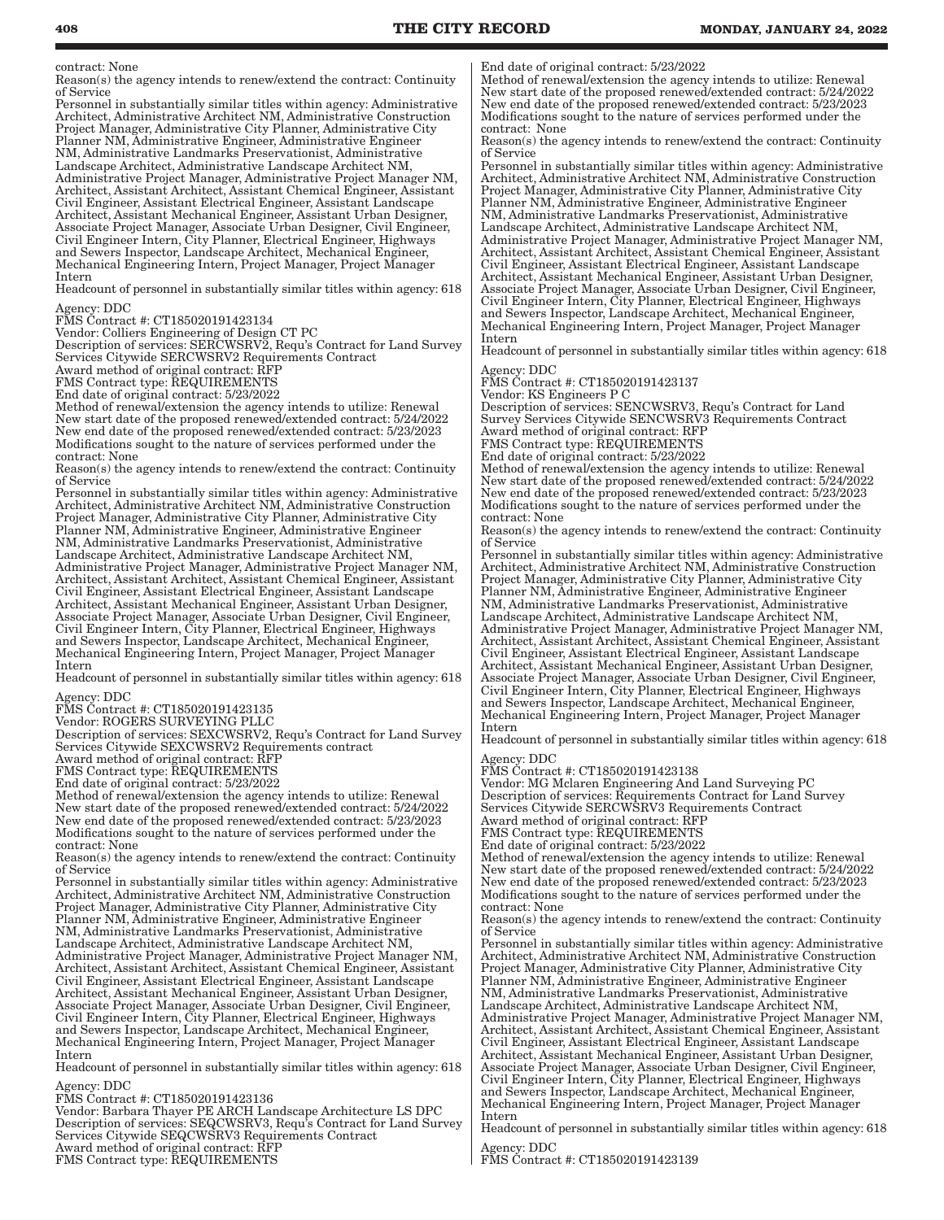contract: None

Reason(s) the agency intends to renew/extend the contract: Continuity of Service

Personnel in substantially similar titles within agency: Administrative Architect, Administrative Architect NM, Administrative Construction Project Manager, Administrative City Planner, Administrative City Planner NM, Administrative Engineer, Administrative Engineer NM, Administrative Landmarks Preservationist, Administrative Landscape Architect, Administrative Landscape Architect NM, Administrative Project Manager, Administrative Project Manager NM, Architect, Assistant Architect, Assistant Chemical Engineer, Assistant Civil Engineer, Assistant Electrical Engineer, Assistant Landscape Architect, Assistant Mechanical Engineer, Assistant Urban Designer, Associate Project Manager, Associate Urban Designer, Civil Engineer, Civil Engineer Intern, City Planner, Electrical Engineer, Highways and Sewers Inspector, Landscape Architect, Mechanical Engineer, Mechanical Engineering Intern, Project Manager, Project Manager Intern

Headcount of personnel in substantially similar titles within agency: 618

Agency: DDC
FMS Contract #: CT185020191423134
Vendor: Colliers Engineering of Design CT PC
Description of services: SERCWSRV2, Requ's Contract for Land Survey Services Citywide SERCWSRV2 Requirements Contract
Award method of original contract: RFP
FMS Contract type: REQUIREMENTS
End date of original contract: 5/23/2022
Method of renewal/extension the agency intends to utilize: Renewal
New start date of the proposed renewed/extended contract: 5/24/2022
New end date of the proposed renewed/extended contract: 5/23/2023
Modifications sought to the nature of services performed under the contract: None
Reason(s) the agency intends to renew/extend the contract: Continuity of Service
Personnel in substantially similar titles within agency: Administrative Architect, Administrative Architect NM, Administrative Construction Project Manager, Administrative City Planner, Administrative City Planner NM, Administrative Engineer, Administrative Engineer NM, Administrative Landmarks Preservationist, Administrative Landscape Architect, Administrative Landscape Architect NM, Administrative Project Manager, Administrative Project Manager NM, Architect, Assistant Architect, Assistant Chemical Engineer, Assistant Civil Engineer, Assistant Electrical Engineer, Assistant Landscape Architect, Assistant Mechanical Engineer, Assistant Urban Designer, Associate Project Manager, Associate Urban Designer, Civil Engineer, Civil Engineer Intern, City Planner, Electrical Engineer, Highways and Sewers Inspector, Landscape Architect, Mechanical Engineer, Mechanical Engineering Intern, Project Manager, Project Manager Intern
Headcount of personnel in substantially similar titles within agency: 618

Agency: DDC
FMS Contract #: CT185020191423135
Vendor: ROGERS SURVEYING PLLC
Description of services: SEXCWSRV2, Requ's Contract for Land Survey Services Citywide SEXCWSRV2 Requirements contract
Award method of original contract: RFP
FMS Contract type: REQUIREMENTS
End date of original contract: 5/23/2022
Method of renewal/extension the agency intends to utilize: Renewal
New start date of the proposed renewed/extended contract: 5/24/2022
New end date of the proposed renewed/extended contract: 5/23/2023
Modifications sought to the nature of services performed under the contract: None
Reason(s) the agency intends to renew/extend the contract: Continuity of Service
Personnel in substantially similar titles within agency: Administrative Architect, Administrative Architect NM, Administrative Construction Project Manager, Administrative City Planner, Administrative City Planner NM, Administrative Engineer, Administrative Engineer NM, Administrative Landmarks Preservationist, Administrative Landscape Architect, Administrative Landscape Architect NM, Administrative Project Manager, Administrative Project Manager NM, Architect, Assistant Architect, Assistant Chemical Engineer, Assistant Civil Engineer, Assistant Electrical Engineer, Assistant Landscape Architect, Assistant Mechanical Engineer, Assistant Urban Designer, Associate Project Manager, Associate Urban Designer, Civil Engineer, Civil Engineer Intern, City Planner, Electrical Engineer, Highways and Sewers Inspector, Landscape Architect, Mechanical Engineer, Mechanical Engineering Intern, Project Manager, Project Manager Intern
Headcount of personnel in substantially similar titles within agency: 618

Agency: DDC
FMS Contract #: CT185020191423136
Vendor: Barbara Thayer PE ARCH Landscape Architecture LS DPC
Description of services: SEQCWSRV3, Requ's Contract for Land Survey Services Citywide SEQCWSRV3 Requirements Contract
Award method of original contract: RFP
FMS Contract type: REQUIREMENTS
End date of original contract: 5/23/2022
Method of renewal/extension the agency intends to utilize: Renewal
New start date of the proposed renewed/extended contract: 5/24/2022
New end date of the proposed renewed/extended contract: 5/23/2023
Modifications sought to the nature of services performed under the contract: None
Reason(s) the agency intends to renew/extend the contract: Continuity of Service
Personnel in substantially similar titles within agency: Administrative Architect, Administrative Architect NM, Administrative Construction Project Manager, Administrative City Planner, Administrative City Planner NM, Administrative Engineer, Administrative Engineer NM, Administrative Landmarks Preservationist, Administrative Landscape Architect, Administrative Landscape Architect NM, Administrative Project Manager, Administrative Project Manager NM, Architect, Assistant Architect, Assistant Chemical Engineer, Assistant Civil Engineer, Assistant Electrical Engineer, Assistant Landscape Architect, Assistant Mechanical Engineer, Assistant Urban Designer, Associate Project Manager, Associate Urban Designer, Civil Engineer, Civil Engineer Intern, City Planner, Electrical Engineer, Highways and Sewers Inspector, Landscape Architect, Mechanical Engineer, Mechanical Engineering Intern, Project Manager, Project Manager Intern
Headcount of personnel in substantially similar titles within agency: 618

Agency: DDC
FMS Contract #: CT185020191423137
Vendor: KS Engineers P C
Description of services: SENCWSRV3, Requ's Contract for Land Survey Services Citywide SENCWSRV3 Requirements Contract
Award method of original contract: RFP
FMS Contract type: REQUIREMENTS
End date of original contract: 5/23/2022
Method of renewal/extension the agency intends to utilize: Renewal
New start date of the proposed renewed/extended contract: 5/24/2022
New end date of the proposed renewed/extended contract: 5/23/2023
Modifications sought to the nature of services performed under the contract: None
Reason(s) the agency intends to renew/extend the contract: Continuity of Service
Personnel in substantially similar titles within agency: Administrative Architect, Administrative Architect NM, Administrative Construction Project Manager, Administrative City Planner, Administrative City Planner NM, Administrative Engineer, Administrative Engineer NM, Administrative Landmarks Preservationist, Administrative Landscape Architect, Administrative Landscape Architect NM, Administrative Project Manager, Administrative Project Manager NM, Architect, Assistant Architect, Assistant Chemical Engineer, Assistant Civil Engineer, Assistant Electrical Engineer, Assistant Landscape Architect, Assistant Mechanical Engineer, Assistant Urban Designer, Associate Project Manager, Associate Urban Designer, Civil Engineer, Civil Engineer Intern, City Planner, Electrical Engineer, Highways and Sewers Inspector, Landscape Architect, Mechanical Engineer, Mechanical Engineering Intern, Project Manager, Project Manager Intern
Headcount of personnel in substantially similar titles within agency: 618

Agency: DDC
FMS Contract #: CT185020191423138
Vendor: MG Mclaren Engineering And Land Surveying PC
Description of services: Requirements Contract for Land Survey Services Citywide SERCWSRV3 Requirements Contract
Award method of original contract: RFP
FMS Contract type: REQUIREMENTS
End date of original contract: 5/23/2022
Method of renewal/extension the agency intends to utilize: Renewal
New start date of the proposed renewed/extended contract: 5/24/2022
New end date of the proposed renewed/extended contract: 5/23/2023
Modifications sought to the nature of services performed under the contract: None
Reason(s) the agency intends to renew/extend the contract: Continuity of Service
Personnel in substantially similar titles within agency: Administrative Architect, Administrative Architect NM, Administrative Construction Project Manager, Administrative City Planner, Administrative City Planner NM, Administrative Engineer, Administrative Engineer NM, Administrative Landmarks Preservationist, Administrative Landscape Architect, Administrative Landscape Architect NM, Administrative Project Manager, Administrative Project Manager NM, Architect, Assistant Architect, Assistant Chemical Engineer, Assistant Civil Engineer, Assistant Electrical Engineer, Assistant Landscape Architect, Assistant Mechanical Engineer, Assistant Urban Designer, Associate Project Manager, Associate Urban Designer, Civil Engineer, Civil Engineer Intern, City Planner, Electrical Engineer, Highways and Sewers Inspector, Landscape Architect, Mechanical Engineer, Mechanical Engineering Intern, Project Manager, Project Manager Intern
Headcount of personnel in substantially similar titles within agency: 618

Agency: DDC
FMS Contract #: CT185020191423139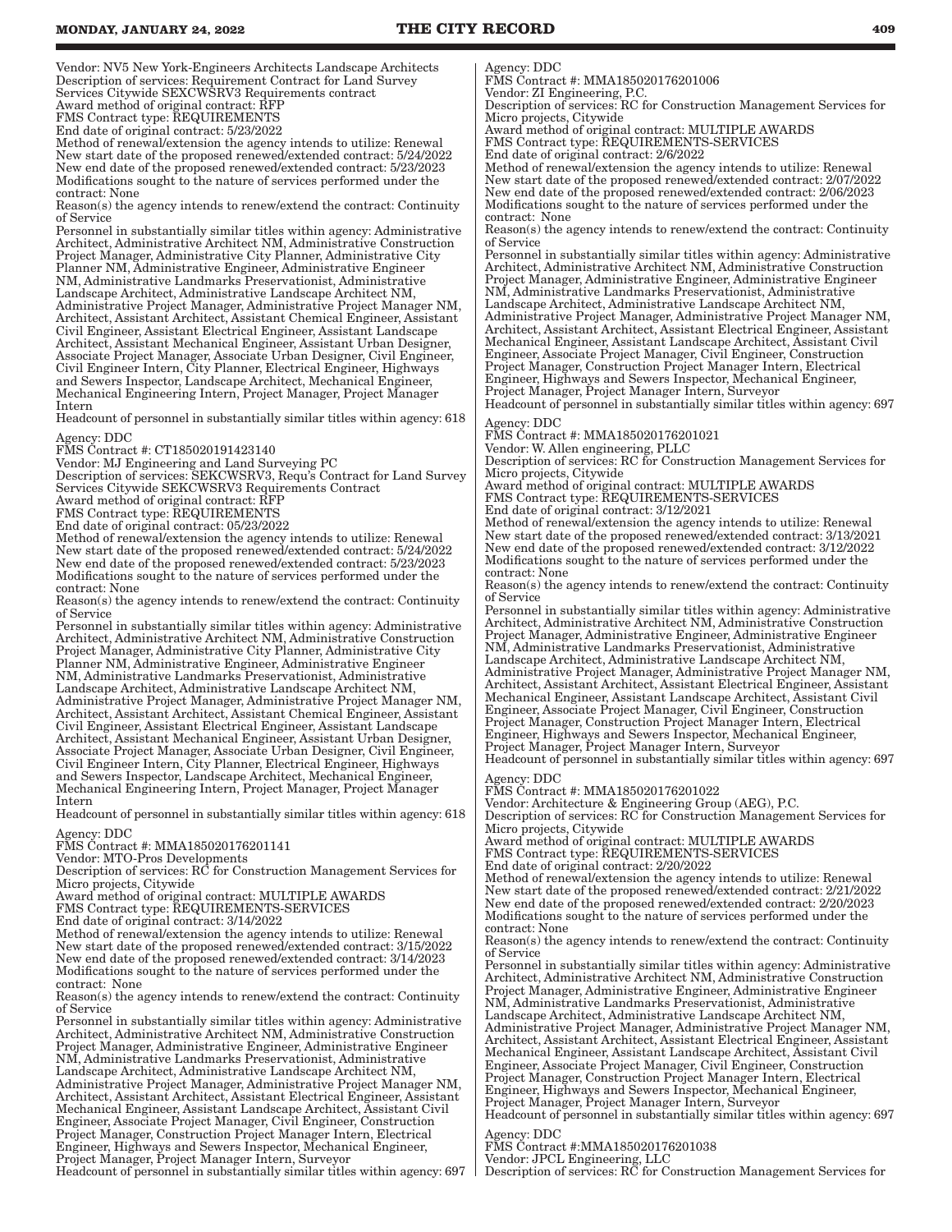Vendor: NV5 New York-Engineers Architects Landscape Architects
Description of services: Requirement Contract for Land Survey Services Citywide SEXCWSRV3 Requirements contract
Award method of original contract: RFP
FMS Contract type: REQUIREMENTS
End date of original contract: 5/23/2022
Method of renewal/extension the agency intends to utilize: Renewal
New start date of the proposed renewed/extended contract: 5/24/2022
New end date of the proposed renewed/extended contract: 5/23/2023
Modifications sought to the nature of services performed under the contract: None
Reason(s) the agency intends to renew/extend the contract: Continuity of Service
Personnel in substantially similar titles within agency: Administrative Architect, Administrative Architect NM, Administrative Construction Project Manager, Administrative City Planner, Administrative City Planner NM, Administrative Engineer, Administrative Engineer NM, Administrative Landmarks Preservationist, Administrative Landscape Architect, Administrative Landscape Architect NM, Administrative Project Manager, Administrative Project Manager NM, Architect, Assistant Architect, Assistant Chemical Engineer, Assistant Civil Engineer, Assistant Electrical Engineer, Assistant Landscape Architect, Assistant Mechanical Engineer, Assistant Urban Designer, Associate Project Manager, Associate Urban Designer, Civil Engineer, Civil Engineer Intern, City Planner, Electrical Engineer, Highways and Sewers Inspector, Landscape Architect, Mechanical Engineer, Mechanical Engineering Intern, Project Manager, Project Manager Intern
Headcount of personnel in substantially similar titles within agency: 618

Agency: DDC
FMS Contract #: CT185020191423140
Vendor: MJ Engineering and Land Surveying PC
Description of services: SEKCWSRV3, Requ's Contract for Land Survey Services Citywide SEKCWSRV3 Requirements Contract
Award method of original contract: RFP
FMS Contract type: REQUIREMENTS
End date of original contract: 05/23/2022
Method of renewal/extension the agency intends to utilize: Renewal
New start date of the proposed renewed/extended contract: 5/24/2022
New end date of the proposed renewed/extended contract: 5/23/2023
Modifications sought to the nature of services performed under the contract: None
Reason(s) the agency intends to renew/extend the contract: Continuity of Service
Personnel in substantially similar titles within agency: Administrative Architect, Administrative Architect NM, Administrative Construction Project Manager, Administrative City Planner, Administrative City Planner NM, Administrative Engineer, Administrative Engineer NM, Administrative Landmarks Preservationist, Administrative Landscape Architect, Administrative Landscape Architect NM, Administrative Project Manager, Administrative Project Manager NM, Architect, Assistant Architect, Assistant Chemical Engineer, Assistant Civil Engineer, Assistant Electrical Engineer, Assistant Landscape Architect, Assistant Mechanical Engineer, Assistant Urban Designer, Associate Project Manager, Associate Urban Designer, Civil Engineer, Civil Engineer Intern, City Planner, Electrical Engineer, Highways and Sewers Inspector, Landscape Architect, Mechanical Engineer, Mechanical Engineering Intern, Project Manager, Project Manager Intern
Headcount of personnel in substantially similar titles within agency: 618

Agency: DDC
FMS Contract #: MMA185020176201141
Vendor: MTO-Pros Developments
Description of services: RC for Construction Management Services for Micro projects, Citywide
Award method of original contract: MULTIPLE AWARDS
FMS Contract type: REQUIREMENTS-SERVICES
End date of original contract: 3/14/2022
Method of renewal/extension the agency intends to utilize: Renewal
New start date of the proposed renewed/extended contract: 3/15/2022
New end date of the proposed renewed/extended contract: 3/14/2023
Modifications sought to the nature of services performed under the contract: None
Reason(s) the agency intends to renew/extend the contract: Continuity of Service
Personnel in substantially similar titles within agency: Administrative Architect, Administrative Architect NM, Administrative Construction Project Manager, Administrative Engineer, Administrative Engineer NM, Administrative Landmarks Preservationist, Administrative Landscape Architect, Administrative Landscape Architect NM, Administrative Project Manager, Administrative Project Manager NM, Architect, Assistant Architect, Assistant Electrical Engineer, Assistant Mechanical Engineer, Assistant Landscape Architect, Assistant Civil Engineer, Associate Project Manager, Civil Engineer, Construction Project Manager, Construction Project Manager Intern, Electrical Engineer, Highways and Sewers Inspector, Mechanical Engineer, Project Manager, Project Manager Intern, Surveyor
Headcount of personnel in substantially similar titles within agency: 697

Agency: DDC
FMS Contract #: MMA185020176201006
Vendor: ZI Engineering, P.C.
Description of services: RC for Construction Management Services for Micro projects, Citywide
Award method of original contract: MULTIPLE AWARDS
FMS Contract type: REQUIREMENTS-SERVICES
End date of original contract: 2/6/2022
Method of renewal/extension the agency intends to utilize: Renewal
New start date of the proposed renewed/extended contract: 2/07/2022
New end date of the proposed renewed/extended contract: 2/06/2023
Modifications sought to the nature of services performed under the contract: None
Reason(s) the agency intends to renew/extend the contract: Continuity of Service
Personnel in substantially similar titles within agency: Administrative Architect, Administrative Architect NM, Administrative Construction Project Manager, Administrative Engineer, Administrative Engineer NM, Administrative Landmarks Preservationist, Administrative Landscape Architect, Administrative Landscape Architect NM, Administrative Project Manager, Administrative Project Manager NM, Architect, Assistant Architect, Assistant Electrical Engineer, Assistant Mechanical Engineer, Assistant Landscape Architect, Assistant Civil Engineer, Associate Project Manager, Civil Engineer, Construction Project Manager, Construction Project Manager Intern, Electrical Engineer, Highways and Sewers Inspector, Mechanical Engineer, Project Manager, Project Manager Intern, Surveyor
Headcount of personnel in substantially similar titles within agency: 697

Agency: DDC
FMS Contract #: MMA185020176201021
Vendor: W. Allen engineering, PLLC
Description of services: RC for Construction Management Services for Micro projects, Citywide
Award method of original contract: MULTIPLE AWARDS
FMS Contract type: REQUIREMENTS-SERVICES
End date of original contract: 3/12/2021
Method of renewal/extension the agency intends to utilize: Renewal
New start date of the proposed renewed/extended contract: 3/13/2021
New end date of the proposed renewed/extended contract: 3/12/2022
Modifications sought to the nature of services performed under the contract: None
Reason(s) the agency intends to renew/extend the contract: Continuity of Service
Personnel in substantially similar titles within agency: Administrative Architect, Administrative Architect NM, Administrative Construction Project Manager, Administrative Engineer, Administrative Engineer NM, Administrative Landmarks Preservationist, Administrative Landscape Architect, Administrative Landscape Architect NM, Administrative Project Manager, Administrative Project Manager NM, Architect, Assistant Architect, Assistant Electrical Engineer, Assistant Mechanical Engineer, Assistant Landscape Architect, Assistant Civil Engineer, Associate Project Manager, Civil Engineer, Construction Project Manager, Construction Project Manager Intern, Electrical Engineer, Highways and Sewers Inspector, Mechanical Engineer, Project Manager, Project Manager Intern, Surveyor
Headcount of personnel in substantially similar titles within agency: 697

Agency: DDC
FMS Contract #: MMA185020176201022
Vendor: Architecture & Engineering Group (AEG), P.C.
Description of services: RC for Construction Management Services for Micro projects, Citywide
Award method of original contract: MULTIPLE AWARDS
FMS Contract type: REQUIREMENTS-SERVICES
End date of original contract: 2/20/2022
Method of renewal/extension the agency intends to utilize: Renewal
New start date of the proposed renewed/extended contract: 2/21/2022
New end date of the proposed renewed/extended contract: 2/20/2023
Modifications sought to the nature of services performed under the contract: None
Reason(s) the agency intends to renew/extend the contract: Continuity of Service
Personnel in substantially similar titles within agency: Administrative Architect, Administrative Architect NM, Administrative Construction Project Manager, Administrative Engineer, Administrative Engineer NM, Administrative Landmarks Preservationist, Administrative Landscape Architect, Administrative Landscape Architect NM, Administrative Project Manager, Administrative Project Manager NM, Architect, Assistant Architect, Assistant Electrical Engineer, Assistant Mechanical Engineer, Assistant Landscape Architect, Assistant Civil Engineer, Associate Project Manager, Civil Engineer, Construction Project Manager, Construction Project Manager Intern, Electrical Engineer, Highways and Sewers Inspector, Mechanical Engineer, Project Manager, Project Manager Intern, Surveyor
Headcount of personnel in substantially similar titles within agency: 697

Agency: DDC
FMS Contract #:MMA185020176201038
Vendor: JPCL Engineering, LLC
Description of services: RC for Construction Management Services for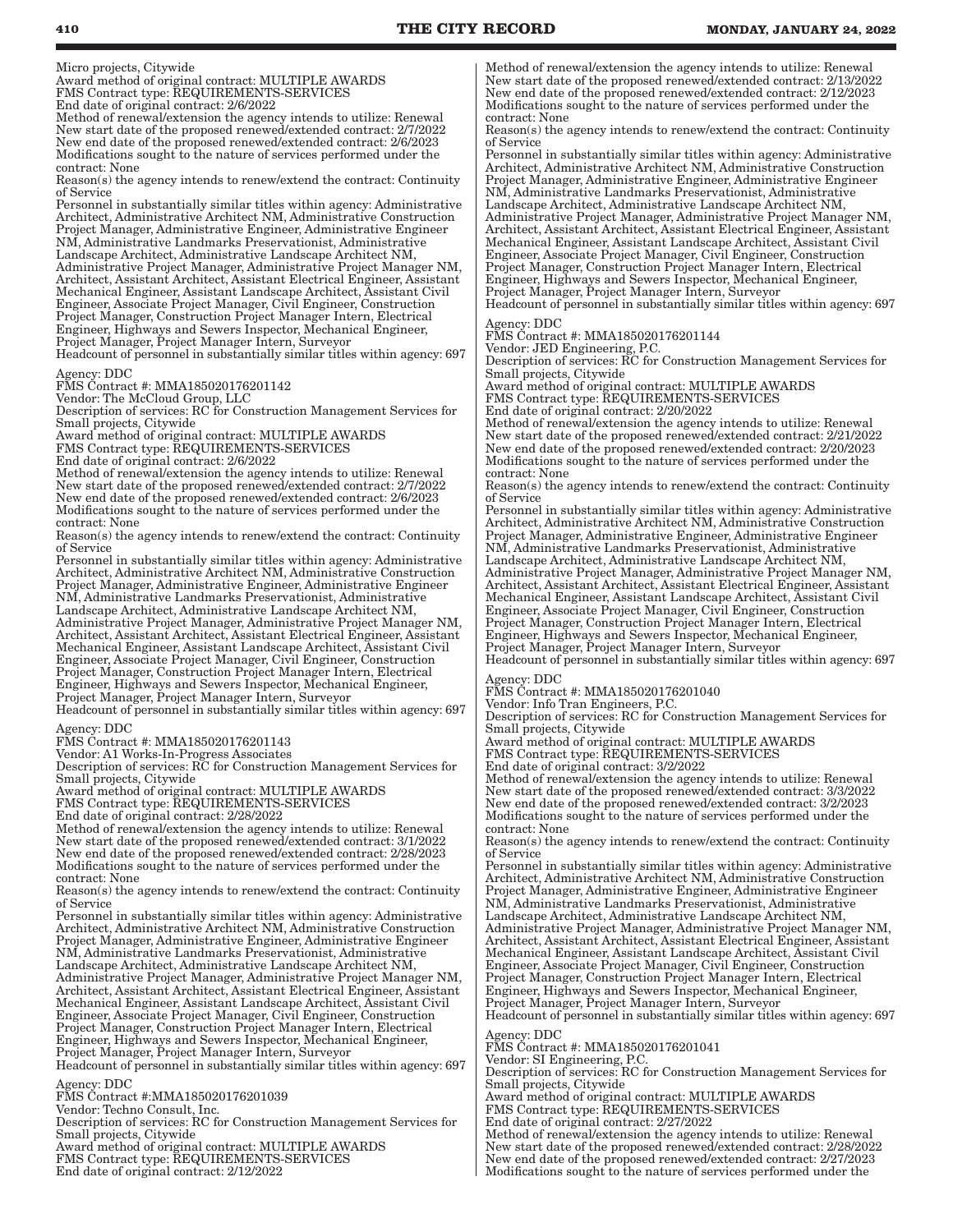Micro projects, Citywide
Award method of original contract: MULTIPLE AWARDS
FMS Contract type: REQUIREMENTS-SERVICES
End date of original contract: 2/6/2022
Method of renewal/extension the agency intends to utilize: Renewal
New start date of the proposed renewed/extended contract: 2/7/2022
New end date of the proposed renewed/extended contract: 2/6/2023
Modifications sought to the nature of services performed under the contract: None
Reason(s) the agency intends to renew/extend the contract: Continuity of Service
Personnel in substantially similar titles within agency: Administrative Architect, Administrative Architect NM, Administrative Construction Project Manager, Administrative Engineer, Administrative Engineer NM, Administrative Landmarks Preservationist, Administrative Landscape Architect, Administrative Landscape Architect NM, Administrative Project Manager, Administrative Project Manager NM, Architect, Assistant Architect, Assistant Electrical Engineer, Assistant Mechanical Engineer, Assistant Landscape Architect, Assistant Civil Engineer, Associate Project Manager, Civil Engineer, Construction Project Manager, Construction Project Manager Intern, Electrical Engineer, Highways and Sewers Inspector, Mechanical Engineer, Project Manager, Project Manager Intern, Surveyor
Headcount of personnel in substantially similar titles within agency: 697

Agency: DDC
FMS Contract #: MMA185020176201142
Vendor: The McCloud Group, LLC
Description of services: RC for Construction Management Services for Small projects, Citywide
Award method of original contract: MULTIPLE AWARDS
FMS Contract type: REQUIREMENTS-SERVICES
End date of original contract: 2/6/2022
Method of renewal/extension the agency intends to utilize: Renewal
New start date of the proposed renewed/extended contract: 2/7/2022
New end date of the proposed renewed/extended contract: 2/6/2023
Modifications sought to the nature of services performed under the contract: None
Reason(s) the agency intends to renew/extend the contract: Continuity of Service
Personnel in substantially similar titles within agency: Administrative Architect, Administrative Architect NM, Administrative Construction Project Manager, Administrative Engineer, Administrative Engineer NM, Administrative Landmarks Preservationist, Administrative Landscape Architect, Administrative Landscape Architect NM, Administrative Project Manager, Administrative Project Manager NM, Architect, Assistant Architect, Assistant Electrical Engineer, Assistant Mechanical Engineer, Assistant Landscape Architect, Assistant Civil Engineer, Associate Project Manager, Civil Engineer, Construction Project Manager, Construction Project Manager Intern, Electrical Engineer, Highways and Sewers Inspector, Mechanical Engineer, Project Manager, Project Manager Intern, Surveyor
Headcount of personnel in substantially similar titles within agency: 697

Agency: DDC
FMS Contract #: MMA185020176201143
Vendor: A1 Works-In-Progress Associates
Description of services: RC for Construction Management Services for Small projects, Citywide
Award method of original contract: MULTIPLE AWARDS
FMS Contract type: REQUIREMENTS-SERVICES
End date of original contract: 2/28/2022
Method of renewal/extension the agency intends to utilize: Renewal
New start date of the proposed renewed/extended contract: 3/1/2022
New end date of the proposed renewed/extended contract: 2/28/2023
Modifications sought to the nature of services performed under the contract: None
Reason(s) the agency intends to renew/extend the contract: Continuity of Service
Personnel in substantially similar titles within agency: Administrative Architect, Administrative Architect NM, Administrative Construction Project Manager, Administrative Engineer, Administrative Engineer NM, Administrative Landmarks Preservationist, Administrative Landscape Architect, Administrative Landscape Architect NM, Administrative Project Manager, Administrative Project Manager NM, Architect, Assistant Architect, Assistant Electrical Engineer, Assistant Mechanical Engineer, Assistant Landscape Architect, Assistant Civil Engineer, Associate Project Manager, Civil Engineer, Construction Project Manager, Construction Project Manager Intern, Electrical Engineer, Highways and Sewers Inspector, Mechanical Engineer, Project Manager, Project Manager Intern, Surveyor
Headcount of personnel in substantially similar titles within agency: 697

Agency: DDC
FMS Contract #:MMA185020176201039
Vendor: Techno Consult, Inc.
Description of services: RC for Construction Management Services for Small projects, Citywide
Award method of original contract: MULTIPLE AWARDS
FMS Contract type: REQUIREMENTS-SERVICES
End date of original contract: 2/12/2022
Method of renewal/extension the agency intends to utilize: Renewal
New start date of the proposed renewed/extended contract: 2/13/2022
New end date of the proposed renewed/extended contract: 2/12/2023
Modifications sought to the nature of services performed under the contract: None
Reason(s) the agency intends to renew/extend the contract: Continuity of Service
Personnel in substantially similar titles within agency: Administrative Architect, Administrative Architect NM, Administrative Construction Project Manager, Administrative Engineer, Administrative Engineer NM, Administrative Landmarks Preservationist, Administrative Landscape Architect, Administrative Landscape Architect NM, Administrative Project Manager, Administrative Project Manager NM, Architect, Assistant Architect, Assistant Electrical Engineer, Assistant Mechanical Engineer, Assistant Landscape Architect, Assistant Civil Engineer, Associate Project Manager, Civil Engineer, Construction Project Manager, Construction Project Manager Intern, Electrical Engineer, Highways and Sewers Inspector, Mechanical Engineer, Project Manager, Project Manager Intern, Surveyor
Headcount of personnel in substantially similar titles within agency: 697

Agency: DDC
FMS Contract #: MMA185020176201144
Vendor: JED Engineering, P.C.
Description of services: RC for Construction Management Services for Small projects, Citywide
Award method of original contract: MULTIPLE AWARDS
FMS Contract type: REQUIREMENTS-SERVICES
End date of original contract: 2/20/2022
Method of renewal/extension the agency intends to utilize: Renewal
New start date of the proposed renewed/extended contract: 2/21/2022
New end date of the proposed renewed/extended contract: 2/20/2023
Modifications sought to the nature of services performed under the contract: None
Reason(s) the agency intends to renew/extend the contract: Continuity of Service
Personnel in substantially similar titles within agency: Administrative Architect, Administrative Architect NM, Administrative Construction Project Manager, Administrative Engineer, Administrative Engineer NM, Administrative Landmarks Preservationist, Administrative Landscape Architect, Administrative Landscape Architect NM, Administrative Project Manager, Administrative Project Manager NM, Architect, Assistant Architect, Assistant Electrical Engineer, Assistant Mechanical Engineer, Assistant Landscape Architect, Assistant Civil Engineer, Associate Project Manager, Civil Engineer, Construction Project Manager, Construction Project Manager Intern, Electrical Engineer, Highways and Sewers Inspector, Mechanical Engineer, Project Manager, Project Manager Intern, Surveyor
Headcount of personnel in substantially similar titles within agency: 697

Agency: DDC
FMS Contract #: MMA185020176201040
Vendor: Info Tran Engineers, P.C.
Description of services: RC for Construction Management Services for Small projects, Citywide
Award method of original contract: MULTIPLE AWARDS
FMS Contract type: REQUIREMENTS-SERVICES
End date of original contract: 3/2/2022
Method of renewal/extension the agency intends to utilize: Renewal
New start date of the proposed renewed/extended contract: 3/3/2022
New end date of the proposed renewed/extended contract: 3/2/2023
Modifications sought to the nature of services performed under the contract: None
Reason(s) the agency intends to renew/extend the contract: Continuity of Service
Personnel in substantially similar titles within agency: Administrative Architect, Administrative Architect NM, Administrative Construction Project Manager, Administrative Engineer, Administrative Engineer NM, Administrative Landmarks Preservationist, Administrative Landscape Architect, Administrative Landscape Architect NM, Administrative Project Manager, Administrative Project Manager NM, Architect, Assistant Architect, Assistant Electrical Engineer, Assistant Mechanical Engineer, Assistant Landscape Architect, Assistant Civil Engineer, Associate Project Manager, Civil Engineer, Construction Project Manager, Construction Project Manager Intern, Electrical Engineer, Highways and Sewers Inspector, Mechanical Engineer, Project Manager, Project Manager Intern, Surveyor
Headcount of personnel in substantially similar titles within agency: 697

Agency: DDC
FMS Contract #: MMA185020176201041
Vendor: SI Engineering, P.C.
Description of services: RC for Construction Management Services for Small projects, Citywide
Award method of original contract: MULTIPLE AWARDS
FMS Contract type: REQUIREMENTS-SERVICES
End date of original contract: 2/27/2022
Method of renewal/extension the agency intends to utilize: Renewal
New start date of the proposed renewed/extended contract: 2/28/2022
New end date of the proposed renewed/extended contract: 2/27/2023
Modifications sought to the nature of services performed under the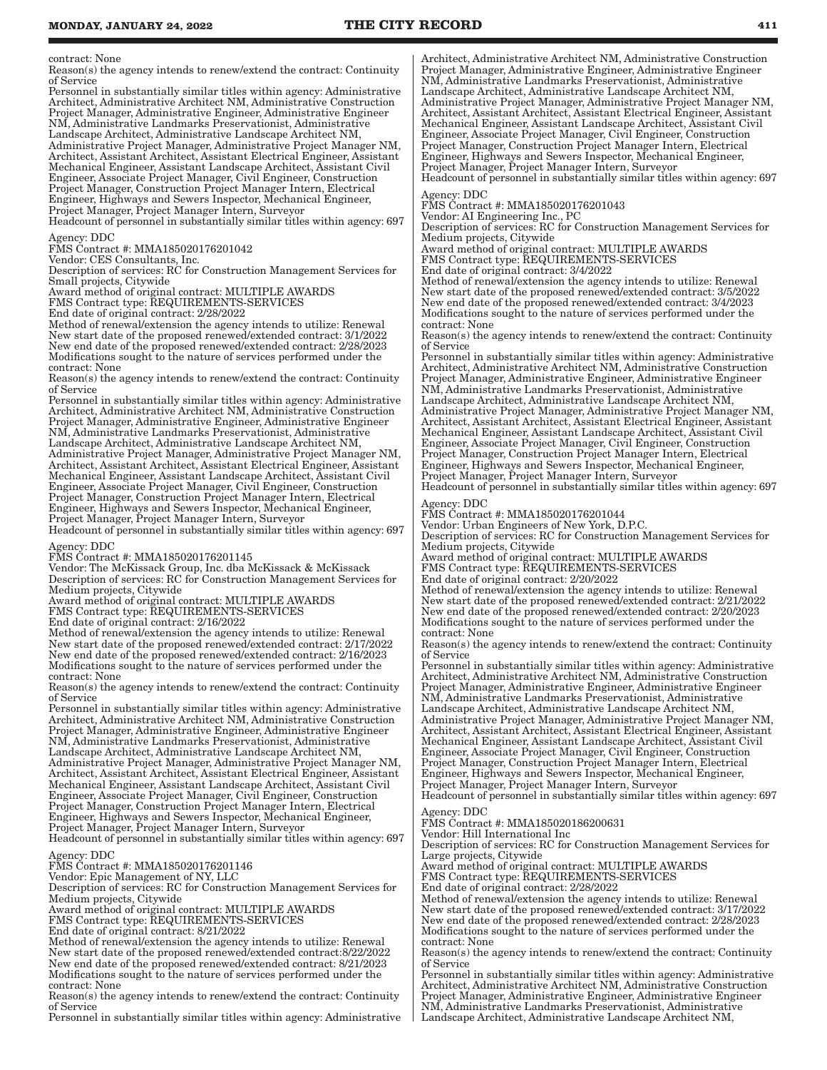contract: None
Reason(s) the agency intends to renew/extend the contract: Continuity of Service
Personnel in substantially similar titles within agency: Administrative Architect, Administrative Architect NM, Administrative Construction Project Manager, Administrative Engineer, Administrative Engineer NM, Administrative Landmarks Preservationist, Administrative Landscape Architect, Administrative Landscape Architect NM, Administrative Project Manager, Administrative Project Manager NM, Architect, Assistant Architect, Assistant Electrical Engineer, Assistant Mechanical Engineer, Assistant Landscape Architect, Assistant Civil Engineer, Associate Project Manager, Civil Engineer, Construction Project Manager, Construction Project Manager Intern, Electrical Engineer, Highways and Sewers Inspector, Mechanical Engineer, Project Manager, Project Manager Intern, Surveyor
Headcount of personnel in substantially similar titles within agency: 697

Agency: DDC
FMS Contract #: MMA185020176201042
Vendor: CES Consultants, Inc.
Description of services: RC for Construction Management Services for Small projects, Citywide
Award method of original contract: MULTIPLE AWARDS
FMS Contract type: REQUIREMENTS-SERVICES
End date of original contract: 2/28/2022
Method of renewal/extension the agency intends to utilize: Renewal
New start date of the proposed renewed/extended contract: 3/1/2022
New end date of the proposed renewed/extended contract: 2/28/2023
Modifications sought to the nature of services performed under the contract: None
Reason(s) the agency intends to renew/extend the contract: Continuity of Service
Personnel in substantially similar titles within agency: Administrative Architect, Administrative Architect NM, Administrative Construction Project Manager, Administrative Engineer, Administrative Engineer NM, Administrative Landmarks Preservationist, Administrative Landscape Architect, Administrative Landscape Architect NM, Administrative Project Manager, Administrative Project Manager NM, Architect, Assistant Architect, Assistant Electrical Engineer, Assistant Mechanical Engineer, Assistant Landscape Architect, Assistant Civil Engineer, Associate Project Manager, Civil Engineer, Construction Project Manager, Construction Project Manager Intern, Electrical Engineer, Highways and Sewers Inspector, Mechanical Engineer, Project Manager, Project Manager Intern, Surveyor
Headcount of personnel in substantially similar titles within agency: 697

Agency: DDC
FMS Contract #: MMA185020176201145
Vendor: The McKissack Group, Inc. dba McKissack & McKissack
Description of services: RC for Construction Management Services for Medium projects, Citywide
Award method of original contract: MULTIPLE AWARDS
FMS Contract type: REQUIREMENTS-SERVICES
End date of original contract: 2/16/2022
Method of renewal/extension the agency intends to utilize: Renewal
New start date of the proposed renewed/extended contract: 2/17/2022
New end date of the proposed renewed/extended contract: 2/16/2023
Modifications sought to the nature of services performed under the contract: None
Reason(s) the agency intends to renew/extend the contract: Continuity of Service
Personnel in substantially similar titles within agency: Administrative Architect, Administrative Architect NM, Administrative Construction Project Manager, Administrative Engineer, Administrative Engineer NM, Administrative Landmarks Preservationist, Administrative Landscape Architect, Administrative Landscape Architect NM, Administrative Project Manager, Administrative Project Manager NM, Architect, Assistant Architect, Assistant Electrical Engineer, Assistant Mechanical Engineer, Assistant Landscape Architect, Assistant Civil Engineer, Associate Project Manager, Civil Engineer, Construction Project Manager, Construction Project Manager Intern, Electrical Engineer, Highways and Sewers Inspector, Mechanical Engineer, Project Manager, Project Manager Intern, Surveyor
Headcount of personnel in substantially similar titles within agency: 697

Agency: DDC
FMS Contract #: MMA185020176201146
Vendor: Epic Management of NY, LLC
Description of services: RC for Construction Management Services for Medium projects, Citywide
Award method of original contract: MULTIPLE AWARDS
FMS Contract type: REQUIREMENTS-SERVICES
End date of original contract: 8/21/2022
Method of renewal/extension the agency intends to utilize: Renewal
New start date of the proposed renewed/extended contract:8/22/2022
New end date of the proposed renewed/extended contract: 8/21/2023
Modifications sought to the nature of services performed under the contract: None
Reason(s) the agency intends to renew/extend the contract: Continuity of Service
Personnel in substantially similar titles within agency: Administrative Architect, Administrative Architect NM, Administrative Construction Project Manager, Administrative Engineer, Administrative Engineer NM, Administrative Landmarks Preservationist, Administrative Landscape Architect, Administrative Landscape Architect NM, Administrative Project Manager, Administrative Project Manager NM, Architect, Assistant Architect, Assistant Electrical Engineer, Assistant Mechanical Engineer, Assistant Landscape Architect, Assistant Civil Engineer, Associate Project Manager, Civil Engineer, Construction Project Manager, Construction Project Manager Intern, Electrical Engineer, Highways and Sewers Inspector, Mechanical Engineer, Project Manager, Project Manager Intern, Surveyor
Headcount of personnel in substantially similar titles within agency: 697

Agency: DDC
FMS Contract #: MMA185020176201043
Vendor: AI Engineering Inc., PC
Description of services: RC for Construction Management Services for Medium projects, Citywide
Award method of original contract: MULTIPLE AWARDS
FMS Contract type: REQUIREMENTS-SERVICES
End date of original contract: 3/4/2022
Method of renewal/extension the agency intends to utilize: Renewal
New start date of the proposed renewed/extended contract: 3/5/2022
New end date of the proposed renewed/extended contract: 3/4/2023
Modifications sought to the nature of services performed under the contract: None
Reason(s) the agency intends to renew/extend the contract: Continuity of Service
Personnel in substantially similar titles within agency: Administrative Architect, Administrative Architect NM, Administrative Construction Project Manager, Administrative Engineer, Administrative Engineer NM, Administrative Landmarks Preservationist, Administrative Landscape Architect, Administrative Landscape Architect NM, Administrative Project Manager, Administrative Project Manager NM, Architect, Assistant Architect, Assistant Electrical Engineer, Assistant Mechanical Engineer, Assistant Landscape Architect, Assistant Civil Engineer, Associate Project Manager, Civil Engineer, Construction Project Manager, Construction Project Manager Intern, Electrical Engineer, Highways and Sewers Inspector, Mechanical Engineer, Project Manager, Project Manager Intern, Surveyor
Headcount of personnel in substantially similar titles within agency: 697

Agency: DDC
FMS Contract #: MMA185020176201044
Vendor: Urban Engineers of New York, D.P.C.
Description of services: RC for Construction Management Services for Medium projects, Citywide
Award method of original contract: MULTIPLE AWARDS
FMS Contract type: REQUIREMENTS-SERVICES
End date of original contract: 2/20/2022
Method of renewal/extension the agency intends to utilize: Renewal
New start date of the proposed renewed/extended contract: 2/21/2022
New end date of the proposed renewed/extended contract: 2/20/2023
Modifications sought to the nature of services performed under the contract: None
Reason(s) the agency intends to renew/extend the contract: Continuity of Service
Personnel in substantially similar titles within agency: Administrative Architect, Administrative Architect NM, Administrative Construction Project Manager, Administrative Engineer, Administrative Engineer NM, Administrative Landmarks Preservationist, Administrative Landscape Architect, Administrative Landscape Architect NM, Administrative Project Manager, Administrative Project Manager NM, Architect, Assistant Architect, Assistant Electrical Engineer, Assistant Mechanical Engineer, Assistant Landscape Architect, Assistant Civil Engineer, Associate Project Manager, Civil Engineer, Construction Project Manager, Construction Project Manager Intern, Electrical Engineer, Highways and Sewers Inspector, Mechanical Engineer, Project Manager, Project Manager Intern, Surveyor
Headcount of personnel in substantially similar titles within agency: 697

Agency: DDC
FMS Contract #: MMA185020186200631
Vendor: Hill International Inc
Description of services: RC for Construction Management Services for Large projects, Citywide
Award method of original contract: MULTIPLE AWARDS
FMS Contract type: REQUIREMENTS-SERVICES
End date of original contract: 2/28/2022
Method of renewal/extension the agency intends to utilize: Renewal
New start date of the proposed renewed/extended contract: 3/17/2022
New end date of the proposed renewed/extended contract: 2/28/2023
Modifications sought to the nature of services performed under the contract: None
Reason(s) the agency intends to renew/extend the contract: Continuity of Service
Personnel in substantially similar titles within agency: Administrative Architect, Administrative Architect NM, Administrative Construction Project Manager, Administrative Engineer, Administrative Engineer NM, Administrative Landmarks Preservationist, Administrative Landscape Architect, Administrative Landscape Architect NM,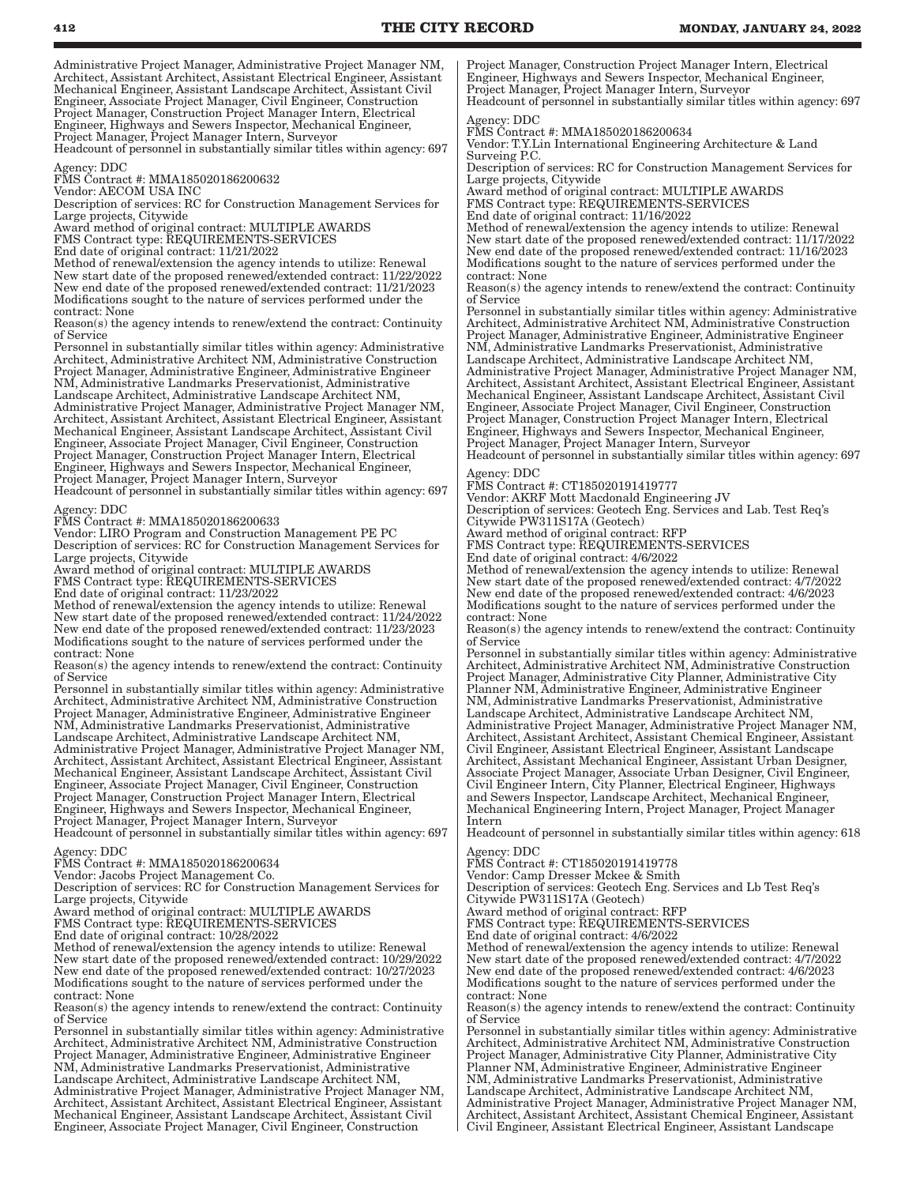Administrative Project Manager, Administrative Project Manager NM, Architect, Assistant Architect, Assistant Electrical Engineer, Assistant Mechanical Engineer, Assistant Landscape Architect, Assistant Civil Engineer, Associate Project Manager, Civil Engineer, Construction Project Manager, Construction Project Manager Intern, Electrical Engineer, Highways and Sewers Inspector, Mechanical Engineer, Project Manager, Project Manager Intern, Surveyor
Headcount of personnel in substantially similar titles within agency: 697

Agency: DDC
FMS Contract #: MMA185020186200632
Vendor: AECOM USA INC
Description of services: RC for Construction Management Services for Large projects, Citywide
Award method of original contract: MULTIPLE AWARDS
FMS Contract type: REQUIREMENTS-SERVICES
End date of original contract: 11/21/2022
Method of renewal/extension the agency intends to utilize: Renewal
New start date of the proposed renewed/extended contract: 11/22/2022
New end date of the proposed renewed/extended contract: 11/21/2023
Modifications sought to the nature of services performed under the contract: None
Reason(s) the agency intends to renew/extend the contract: Continuity of Service
Personnel in substantially similar titles within agency: Administrative Architect, Administrative Architect NM, Administrative Construction Project Manager, Administrative Engineer, Administrative Engineer NM, Administrative Landmarks Preservationist, Administrative Landscape Architect, Administrative Landscape Architect NM, Administrative Project Manager, Administrative Project Manager NM, Architect, Assistant Architect, Assistant Electrical Engineer, Assistant Mechanical Engineer, Assistant Landscape Architect, Assistant Civil Engineer, Associate Project Manager, Civil Engineer, Construction Project Manager, Construction Project Manager Intern, Electrical Engineer, Highways and Sewers Inspector, Mechanical Engineer, Project Manager, Project Manager Intern, Surveyor
Headcount of personnel in substantially similar titles within agency: 697

Agency: DDC
FMS Contract #: MMA185020186200633
Vendor: LIRO Program and Construction Management PE PC
Description of services: RC for Construction Management Services for Large projects, Citywide
Award method of original contract: MULTIPLE AWARDS
FMS Contract type: REQUIREMENTS-SERVICES
End date of original contract: 11/23/2022
Method of renewal/extension the agency intends to utilize: Renewal
New start date of the proposed renewed/extended contract: 11/24/2022
New end date of the proposed renewed/extended contract: 11/23/2023
Modifications sought to the nature of services performed under the contract: None
Reason(s) the agency intends to renew/extend the contract: Continuity of Service
Personnel in substantially similar titles within agency: Administrative Architect, Administrative Architect NM, Administrative Construction Project Manager, Administrative Engineer, Administrative Engineer NM, Administrative Landmarks Preservationist, Administrative Landscape Architect, Administrative Landscape Architect NM, Administrative Project Manager, Administrative Project Manager NM, Architect, Assistant Architect, Assistant Electrical Engineer, Assistant Mechanical Engineer, Assistant Landscape Architect, Assistant Civil Engineer, Associate Project Manager, Civil Engineer, Construction Project Manager, Construction Project Manager Intern, Electrical Engineer, Highways and Sewers Inspector, Mechanical Engineer, Project Manager, Project Manager Intern, Surveyor
Headcount of personnel in substantially similar titles within agency: 697

Agency: DDC
FMS Contract #: MMA185020186200634
Vendor: Jacobs Project Management Co.
Description of services: RC for Construction Management Services for Large projects, Citywide
Award method of original contract: MULTIPLE AWARDS
FMS Contract type: REQUIREMENTS-SERVICES
End date of original contract: 10/28/2022
Method of renewal/extension the agency intends to utilize: Renewal
New start date of the proposed renewed/extended contract: 10/29/2022
New end date of the proposed renewed/extended contract: 10/27/2023
Modifications sought to the nature of services performed under the contract: None
Reason(s) the agency intends to renew/extend the contract: Continuity of Service
Personnel in substantially similar titles within agency: Administrative Architect, Administrative Architect NM, Administrative Construction Project Manager, Administrative Engineer, Administrative Engineer NM, Administrative Landmarks Preservationist, Administrative Landscape Architect, Administrative Landscape Architect NM, Administrative Project Manager, Administrative Project Manager NM, Architect, Assistant Architect, Assistant Electrical Engineer, Assistant Mechanical Engineer, Assistant Landscape Architect, Assistant Civil Engineer, Associate Project Manager, Civil Engineer, Construction Project Manager, Construction Project Manager Intern, Electrical Engineer, Highways and Sewers Inspector, Mechanical Engineer, Project Manager, Project Manager Intern, Surveyor
Headcount of personnel in substantially similar titles within agency: 697

Agency: DDC
FMS Contract #: MMA185020186200634
Vendor: T.Y.Lin International Engineering Architecture & Land Surveing P.C.
Description of services: RC for Construction Management Services for Large projects, Citywide
Award method of original contract: MULTIPLE AWARDS
FMS Contract type: REQUIREMENTS-SERVICES
End date of original contract: 11/16/2022
Method of renewal/extension the agency intends to utilize: Renewal
New start date of the proposed renewed/extended contract: 11/17/2022
New end date of the proposed renewed/extended contract: 11/16/2023
Modifications sought to the nature of services performed under the contract: None
Reason(s) the agency intends to renew/extend the contract: Continuity of Service
Personnel in substantially similar titles within agency: Administrative Architect, Administrative Architect NM, Administrative Construction Project Manager, Administrative Engineer, Administrative Engineer NM, Administrative Landmarks Preservationist, Administrative Landscape Architect, Administrative Landscape Architect NM, Administrative Project Manager, Administrative Project Manager NM, Architect, Assistant Architect, Assistant Electrical Engineer, Assistant Mechanical Engineer, Assistant Landscape Architect, Assistant Civil Engineer, Associate Project Manager, Civil Engineer, Construction Project Manager, Construction Project Manager Intern, Electrical Engineer, Highways and Sewers Inspector, Mechanical Engineer, Project Manager, Project Manager Intern, Surveyor
Headcount of personnel in substantially similar titles within agency: 697

Agency: DDC
FMS Contract #: CT185020191419777
Vendor: AKRF Mott Macdonald Engineering JV
Description of services: Geotech Eng. Services and Lab. Test Req's Citywide PW311S17A (Geotech)
Award method of original contract: RFP
FMS Contract type: REQUIREMENTS-SERVICES
End date of original contract: 4/6/2022
Method of renewal/extension the agency intends to utilize: Renewal
New start date of the proposed renewed/extended contract: 4/7/2022
New end date of the proposed renewed/extended contract: 4/6/2023
Modifications sought to the nature of services performed under the contract: None
Reason(s) the agency intends to renew/extend the contract: Continuity of Service
Personnel in substantially similar titles within agency: Administrative Architect, Administrative Architect NM, Administrative Construction Project Manager, Administrative City Planner, Administrative City Planner NM, Administrative Engineer, Administrative Engineer NM, Administrative Landmarks Preservationist, Administrative Landscape Architect, Administrative Landscape Architect NM, Administrative Project Manager, Administrative Project Manager NM, Architect, Assistant Architect, Assistant Chemical Engineer, Assistant Civil Engineer, Assistant Electrical Engineer, Assistant Landscape Architect, Assistant Mechanical Engineer, Assistant Urban Designer, Associate Project Manager, Associate Urban Designer, Civil Engineer, Civil Engineer Intern, City Planner, Electrical Engineer, Highways and Sewers Inspector, Landscape Architect, Mechanical Engineer, Mechanical Engineering Intern, Project Manager, Project Manager Intern
Headcount of personnel in substantially similar titles within agency: 618

Agency: DDC
FMS Contract #: CT185020191419778
Vendor: Camp Dresser Mckee & Smith
Description of services: Geotech Eng. Services and Lb Test Req's Citywide PW311S17A (Geotech)
Award method of original contract: RFP
FMS Contract type: REQUIREMENTS-SERVICES
End date of original contract: 4/6/2022
Method of renewal/extension the agency intends to utilize: Renewal
New start date of the proposed renewed/extended contract: 4/7/2022
New end date of the proposed renewed/extended contract: 4/6/2023
Modifications sought to the nature of services performed under the contract: None
Reason(s) the agency intends to renew/extend the contract: Continuity of Service
Personnel in substantially similar titles within agency: Administrative Architect, Administrative Architect NM, Administrative Construction Project Manager, Administrative City Planner, Administrative City Planner NM, Administrative Engineer, Administrative Engineer NM, Administrative Landmarks Preservationist, Administrative Landscape Architect, Administrative Landscape Architect NM, Administrative Project Manager, Administrative Project Manager NM, Architect, Assistant Architect, Assistant Chemical Engineer, Assistant Civil Engineer, Assistant Electrical Engineer, Assistant Landscape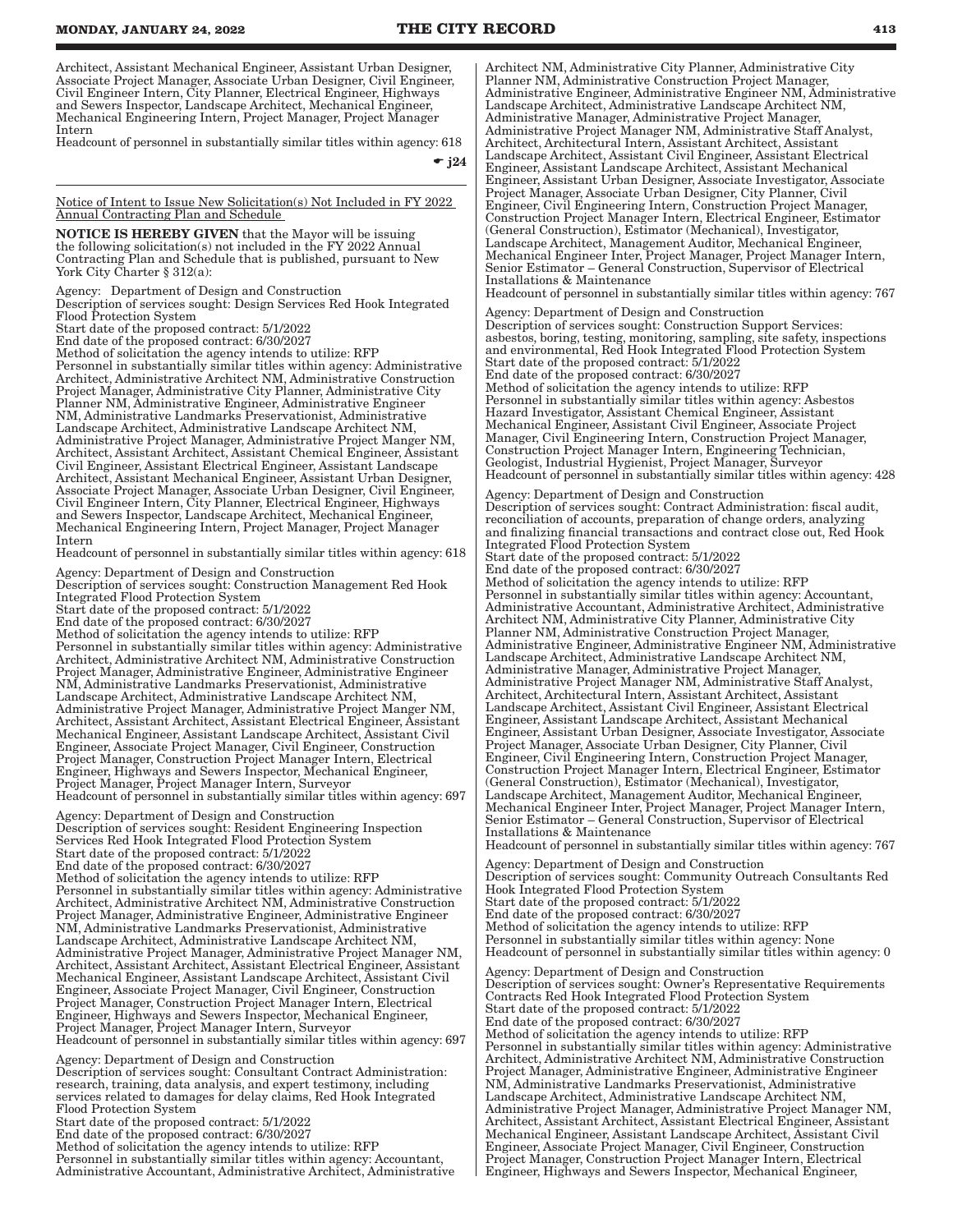Architect, Assistant Mechanical Engineer, Assistant Urban Designer, Associate Project Manager, Associate Urban Designer, Civil Engineer, Civil Engineer Intern, City Planner, Electrical Engineer, Highways and Sewers Inspector, Landscape Architect, Mechanical Engineer, Mechanical Engineering Intern, Project Manager, Project Manager Intern

Headcount of personnel in substantially similar titles within agency: 618

☛ j24

Notice of Intent to Issue New Solicitation(s) Not Included in FY 2022 Annual Contracting Plan and Schedule

**NOTICE IS HEREBY GIVEN** that the Mayor will be issuing the following solicitation(s) not included in the FY 2022 Annual Contracting Plan and Schedule that is published, pursuant to New York City Charter § 312(a):

Agency: Department of Design and Construction
Description of services sought: Design Services Red Hook Integrated Flood Protection System
Start date of the proposed contract: 5/1/2022
End date of the proposed contract: 6/30/2027
Method of solicitation the agency intends to utilize: RFP
Personnel in substantially similar titles within agency: Administrative Architect, Administrative Architect NM, Administrative Construction Project Manager, Administrative City Planner, Administrative City Planner NM, Administrative Engineer, Administrative Engineer NM, Administrative Landmarks Preservationist, Administrative Landscape Architect, Administrative Landscape Architect NM, Administrative Project Manager, Administrative Project Manger NM, Architect, Assistant Architect, Assistant Chemical Engineer, Assistant Civil Engineer, Assistant Electrical Engineer, Assistant Landscape Architect, Assistant Mechanical Engineer, Assistant Urban Designer, Associate Project Manager, Associate Urban Designer, Civil Engineer, Civil Engineer Intern, City Planner, Electrical Engineer, Highways and Sewers Inspector, Landscape Architect, Mechanical Engineer, Mechanical Engineering Intern, Project Manager, Project Manager Intern
Headcount of personnel in substantially similar titles within agency: 618

Agency: Department of Design and Construction
Description of services sought: Construction Management Red Hook Integrated Flood Protection System
Start date of the proposed contract: 5/1/2022
End date of the proposed contract: 6/30/2027
Method of solicitation the agency intends to utilize: RFP
Personnel in substantially similar titles within agency: Administrative Architect, Administrative Architect NM, Administrative Construction Project Manager, Administrative Engineer, Administrative Engineer NM, Administrative Landmarks Preservationist, Administrative Landscape Architect, Administrative Landscape Architect NM, Administrative Project Manager, Administrative Project Manger NM, Architect, Assistant Architect, Assistant Electrical Engineer, Assistant Mechanical Engineer, Assistant Landscape Architect, Assistant Civil Engineer, Associate Project Manager, Civil Engineer, Construction Project Manager, Construction Project Manager Intern, Electrical Engineer, Highways and Sewers Inspector, Mechanical Engineer, Project Manager, Project Manager Intern, Surveyor
Headcount of personnel in substantially similar titles within agency: 697

Agency: Department of Design and Construction
Description of services sought: Resident Engineering Inspection Services Red Hook Integrated Flood Protection System
Start date of the proposed contract: 5/1/2022
End date of the proposed contract: 6/30/2027
Method of solicitation the agency intends to utilize: RFP
Personnel in substantially similar titles within agency: Administrative Architect, Administrative Architect NM, Administrative Construction Project Manager, Administrative Engineer, Administrative Engineer NM, Administrative Landmarks Preservationist, Administrative Landscape Architect, Administrative Landscape Architect NM, Administrative Project Manager, Administrative Project Manager NM, Architect, Assistant Architect, Assistant Electrical Engineer, Assistant Mechanical Engineer, Assistant Landscape Architect, Assistant Civil Engineer, Associate Project Manager, Civil Engineer, Construction Project Manager, Construction Project Manager Intern, Electrical Engineer, Highways and Sewers Inspector, Mechanical Engineer, Project Manager, Project Manager Intern, Surveyor
Headcount of personnel in substantially similar titles within agency: 697

Agency: Department of Design and Construction
Description of services sought: Consultant Contract Administration: research, training, data analysis, and expert testimony, including services related to damages for delay claims, Red Hook Integrated Flood Protection System
Start date of the proposed contract: 5/1/2022
End date of the proposed contract: 6/30/2027
Method of solicitation the agency intends to utilize: RFP
Personnel in substantially similar titles within agency: Accountant, Administrative Accountant, Administrative Architect, Administrative Architect NM, Administrative City Planner, Administrative City Planner NM, Administrative Construction Project Manager, Administrative Engineer, Administrative Engineer NM, Administrative Landscape Architect, Administrative Landscape Architect NM, Administrative Manager, Administrative Project Manager, Administrative Project Manager NM, Administrative Staff Analyst, Architect, Architectural Intern, Assistant Architect, Assistant Landscape Architect, Assistant Civil Engineer, Assistant Electrical Engineer, Assistant Landscape Architect, Assistant Mechanical Engineer, Assistant Urban Designer, Associate Investigator, Associate Project Manager, Associate Urban Designer, City Planner, Civil Engineer, Civil Engineering Intern, Construction Project Manager, Construction Project Manager Intern, Electrical Engineer, Estimator (General Construction), Estimator (Mechanical), Investigator, Landscape Architect, Management Auditor, Mechanical Engineer, Mechanical Engineer Inter, Project Manager, Project Manager Intern, Senior Estimator – General Construction, Supervisor of Electrical Installations & Maintenance
Headcount of personnel in substantially similar titles within agency: 767

Agency: Department of Design and Construction
Description of services sought: Construction Support Services: asbestos, boring, testing, monitoring, sampling, site safety, inspections and environmental, Red Hook Integrated Flood Protection System
Start date of the proposed contract: 5/1/2022
End date of the proposed contract: 6/30/2027
Method of solicitation the agency intends to utilize: RFP
Personnel in substantially similar titles within agency: Asbestos Hazard Investigator, Assistant Chemical Engineer, Assistant Mechanical Engineer, Assistant Civil Engineer, Associate Project Manager, Civil Engineering Intern, Construction Project Manager, Construction Project Manager Intern, Engineering Technician, Geologist, Industrial Hygienist, Project Manager, Surveyor
Headcount of personnel in substantially similar titles within agency: 428

Agency: Department of Design and Construction
Description of services sought: Contract Administration: fiscal audit, reconciliation of accounts, preparation of change orders, analyzing and finalizing financial transactions and contract close out, Red Hook Integrated Flood Protection System
Start date of the proposed contract: 5/1/2022
End date of the proposed contract: 6/30/2027
Method of solicitation the agency intends to utilize: RFP
Personnel in substantially similar titles within agency: Accountant, Administrative Accountant, Administrative Architect, Administrative Architect NM, Administrative City Planner, Administrative City Planner NM, Administrative Construction Project Manager, Administrative Engineer, Administrative Engineer NM, Administrative Landscape Architect, Administrative Landscape Architect NM, Administrative Manager, Administrative Project Manager, Administrative Project Manager NM, Administrative Staff Analyst, Architect, Architectural Intern, Assistant Architect, Assistant Landscape Architect, Assistant Civil Engineer, Assistant Electrical Engineer, Assistant Landscape Architect, Assistant Mechanical Engineer, Assistant Urban Designer, Associate Investigator, Associate Project Manager, Associate Urban Designer, City Planner, Civil Engineer, Civil Engineering Intern, Construction Project Manager, Construction Project Manager Intern, Electrical Engineer, Estimator (General Construction), Estimator (Mechanical), Investigator, Landscape Architect, Management Auditor, Mechanical Engineer, Mechanical Engineer Inter, Project Manager, Project Manager Intern, Senior Estimator – General Construction, Supervisor of Electrical Installations & Maintenance
Headcount of personnel in substantially similar titles within agency: 767

Agency: Department of Design and Construction
Description of services sought: Community Outreach Consultants Red Hook Integrated Flood Protection System
Start date of the proposed contract: 5/1/2022
End date of the proposed contract: 6/30/2027
Method of solicitation the agency intends to utilize: RFP
Personnel in substantially similar titles within agency: None
Headcount of personnel in substantially similar titles within agency: 0

Agency: Department of Design and Construction
Description of services sought: Owner's Representative Requirements Contracts Red Hook Integrated Flood Protection System
Start date of the proposed contract: 5/1/2022
End date of the proposed contract: 6/30/2027
Method of solicitation the agency intends to utilize: RFP
Personnel in substantially similar titles within agency: Administrative Architect, Administrative Architect NM, Administrative Construction Project Manager, Administrative Engineer, Administrative Engineer NM, Administrative Landmarks Preservationist, Administrative Landscape Architect, Administrative Landscape Architect NM, Administrative Project Manager, Administrative Project Manager NM, Architect, Assistant Architect, Assistant Electrical Engineer, Assistant Mechanical Engineer, Assistant Landscape Architect, Assistant Civil Engineer, Associate Project Manager, Civil Engineer, Construction Project Manager, Construction Project Manager Intern, Electrical Engineer, Highways and Sewers Inspector, Mechanical Engineer,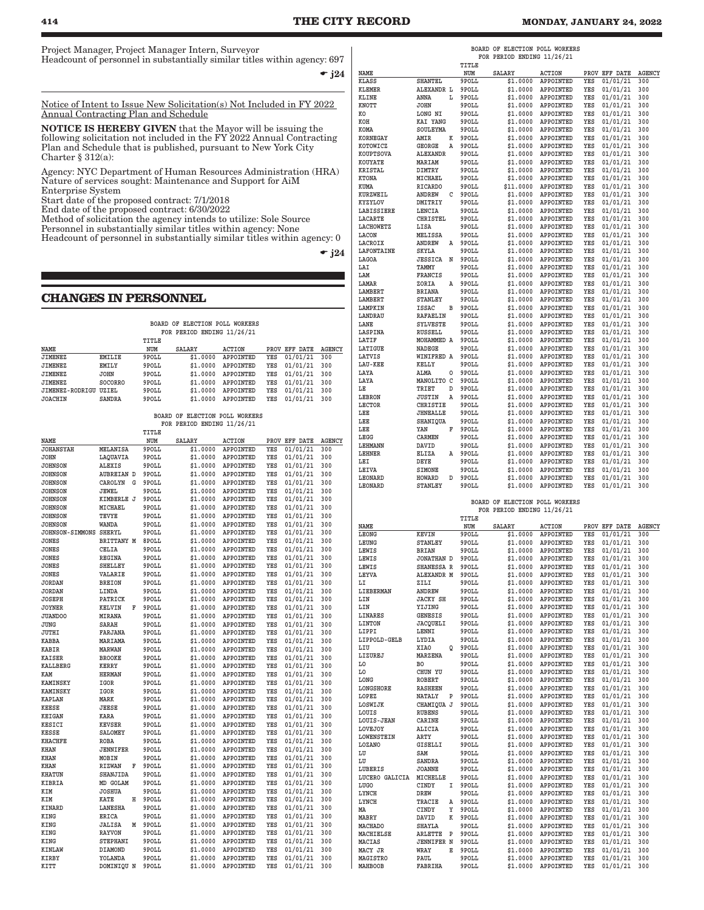Project Manager, Project Manager Intern, Surveyor
Headcount of personnel in substantially similar titles within agency: 697

☛ j24

Notice of Intent to Issue New Solicitation(s) Not Included in FY 2022 Annual Contracting Plan and Schedule

**NOTICE IS HEREBY GIVEN** that the Mayor will be issuing the following solicitation not included in the FY 2022 Annual Contracting Plan and Schedule that is published, pursuant to New York City Charter § 312(a):

Agency: NYC Department of Human Resources Administration (HRA)
Nature of services sought: Maintenance and Support for AiM Enterprise System
Start date of the proposed contract: 7/1/2018
End date of the proposed contract: 6/30/2022
Method of solicitation the agency intends to utilize: Sole Source
Personnel in substantially similar titles within agency: None
Headcount of personnel in substantially similar titles within agency: 0

☛ j24

## CHANGES IN PERSONNEL

BOARD OF ELECTION POLL WORKERS
FOR PERIOD ENDING 11/26/21

| NAME | | TITLE NUM | SALARY | ACTION | PROV | EFF DATE | AGENCY |
|---|---|---|---|---|---|---|---|
| JIMENEZ | EMILIE | 9POLL | $1.0000 | APPOINTED | YES | 01/01/21 | 300 |
| JIMENEZ | EMILY | 9POLL | $1.0000 | APPOINTED | YES | 01/01/21 | 300 |
| JIMENEZ | JOHN | 9POLL | $1.0000 | APPOINTED | YES | 01/01/21 | 300 |
| JIMENEZ | SOCORRO | 9POLL | $1.0000 | APPOINTED | YES | 01/01/21 | 300 |
| JIMENEZ-RODRIGU | UZIEL | 9POLL | $1.0000 | APPOINTED | YES | 01/01/21 | 300 |
| JOACHIN | SANDRA | 9POLL | $1.0000 | APPOINTED | YES | 01/01/21 | 300 |

BOARD OF ELECTION POLL WORKERS
FOR PERIOD ENDING 11/26/21

| NAME | | TITLE NUM | SALARY | ACTION | PROV | EFF DATE | AGENCY |
|---|---|---|---|---|---|---|---|
| JOHANSYAH | MELANISA | 9POLL | $1.0000 | APPOINTED | YES | 01/01/21 | 300 |
| JOHN | LAQUAVIA | 9POLL | $1.0000 | APPOINTED | YES | 01/01/21 | 300 |
| JOHNSON | ALEXIS | 9POLL | $1.0000 | APPOINTED | YES | 01/01/21 | 300 |
| JOHNSON | AUBREIAN D | 9POLL | $1.0000 | APPOINTED | YES | 01/01/21 | 300 |
| JOHNSON | CAROLYN G | 9POLL | $1.0000 | APPOINTED | YES | 01/01/21 | 300 |
| JOHNSON | JEWEL | 9POLL | $1.0000 | APPOINTED | YES | 01/01/21 | 300 |
| JOHNSON | KIMBERLE J | 9POLL | $1.0000 | APPOINTED | YES | 01/01/21 | 300 |
| JOHNSON | MICHAEL | 9POLL | $1.0000 | APPOINTED | YES | 01/01/21 | 300 |
| JOHNSON | TEVYE | 9POLL | $1.0000 | APPOINTED | YES | 01/01/21 | 300 |
| JOHNSON | WANDA | 9POLL | $1.0000 | APPOINTED | YES | 01/01/21 | 300 |
| JOHNSON-SIMMONS | SHERYL | 9POLL | $1.0000 | APPOINTED | YES | 01/01/21 | 300 |
| JONES | BRITTANY M | 8POLL | $1.0000 | APPOINTED | YES | 01/01/21 | 300 |
| JONES | CELIA | 9POLL | $1.0000 | APPOINTED | YES | 01/01/21 | 300 |
| JONES | REGINA | 9POLL | $1.0000 | APPOINTED | YES | 01/01/21 | 300 |
| JONES | SHELLEY | 9POLL | $1.0000 | APPOINTED | YES | 01/01/21 | 300 |
| JONES | VALARIE | 9POLL | $1.0000 | APPOINTED | YES | 01/01/21 | 300 |
| JORDAN | BREION | 9POLL | $1.0000 | APPOINTED | YES | 01/01/21 | 300 |
| JORDAN | LINDA | 9POLL | $1.0000 | APPOINTED | YES | 01/01/21 | 300 |
| JOSEPH | PATRICK | 9POLL | $1.0000 | APPOINTED | YES | 01/01/21 | 300 |
| JOYNER | KELVIN F | 9POLL | $1.0000 | APPOINTED | YES | 01/01/21 | 300 |
| JUANDOO | MIRANA | 9POLL | $1.0000 | APPOINTED | YES | 01/01/21 | 300 |
| JUNG | SARAH | 9POLL | $1.0000 | APPOINTED | YES | 01/01/21 | 300 |
| JUTHI | FARJANA | 9POLL | $1.0000 | APPOINTED | YES | 01/01/21 | 300 |
| KABBA | MARIAMA | 9POLL | $1.0000 | APPOINTED | YES | 01/01/21 | 300 |
| KABIR | MARWAN | 9POLL | $1.0000 | APPOINTED | YES | 01/01/21 | 300 |
| KAISER | BROOKE | 9POLL | $1.0000 | APPOINTED | YES | 01/01/21 | 300 |
| KALLBERG | KERRY | 9POLL | $1.0000 | APPOINTED | YES | 01/01/21 | 300 |
| KAM | HERMAN | 9POLL | $1.0000 | APPOINTED | YES | 01/01/21 | 300 |
| KAMINSKY | IGOR | 9POLL | $1.0000 | APPOINTED | YES | 01/01/21 | 300 |
| KAMINSKY | IGOR | 9POLL | $1.0000 | APPOINTED | YES | 01/01/21 | 300 |
| KAPLAN | MARK | 9POLL | $1.0000 | APPOINTED | YES | 01/01/21 | 300 |
| KEESE | JEESE | 9POLL | $1.0000 | APPOINTED | YES | 01/01/21 | 300 |
| KEIGAN | KARA | 9POLL | $1.0000 | APPOINTED | YES | 01/01/21 | 300 |
| KESICI | KEVSER | 9POLL | $1.0000 | APPOINTED | YES | 01/01/21 | 300 |
| KESSE | SALOMEY | 9POLL | $1.0000 | APPOINTED | YES | 01/01/21 | 300 |
| KHACHFE | ROBA | 9POLL | $1.0000 | APPOINTED | YES | 01/01/21 | 300 |
| KHAN | JENNIFER | 9POLL | $1.0000 | APPOINTED | YES | 01/01/21 | 300 |
| KHAN | MOBIN | 9POLL | $1.0000 | APPOINTED | YES | 01/01/21 | 300 |
| KHAN | RIZWAN F | 9POLL | $1.0000 | APPOINTED | YES | 01/01/21 | 300 |
| KHATUN | SHANJIDA | 9POLL | $1.0000 | APPOINTED | YES | 01/01/21 | 300 |
| KIBRIA | MD GOLAM | 9POLL | $1.0000 | APPOINTED | YES | 01/01/21 | 300 |
| KIM | JOSHUA | 9POLL | $1.0000 | APPOINTED | YES | 01/01/21 | 300 |
| KIM | KATE H | 9POLL | $1.0000 | APPOINTED | YES | 01/01/21 | 300 |
| KINARD | LANESHA | 9POLL | $1.0000 | APPOINTED | YES | 01/01/21 | 300 |
| KING | ERICA | 9POLL | $1.0000 | APPOINTED | YES | 01/01/21 | 300 |
| KING | JALISA M | 9POLL | $1.0000 | APPOINTED | YES | 01/01/21 | 300 |
| KING | RAYVON | 9POLL | $1.0000 | APPOINTED | YES | 01/01/21 | 300 |
| KING | STEPHANI | 9POLL | $1.0000 | APPOINTED | YES | 01/01/21 | 300 |
| KINLAW | DIAMOND | 9POLL | $1.0000 | APPOINTED | YES | 01/01/21 | 300 |
| KIRBY | YOLANDA | 9POLL | $1.0000 | APPOINTED | YES | 01/01/21 | 300 |
| KITT | DOMINIQU N | 9POLL | $1.0000 | APPOINTED | YES | 01/01/21 | 300 |

BOARD OF ELECTION POLL WORKERS
FOR PERIOD ENDING 11/26/21

| NAME | | TITLE NUM | SALARY | ACTION | PROV | EFF DATE | AGENCY |
|---|---|---|---|---|---|---|---|
| KLASS | SHANTEL | 9POLL | $1.0000 | APPOINTED | YES | 01/01/21 | 300 |
| KLEMER | ALEXANDR L | 9POLL | $1.0000 | APPOINTED | YES | 01/01/21 | 300 |
| KLINE | ANNA L | 9POLL | $1.0000 | APPOINTED | YES | 01/01/21 | 300 |
| KNOTT | JOHN | 9POLL | $1.0000 | APPOINTED | YES | 01/01/21 | 300 |
| KO | LONG NI | 9POLL | $1.0000 | APPOINTED | YES | 01/01/21 | 300 |
| KOH | KAI YANG | 9POLL | $1.0000 | APPOINTED | YES | 01/01/21 | 300 |
| KOMA | SOULEYMA | 9POLL | $1.0000 | APPOINTED | YES | 01/01/21 | 300 |
| KORNEGAY | AMIR K | 9POLL | $1.0000 | APPOINTED | YES | 01/01/21 | 300 |
| KOTOWICZ | GEORGE A | 9POLL | $1.0000 | APPOINTED | YES | 01/01/21 | 300 |
| KOUPTSOVA | ALEXANDR | 9POLL | $1.0000 | APPOINTED | YES | 01/01/21 | 300 |
| KOUYATE | MARIAM | 9POLL | $1.0000 | APPOINTED | YES | 01/01/21 | 300 |
| KRISTAL | DIMTRY | 9POLL | $1.0000 | APPOINTED | YES | 01/01/21 | 300 |
| KTONA | MICHAEL | 9POLL | $1.0000 | APPOINTED | YES | 01/01/21 | 300 |
| KUMA | RICARDO | 9POLL | $11.0000 | APPOINTED | YES | 01/01/21 | 300 |
| KURZWEIL | ANDREW C | 9POLL | $1.0000 | APPOINTED | YES | 01/01/21 | 300 |
| KYZYLOV | DMITRIY | 9POLL | $1.0000 | APPOINTED | YES | 01/01/21 | 300 |
| LABISSIERE | LENCIA | 9POLL | $1.0000 | APPOINTED | YES | 01/01/21 | 300 |
| LACARTE | CHRISTEL | 9POLL | $1.0000 | APPOINTED | YES | 01/01/21 | 300 |
| LACHOWETZ | LISA | 9POLL | $1.0000 | APPOINTED | YES | 01/01/21 | 300 |
| LACON | MELISSA | 9POLL | $1.0000 | APPOINTED | YES | 01/01/21 | 300 |
| LACROIX | ANDREW A | 9POLL | $1.0000 | APPOINTED | YES | 01/01/21 | 300 |
| LAFONTAINE | SKYLA | 9POLL | $1.0000 | APPOINTED | YES | 01/01/21 | 300 |
| LAGOA | JESSICA N | 9POLL | $1.0000 | APPOINTED | YES | 01/01/21 | 300 |
| LAI | TAMMY | 9POLL | $1.0000 | APPOINTED | YES | 01/01/21 | 300 |
| LAM | FRANCIS | 9POLL | $1.0000 | APPOINTED | YES | 01/01/21 | 300 |
| LAMAR | ZORIA A | 9POLL | $1.0000 | APPOINTED | YES | 01/01/21 | 300 |
| LAMBERT | BRIANA | 9POLL | $1.0000 | APPOINTED | YES | 01/01/21 | 300 |
| LAMBERT | STANLEY | 9POLL | $1.0000 | APPOINTED | YES | 01/01/21 | 300 |
| LAMPKIN | ISSAC B | 9POLL | $1.0000 | APPOINTED | YES | 01/01/21 | 300 |
| LANDRAU | RAFAELIN | 9POLL | $1.0000 | APPOINTED | YES | 01/01/21 | 300 |
| LANE | SYLVESTE | 9POLL | $1.0000 | APPOINTED | YES | 01/01/21 | 300 |
| LASPINA | RUSSELL | 9POLL | $1.0000 | APPOINTED | YES | 01/01/21 | 300 |
| LATIF | MOHAMMED A | 9POLL | $1.0000 | APPOINTED | YES | 01/01/21 | 300 |
| LATIGUE | NADEGE | 9POLL | $1.0000 | APPOINTED | YES | 01/01/21 | 300 |
| LATVIS | WINIFRED A | 9POLL | $1.0000 | APPOINTED | YES | 01/01/21 | 300 |
| LAU-KEE | KELLY | 9POLL | $1.0000 | APPOINTED | YES | 01/01/21 | 300 |
| LAYA | ALMA O | 9POLL | $1.0000 | APPOINTED | YES | 01/01/21 | 300 |
| LAYA | MANOLITO C | 9POLL | $1.0000 | APPOINTED | YES | 01/01/21 | 300 |
| LE | TRIET D | 9POLL | $1.0000 | APPOINTED | YES | 01/01/21 | 300 |
| LEBRON | JUSTIN A | 9POLL | $1.0000 | APPOINTED | YES | 01/01/21 | 300 |
| LECTOR | CHRISTIE | 9POLL | $1.0000 | APPOINTED | YES | 01/01/21 | 300 |
| LEE | JHNEALLE | 9POLL | $1.0000 | APPOINTED | YES | 01/01/21 | 300 |
| LEE | SHANIQUA | 9POLL | $1.0000 | APPOINTED | YES | 01/01/21 | 300 |
| LEE | YAN F | 9POLL | $1.0000 | APPOINTED | YES | 01/01/21 | 300 |
| LEGG | CARMEN | 9POLL | $1.0000 | APPOINTED | YES | 01/01/21 | 300 |
| LEHMANN | DAVID | 9POLL | $1.0000 | APPOINTED | YES | 01/01/21 | 300 |
| LEHNER | ELIZA A | 9POLL | $1.0000 | APPOINTED | YES | 01/01/21 | 300 |
| LEI | DEYE | 9POLL | $1.0000 | APPOINTED | YES | 01/01/21 | 300 |
| LEIVA | SIMONE | 9POLL | $1.0000 | APPOINTED | YES | 01/01/21 | 300 |
| LEONARD | HOWARD D | 9POLL | $1.0000 | APPOINTED | YES | 01/01/21 | 300 |
| LEONARD | STANLEY | 9POLL | $1.0000 | APPOINTED | YES | 01/01/21 | 300 |

BOARD OF ELECTION POLL WORKERS
FOR PERIOD ENDING 11/26/21

| NAME | | TITLE NUM | SALARY | ACTION | PROV | EFF DATE | AGENCY |
|---|---|---|---|---|---|---|---|
| LEONG | KEVIN | 9POLL | $1.0000 | APPOINTED | YES | 01/01/21 | 300 |
| LEUNG | STANLEY | 9POLL | $1.0000 | APPOINTED | YES | 01/01/21 | 300 |
| LEWIS | BRIAN | 9POLL | $1.0000 | APPOINTED | YES | 01/01/21 | 300 |
| LEWIS | JONATHAN D | 9POLL | $1.0000 | APPOINTED | YES | 01/01/21 | 300 |
| LEWIS | SHANESSA R | 9POLL | $1.0000 | APPOINTED | YES | 01/01/21 | 300 |
| LEYVA | ALEXANDR M | 9POLL | $1.0000 | APPOINTED | YES | 01/01/21 | 300 |
| LI | ZILI | 9POLL | $1.0000 | APPOINTED | YES | 01/01/21 | 300 |
| LIEBERMAN | ANDREW | 9POLL | $1.0000 | APPOINTED | YES | 01/01/21 | 300 |
| LIN | JACKY SH | 9POLL | $1.0000 | APPOINTED | YES | 01/01/21 | 300 |
| LIN | YIJING | 9POLL | $1.0000 | APPOINTED | YES | 01/01/21 | 300 |
| LINARES | GENESIS | 9POLL | $1.0000 | APPOINTED | YES | 01/01/21 | 300 |
| LINTON | JACQUELI | 9POLL | $1.0000 | APPOINTED | YES | 01/01/21 | 300 |
| LIPPI | LENNI | 9POLL | $1.0000 | APPOINTED | YES | 01/01/21 | 300 |
| LIPPOLD-GELB | LYDIA | 9POLL | $1.0000 | APPOINTED | YES | 01/01/21 | 300 |
| LIU | XIAO Q | 9POLL | $1.0000 | APPOINTED | YES | 01/01/21 | 300 |
| LIZUREJ | MARZENA | 9POLL | $1.0000 | APPOINTED | YES | 01/01/21 | 300 |
| LO | BO | 9POLL | $1.0000 | APPOINTED | YES | 01/01/21 | 300 |
| LO | CHUN YU | 9POLL | $1.0000 | APPOINTED | YES | 01/01/21 | 300 |
| LONG | ROBERT | 9POLL | $1.0000 | APPOINTED | YES | 01/01/21 | 300 |
| LONGSHORE | RASHEEN | 9POLL | $1.0000 | APPOINTED | YES | 01/01/21 | 300 |
| LOPEZ | NATALY P | 9POLL | $1.0000 | APPOINTED | YES | 01/01/21 | 300 |
| LOSWIJK | CHAMIQUA J | 9POLL | $1.0000 | APPOINTED | YES | 01/01/21 | 300 |
| LOUIS | RUBENS | 9POLL | $1.0000 | APPOINTED | YES | 01/01/21 | 300 |
| LOUIS-JEAN | CARINE | 9POLL | $1.0000 | APPOINTED | YES | 01/01/21 | 300 |
| LOVEJOY | ALICIA | 9POLL | $1.0000 | APPOINTED | YES | 01/01/21 | 300 |
| LOWENSTEIN | ARTY | 9POLL | $1.0000 | APPOINTED | YES | 01/01/21 | 300 |
| LOZANO | GISELLI | 9POLL | $1.0000 | APPOINTED | YES | 01/01/21 | 300 |
| LU | SAM | 9POLL | $1.0000 | APPOINTED | YES | 01/01/21 | 300 |
| LU | SANDRA | 9POLL | $1.0000 | APPOINTED | YES | 01/01/21 | 300 |
| LUBERIS | JOANNE | 9POLL | $1.0000 | APPOINTED | YES | 01/01/21 | 300 |
| LUCERO GALICIA | MICHELLE | 9POLL | $1.0000 | APPOINTED | YES | 01/01/21 | 300 |
| LUGO | CINDY I | 9POLL | $1.0000 | APPOINTED | YES | 01/01/21 | 300 |
| LYNCH | DREW | 9POLL | $1.0000 | APPOINTED | YES | 01/01/21 | 300 |
| LYNCH | TRACIE A | 9POLL | $1.0000 | APPOINTED | YES | 01/01/21 | 300 |
| MA | CINDY Y | 9POLL | $1.0000 | APPOINTED | YES | 01/01/21 | 300 |
| MABRY | DAVID K | 9POLL | $1.0000 | APPOINTED | YES | 01/01/21 | 300 |
| MACHADO | SHAYLA | 9POLL | $1.0000 | APPOINTED | YES | 01/01/21 | 300 |
| MACHIELSE | ARLETTE P | 9POLL | $1.0000 | APPOINTED | YES | 01/01/21 | 300 |
| MACIAS | JENNIFER N | 9POLL | $1.0000 | APPOINTED | YES | 01/01/21 | 300 |
| MACY JR | WRAY E | 9POLL | $1.0000 | APPOINTED | YES | 01/01/21 | 300 |
| MAGISTRO | PAUL | 9POLL | $1.0000 | APPOINTED | YES | 01/01/21 | 300 |
| MAHBOOB | FABRIHA | 9POLL | $1.0000 | APPOINTED | YES | 01/01/21 | 300 |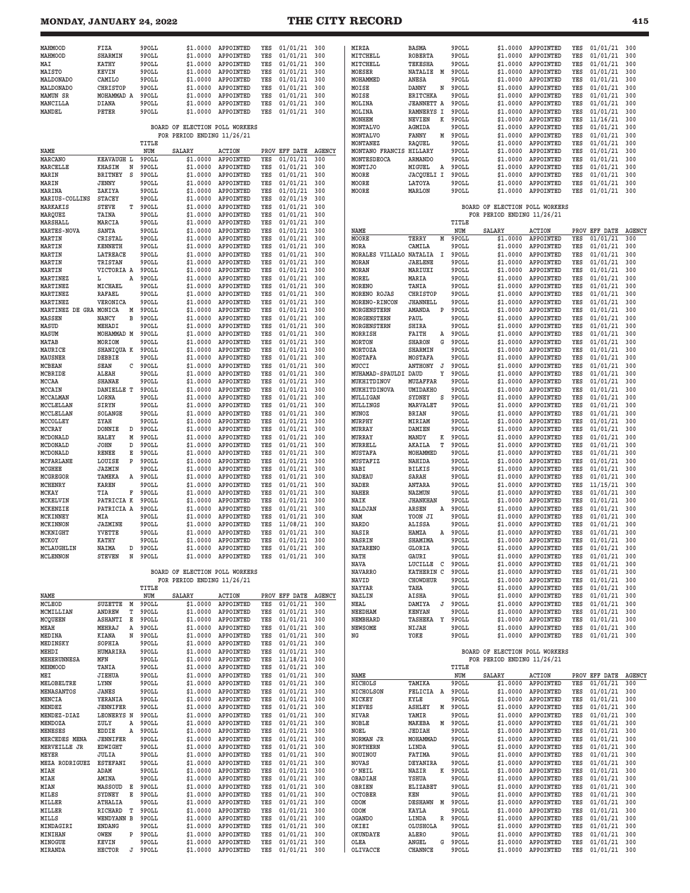| NAME | | TITLE NUM | SALARY | ACTION | PROV | EFF DATE | AGENCY |
|---|---|---|---|---|---|---|---|
| MAHMOOD | FIZA | 9POLL | $1.0000 | APPOINTED | YES | 01/01/21 | 300 |
| MAHMOOD | SHARMIN | 9POLL | $1.0000 | APPOINTED | YES | 01/01/21 | 300 |
| MAI | KATHY | 9POLL | $1.0000 | APPOINTED | YES | 01/01/21 | 300 |
| MAISTO | KEVIN | 9POLL | $1.0000 | APPOINTED | YES | 01/01/21 | 300 |
| MALDONADO | CAMILO | 9POLL | $1.0000 | APPOINTED | YES | 01/01/21 | 300 |
| MALDONADO | CHRISTOP | 9POLL | $1.0000 | APPOINTED | YES | 01/01/21 | 300 |
| MAMUN SR | MOHAMMAD A | 9POLL | $1.0000 | APPOINTED | YES | 01/01/21 | 300 |
| MANCILLA | DIANA | 9POLL | $1.0000 | APPOINTED | YES | 01/01/21 | 300 |
| MANDEL | PETER | 9POLL | $1.0000 | APPOINTED | YES | 01/01/21 | 300 |

BOARD OF ELECTION POLL WORKERS
FOR PERIOD ENDING 11/26/21

| NAME | | TITLE NUM | SALARY | ACTION | PROV | EFF DATE | AGENCY |
|---|---|---|---|---|---|---|---|
| MARCANO | KEAVAUGH L | 9POLL | $1.0000 | APPOINTED | YES | 01/01/21 | 300 |
| MARCELLE | KHASIM N | 9POLL | $1.0000 | APPOINTED | YES | 01/01/21 | 300 |
| MARIN | BRITNEY S | 9POLL | $1.0000 | APPOINTED | YES | 01/01/21 | 300 |
| MARIN | JENNY | 9POLL | $1.0000 | APPOINTED | YES | 01/01/21 | 300 |
| MARINA | ZAKIYA | 9POLL | $1.0000 | APPOINTED | YES | 01/01/21 | 300 |
| MARIUS-COLLINS | STACEY | 9POLL | $1.0000 | APPOINTED | YES | 02/01/19 | 300 |
| MARKAKIS | STEVE T | 9POLL | $1.0000 | APPOINTED | YES | 01/01/21 | 300 |
| MARQUEZ | TAINA | 9POLL | $1.0000 | APPOINTED | YES | 01/01/21 | 300 |
| MARSHALL | MARCIA | 9POLL | $1.0000 | APPOINTED | YES | 01/01/21 | 300 |
| MARTES-NOVA | SANTA | 9POLL | $1.0000 | APPOINTED | YES | 01/01/21 | 300 |
| MARTIN | CRISTAL | 9POLL | $1.0000 | APPOINTED | YES | 01/01/21 | 300 |
| MARTIN | KENNETH | 9POLL | $1.0000 | APPOINTED | YES | 01/01/21 | 300 |
| MARTIN | LATREACE | 9POLL | $1.0000 | APPOINTED | YES | 01/01/21 | 300 |
| MARTIN | TRISTAN | 9POLL | $1.0000 | APPOINTED | YES | 01/01/21 | 300 |
| MARTIN | VICTORIA A | 9POLL | $1.0000 | APPOINTED | YES | 01/01/21 | 300 |
| MARTINEZ | L A | 9POLL | $1.0000 | APPOINTED | YES | 01/01/21 | 300 |
| MARTINEZ | MICHAEL | 9POLL | $1.0000 | APPOINTED | YES | 01/01/21 | 300 |
| MARTINEZ | RAFAEL | 9POLL | $1.0000 | APPOINTED | YES | 01/01/21 | 300 |
| MARTINEZ | VERONICA | 9POLL | $1.0000 | APPOINTED | YES | 01/01/21 | 300 |
| MARTINEZ DE GRA | MONICA M | 9POLL | $1.0000 | APPOINTED | YES | 01/01/21 | 300 |
| MASSEN | NANCY B | 9POLL | $1.0000 | APPOINTED | YES | 01/01/21 | 300 |
| MASUD | MEHADI | 9POLL | $1.0000 | APPOINTED | YES | 01/01/21 | 300 |
| MASUM | MOHAMMAD M | 9POLL | $1.0000 | APPOINTED | YES | 01/01/21 | 300 |
| MATAB | MORIOM | 9POLL | $1.0000 | APPOINTED | YES | 01/01/21 | 300 |
| MAURICE | SHANIQUA K | 9POLL | $1.0000 | APPOINTED | YES | 01/01/21 | 300 |
| MAUSNER | DEBBIE | 9POLL | $1.0000 | APPOINTED | YES | 01/01/21 | 300 |
| MCBEAN | SEAN C | 9POLL | $1.0000 | APPOINTED | YES | 01/01/21 | 300 |
| MCBRIDE | ALEAH | 9POLL | $1.0000 | APPOINTED | YES | 01/01/21 | 300 |
| MCCAA | SHANAE | 9POLL | $1.0000 | APPOINTED | YES | 01/01/21 | 300 |
| MCCAIN | DANIELLE T | 9POLL | $1.0000 | APPOINTED | YES | 01/01/21 | 300 |
| MCCALMAN | LORNA | 9POLL | $1.0000 | APPOINTED | YES | 01/01/21 | 300 |
| MCCLELLAN | SIRYN | 9POLL | $1.0000 | APPOINTED | YES | 01/01/21 | 300 |
| MCCLELLAN | SOLANGE | 9POLL | $1.0000 | APPOINTED | YES | 01/01/21 | 300 |
| MCCOLLEY | ZYAH | 9POLL | $1.0000 | APPOINTED | YES | 01/01/21 | 300 |
| MCCRAY | DONNIE D | 9POLL | $1.0000 | APPOINTED | YES | 01/01/21 | 300 |
| MCDONALD | HALEY M | 9POLL | $1.0000 | APPOINTED | YES | 01/01/21 | 300 |
| MCDONALD | JOHN D | 9POLL | $1.0000 | APPOINTED | YES | 01/01/21 | 300 |
| MCDONALD | RENEE E | 9POLL | $1.0000 | APPOINTED | YES | 01/01/21 | 300 |
| MCFARLANE | LOUISE P | 9POLL | $1.0000 | APPOINTED | YES | 01/01/21 | 300 |
| MCGHEE | JAZMIN | 9POLL | $1.0000 | APPOINTED | YES | 01/01/21 | 300 |
| MCGREGOR | TAMEKA A | 9POLL | $1.0000 | APPOINTED | YES | 01/01/21 | 300 |
| MCHENRY | KAREN | 9POLL | $1.0000 | APPOINTED | YES | 01/01/21 | 300 |
| MCKAY | TIA F | 9POLL | $1.0000 | APPOINTED | YES | 01/01/21 | 300 |
| MCKELVIN | PATRICIA K | 9POLL | $1.0000 | APPOINTED | YES | 01/01/21 | 300 |
| MCKENZIE | PATRICIA A | 9POLL | $1.0000 | APPOINTED | YES | 01/01/21 | 300 |
| MCKINNEY | MIA | 9POLL | $1.0000 | APPOINTED | YES | 01/01/21 | 300 |
| MCKINNON | JAZMINE | 9POLL | $1.0000 | APPOINTED | YES | 11/08/21 | 300 |
| MCKNIGHT | YVETTE | 9POLL | $1.0000 | APPOINTED | YES | 01/01/21 | 300 |
| MCKOY | KATHY | 9POLL | $1.0000 | APPOINTED | YES | 01/01/21 | 300 |
| MCLAUGHLIN | NAIMA D | 9POLL | $1.0000 | APPOINTED | YES | 01/01/21 | 300 |
| MCLENNON | STEVEN N | 9POLL | $1.0000 | APPOINTED | YES | 01/01/21 | 300 |

BOARD OF ELECTION POLL WORKERS
FOR PERIOD ENDING 11/26/21

| NAME | | TITLE NUM | SALARY | ACTION | PROV | EFF DATE | AGENCY |
|---|---|---|---|---|---|---|---|
| MCLEOD | SUZETTE M | 9POLL | $1.0000 | APPOINTED | YES | 01/01/21 | 300 |
| MCMILLIAN | ANDREW T | 9POLL | $1.0000 | APPOINTED | YES | 01/01/21 | 300 |
| MCQUEEN | ASHANTI E | 9POLL | $1.0000 | APPOINTED | YES | 01/01/21 | 300 |
| MEAH | MEHRAJ A | 9POLL | $1.0000 | APPOINTED | YES | 01/01/21 | 300 |
| MEDINA | KIANA N | 9POLL | $1.0000 | APPOINTED | YES | 01/01/21 | 300 |
| MEDINSKY | SOPHIA | 9POLL | $1.0000 | APPOINTED | YES | 01/01/21 | 300 |
| MEHDI | HUMAIRA | 9POLL | $1.0000 | APPOINTED | YES | 01/01/21 | 300 |
| MEHERUNNESA | MFN | 9POLL | $1.0000 | APPOINTED | YES | 11/18/21 | 300 |
| MEHMOOD | TANIA | 9POLL | $1.0000 | APPOINTED | YES | 01/01/21 | 300 |
| MEI | JIEHUA | 9POLL | $1.0000 | APPOINTED | YES | 01/01/21 | 300 |
| MELOBELTRE | LYNN | 9POLL | $1.0000 | APPOINTED | YES | 01/01/21 | 300 |
| MENASANTOS | JANES | 9POLL | $1.0000 | APPOINTED | YES | 01/01/21 | 300 |
| MENCIA | YERANIA | 9POLL | $1.0000 | APPOINTED | YES | 01/01/21 | 300 |
| MENDEZ | JENNIFER | 9POLL | $1.0000 | APPOINTED | YES | 01/01/21 | 300 |
| MENDEZ-DIAZ | LEONERYS N | 9POLL | $1.0000 | APPOINTED | YES | 01/01/21 | 300 |
| MENDOZA | ZULY A | 9POLL | $1.0000 | APPOINTED | YES | 01/01/21 | 300 |
| MENESES | EDDIE A | 9POLL | $1.0000 | APPOINTED | YES | 01/01/21 | 300 |
| MERCEDES MENA | JENNIFER | 9POLL | $1.0000 | APPOINTED | YES | 01/01/21 | 300 |
| MERVEILLE JR | EDWIGHT | 9POLL | $1.0000 | APPOINTED | YES | 01/01/21 | 300 |
| MEYER | JULIA | 9POLL | $1.0000 | APPOINTED | YES | 01/01/21 | 300 |
| MEZA RODRIGUEZ | ESTEFANI | 9POLL | $1.0000 | APPOINTED | YES | 01/01/21 | 300 |
| MIAH | ADAM | 9POLL | $1.0000 | APPOINTED | YES | 01/01/21 | 300 |
| MIAH | AMINA | 9POLL | $1.0000 | APPOINTED | YES | 01/01/21 | 300 |
| MIAN | MASSOUD E | 9POLL | $1.0000 | APPOINTED | YES | 01/01/21 | 300 |
| MILES | SYDNEY E | 9POLL | $1.0000 | APPOINTED | YES | 01/01/21 | 300 |
| MILLER | ATHALIA | 9POLL | $1.0000 | APPOINTED | YES | 01/01/21 | 300 |
| MILLER | RICHARD T | 9POLL | $1.0000 | APPOINTED | YES | 01/01/21 | 300 |
| MILLS | WENDYANN B | 9POLL | $1.0000 | APPOINTED | YES | 01/01/21 | 300 |
| MINDAGIRI | ENDANG | 9POLL | $1.0000 | APPOINTED | YES | 01/01/21 | 300 |
| MINIHAN | OWEN P | 9POLL | $1.0000 | APPOINTED | YES | 01/01/21 | 300 |
| MINOGUE | KEVIN | 9POLL | $1.0000 | APPOINTED | YES | 01/01/21 | 300 |
| MIRANDA | HECTOR J | 9POLL | $1.0000 | APPOINTED | YES | 01/01/21 | 300 |
| MIRZA | BASMA | 9POLL | $1.0000 | APPOINTED | YES | 01/01/21 | 300 |
| MITCHELL | ROBERTA | 9POLL | $1.0000 | APPOINTED | YES | 01/01/21 | 300 |
| MITCHELL | TEKESHA | 9POLL | $1.0000 | APPOINTED | YES | 01/01/21 | 300 |
| MOESER | NATALIE M | 9POLL | $1.0000 | APPOINTED | YES | 01/01/21 | 300 |
| MOHAMMED | ANESA | 9POLL | $1.0000 | APPOINTED | YES | 01/01/21 | 300 |
| MOISE | DANNY N | 9POLL | $1.0000 | APPOINTED | YES | 01/01/21 | 300 |
| MOISE | ERITCHKA | 9POLL | $1.0000 | APPOINTED | YES | 01/01/21 | 300 |
| MOLINA | JEANNETT A | 9POLL | $1.0000 | APPOINTED | YES | 01/01/21 | 300 |
| MOLINA | RAMNERYS I | 9POLL | $1.0000 | APPOINTED | YES | 01/01/21 | 300 |
| MONHEM | NEVIEN K | 9POLL | $1.0000 | APPOINTED | YES | 11/16/21 | 300 |
| MONTALVO | AGMIDA | 9POLL | $1.0000 | APPOINTED | YES | 01/01/21 | 300 |
| MONTALVO | FANNY M | 9POLL | $1.0000 | APPOINTED | YES | 01/01/21 | 300 |
| MONTANEZ | RAQUEL | 9POLL | $1.0000 | APPOINTED | YES | 01/01/21 | 300 |
| MONTANO FRANCIS | HILLARY | 9POLL | $1.0000 | APPOINTED | YES | 01/01/21 | 300 |
| MONTESDEOCA | ARMANDO | 9POLL | $1.0000 | APPOINTED | YES | 01/01/21 | 300 |
| MONTIJO | MIGUEL A | 9POLL | $1.0000 | APPOINTED | YES | 01/01/21 | 300 |
| MOORE | JACQUELI I | 9POLL | $1.0000 | APPOINTED | YES | 01/01/21 | 300 |
| MOORE | LATOYA | 9POLL | $1.0000 | APPOINTED | YES | 01/01/21 | 300 |
| MOORE | MARLON | 9POLL | $1.0000 | APPOINTED | YES | 01/01/21 | 300 |

BOARD OF ELECTION POLL WORKERS
FOR PERIOD ENDING 11/26/21

| NAME | | TITLE NUM | SALARY | ACTION | PROV | EFF DATE | AGENCY |
|---|---|---|---|---|---|---|---|
| MOORE | TERRY M | 9POLL | $1.0000 | APPOINTED | YES | 01/01/21 | 300 |
| MORA | CAMILA | 9POLL | $1.0000 | APPOINTED | YES | 01/01/21 | 300 |
| MORALES VILLALO | NATALIA I | 9POLL | $1.0000 | APPOINTED | YES | 01/01/21 | 300 |
| MORAN | JAELENE | 9POLL | $1.0000 | APPOINTED | YES | 01/01/21 | 300 |
| MORAN | MARIUXI | 9POLL | $1.0000 | APPOINTED | YES | 01/01/21 | 300 |
| MOREL | MARIA | 9POLL | $1.0000 | APPOINTED | YES | 01/01/21 | 300 |
| MORENO | TANIA | 9POLL | $1.0000 | APPOINTED | YES | 01/01/21 | 300 |
| MORENO ROJAS | CHRISTOP | 9POLL | $1.0000 | APPOINTED | YES | 01/01/21 | 300 |
| MORENO-RINCON | JHANNELL | 9POLL | $1.0000 | APPOINTED | YES | 01/01/21 | 300 |
| MORGENSTERN | AMANDA P | 9POLL | $1.0000 | APPOINTED | YES | 01/01/21 | 300 |
| MORGENSTERN | PAUL | 9POLL | $1.0000 | APPOINTED | YES | 01/01/21 | 300 |
| MORGENSTERN | SHIRA | 9POLL | $1.0000 | APPOINTED | YES | 01/01/21 | 300 |
| MORRISH | FAITH A | 9POLL | $1.0000 | APPOINTED | YES | 01/01/21 | 300 |
| MORTON | SHARON G | 9POLL | $1.0000 | APPOINTED | YES | 01/01/21 | 300 |
| MORTOZA | SHARMIN | 9POLL | $1.0000 | APPOINTED | YES | 01/01/21 | 300 |
| MOSTAFA | MOSTAFA | 9POLL | $1.0000 | APPOINTED | YES | 01/01/21 | 300 |
| MUCCI | ANTHONY J | 9POLL | $1.0000 | APPOINTED | YES | 01/01/21 | 300 |
| MUHAMAD-SPAULDI | DAUD Y | 9POLL | $1.0000 | APPOINTED | YES | 01/01/21 | 300 |
| MUKHITDINOV | MUZAFFAR | 9POLL | $1.0000 | APPOINTED | YES | 01/01/21 | 300 |
| MUKHITDINOVA | UMIDAKHO | 9POLL | $1.0000 | APPOINTED | YES | 01/01/21 | 300 |
| MULLIGAN | SYDNEY S | 9POLL | $1.0000 | APPOINTED | YES | 01/01/21 | 300 |
| MULLINGS | MARVALET | 9POLL | $1.0000 | APPOINTED | YES | 01/01/21 | 300 |
| MUNOZ | BRIAN | 9POLL | $1.0000 | APPOINTED | YES | 01/01/21 | 300 |
| MURPHY | MIRIAM | 9POLL | $1.0000 | APPOINTED | YES | 01/01/21 | 300 |
| MURRAY | DAMIEN | 9POLL | $1.0000 | APPOINTED | YES | 01/01/21 | 300 |
| MURRAY | MANDY K | 9POLL | $1.0000 | APPOINTED | YES | 01/01/21 | 300 |
| MURRELL | AKAILA T | 9POLL | $1.0000 | APPOINTED | YES | 01/01/21 | 300 |
| MUSTAFA | MOHAMMED | 9POLL | $1.0000 | APPOINTED | YES | 01/01/21 | 300 |
| MUSTAFIZ | NAHIDA | 9POLL | $1.0000 | APPOINTED | YES | 01/01/21 | 300 |
| NABI | BILKIS | 9POLL | $1.0000 | APPOINTED | YES | 01/01/21 | 300 |
| NADEAU | SARAH | 9POLL | $1.0000 | APPOINTED | YES | 01/01/21 | 300 |
| NADER | ANTARA | 9POLL | $1.0000 | APPOINTED | YES | 11/15/21 | 300 |
| NAHER | NAZMUN | 9POLL | $1.0000 | APPOINTED | YES | 01/01/21 | 300 |
| NAIK | JHANKHAN | 9POLL | $1.0000 | APPOINTED | YES | 01/01/21 | 300 |
| NALDJAN | ARSEN A | 9POLL | $1.0000 | APPOINTED | YES | 01/01/21 | 300 |
| NAM | YOON JI | 9POLL | $1.0000 | APPOINTED | YES | 01/01/21 | 300 |
| NARDO | ALISSA | 9POLL | $1.0000 | APPOINTED | YES | 01/01/21 | 300 |
| NASIR | HAMZA A | 9POLL | $1.0000 | APPOINTED | YES | 01/01/21 | 300 |
| NASRIN | SHAMIMA | 9POLL | $1.0000 | APPOINTED | YES | 01/01/21 | 300 |
| NATARENO | GLORIA | 9POLL | $1.0000 | APPOINTED | YES | 01/01/21 | 300 |
| NATH | GAURI | 9POLL | $1.0000 | APPOINTED | YES | 01/01/21 | 300 |
| NAVA | LUCILLE C | 9POLL | $1.0000 | APPOINTED | YES | 01/01/21 | 300 |
| NAVARRO | KATHERIN C | 9POLL | $1.0000 | APPOINTED | YES | 01/01/21 | 300 |
| NAVID | CHOWDHUR | 9POLL | $1.0000 | APPOINTED | YES | 01/01/21 | 300 |
| NAYYAR | TAHA | 9POLL | $1.0000 | APPOINTED | YES | 01/01/21 | 300 |
| NAZLIN | AISHA | 9POLL | $1.0000 | APPOINTED | YES | 01/01/21 | 300 |
| NEAL | DAMIYA J | 9POLL | $1.0000 | APPOINTED | YES | 01/01/21 | 300 |
| NEEDHAM | KENYAN | 9POLL | $1.0000 | APPOINTED | YES | 01/01/21 | 300 |
| NEMBHARD | TASHEKA Y | 9POLL | $1.0000 | APPOINTED | YES | 01/01/21 | 300 |
| NEWSOME | NIJAH | 9POLL | $1.0000 | APPOINTED | YES | 01/01/21 | 300 |
| NG | YOKE | 9POLL | $1.0000 | APPOINTED | YES | 01/01/21 | 300 |

BOARD OF ELECTION POLL WORKERS
FOR PERIOD ENDING 11/26/21

| NAME | | TITLE NUM | SALARY | ACTION | PROV | EFF DATE | AGENCY |
|---|---|---|---|---|---|---|---|
| NICHOLS | TAMIKA | 9POLL | $1.0000 | APPOINTED | YES | 01/01/21 | 300 |
| NICHOLSON | FELICIA A | 9POLL | $1.0000 | APPOINTED | YES | 01/01/21 | 300 |
| NICKEY | KYLE | 9POLL | $1.0000 | APPOINTED | YES | 01/01/21 | 300 |
| NIEVES | ASHLEY M | 9POLL | $1.0000 | APPOINTED | YES | 01/01/21 | 300 |
| NIVAR | YAMIR | 9POLL | $1.0000 | APPOINTED | YES | 01/01/21 | 300 |
| NOBLE | MAKEBA M | 9POLL | $1.0000 | APPOINTED | YES | 01/01/21 | 300 |
| NOEL | JEDIAH | 9POLL | $1.0000 | APPOINTED | YES | 01/01/21 | 300 |
| NORMAN JR | MOHAMMAD | 9POLL | $1.0000 | APPOINTED | YES | 01/01/21 | 300 |
| NORTHERN | LINDA | 9POLL | $1.0000 | APPOINTED | YES | 01/01/21 | 300 |
| NOUINOU | FATIMA | 9POLL | $1.0000 | APPOINTED | YES | 01/01/21 | 300 |
| NOVAS | DEYANIRA | 9POLL | $1.0000 | APPOINTED | YES | 01/01/21 | 300 |
| O'NEIL | NAZIR K | 9POLL | $1.0000 | APPOINTED | YES | 01/01/21 | 300 |
| OBADIAH | YSHUA | 9POLL | $1.0000 | APPOINTED | YES | 01/01/21 | 300 |
| OBRIEN | ELIZABET | 9POLL | $1.0000 | APPOINTED | YES | 01/01/21 | 300 |
| OCTOBER | KEN | 9POLL | $1.0000 | APPOINTED | YES | 01/01/21 | 300 |
| ODOM | DESHAWN M | 9POLL | $1.0000 | APPOINTED | YES | 01/01/21 | 300 |
| ODOM | KAYLA | 9POLL | $1.0000 | APPOINTED | YES | 01/01/21 | 300 |
| OGANDO | LINDA R | 9POLL | $1.0000 | APPOINTED | YES | 01/01/21 | 300 |
| OKIEI | OLUSHOLA | 9POLL | $1.0000 | APPOINTED | YES | 01/01/21 | 300 |
| OKUNDAYE | ALERO | 9POLL | $1.0000 | APPOINTED | YES | 01/01/21 | 300 |
| OLEA | ANGEL G | 9POLL | $1.0000 | APPOINTED | YES | 01/01/21 | 300 |
| OLIVACCE | CHANNCE | 9POLL | $1.0000 | APPOINTED | YES | 01/01/21 | 300 |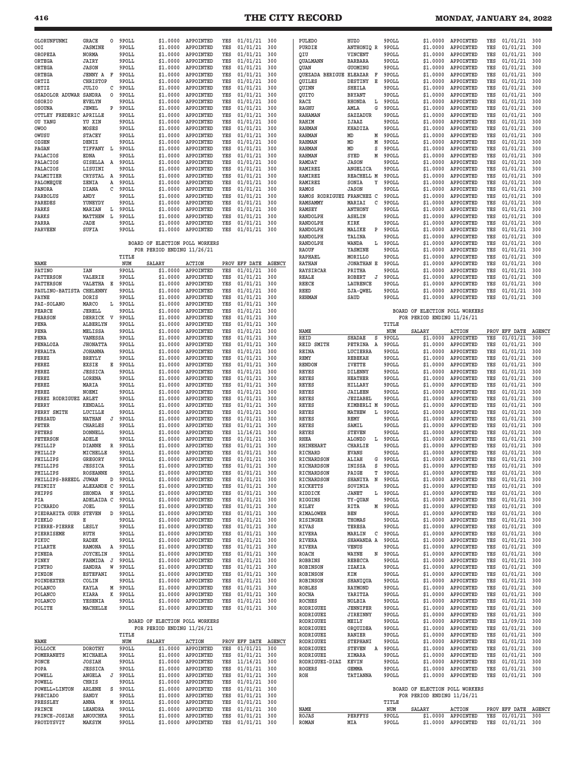| NAME | | | TITLE NUM | SALARY | ACTION | PROV | EFF DATE | AGENCY |
|---|---|---|---|---|---|---|---|---|
| OLORUNFUNMI | GRACE | O | 9POLL | $1.0000 | APPOINTED | YES | 01/01/21 | 300 |
| OOI | JASMINE | | 9POLL | $1.0000 | APPOINTED | YES | 01/01/21 | 300 |
| OROPEZA | NORMA | | 9POLL | $1.0000 | APPOINTED | YES | 01/01/21 | 300 |
| ORTEGA | JAIRY | | 9POLL | $1.0000 | APPOINTED | YES | 01/01/21 | 300 |
| ORTEGA | JASON | | 9POLL | $1.0000 | APPOINTED | YES | 01/01/21 | 300 |
| ORTEGA | JENNY A | F | 9POLL | $1.0000 | APPOINTED | YES | 01/01/21 | 300 |
| ORTIZ | CHRISTOP | | 9POLL | $1.0000 | APPOINTED | YES | 01/01/21 | 300 |
| ORTIZ | JULIO | C | 9POLL | $1.0000 | APPOINTED | YES | 01/01/21 | 300 |
| OSADOLOR ADUWAR | SANDRA | O | 9POLL | $1.0000 | APPOINTED | YES | 01/01/21 | 300 |
| OSORIO | EVELYN | | 9POLL | $1.0000 | APPOINTED | YES | 01/01/21 | 300 |
| OSOUNA | JEWEL | P | 9POLL | $1.0000 | APPOINTED | YES | 01/01/21 | 300 |
| OTTLEY FREDERIC | APRILLE | | 9POLL | $1.0000 | APPOINTED | YES | 01/01/21 | 300 |
| OU YANG | YU XIN | | 9POLL | $1.0000 | APPOINTED | YES | 01/01/21 | 300 |
| OWOO | MOSES | | 9POLL | $1.0000 | APPOINTED | YES | 01/01/21 | 300 |
| OWUSU | STACEY | | 9POLL | $1.0000 | APPOINTED | YES | 01/01/21 | 300 |
| OZGEN | DENIZ | | 9POLL | $1.0000 | APPOINTED | YES | 01/01/21 | 300 |
| PAGAN | TIFFANY | L | 9POLL | $1.0000 | APPOINTED | YES | 01/01/21 | 300 |
| PALACIOS | EDNA | | 9POLL | $1.0000 | APPOINTED | YES | 01/01/21 | 300 |
| PALACIOS | GISELLA | A | 9POLL | $1.0000 | APPOINTED | YES | 01/01/21 | 300 |
| PALACIOS | LISUINI | | 9POLL | $1.0000 | APPOINTED | YES | 01/01/21 | 300 |
| PALMITIER | CRYSTAL | A | 9POLL | $1.0000 | APPOINTED | YES | 01/01/21 | 300 |
| PALOMEQUE | ZENIA | A | 9POLL | $1.0000 | APPOINTED | YES | 01/01/21 | 300 |
| PANORA | DIANA | C | 9POLL | $1.0000 | APPOINTED | YES | 01/01/21 | 300 |
| PARBOLUS | ANDY | | 9POLL | $1.0000 | APPOINTED | YES | 01/01/21 | 300 |
| PAREDES | YUNEYDY | | 9POLL | $1.0000 | APPOINTED | YES | 01/01/21 | 300 |
| PARKS | MARIAN | L | 9POLL | $1.0000 | APPOINTED | YES | 01/01/21 | 300 |
| PARKS | MATTHEW | L | 9POLL | $1.0000 | APPOINTED | YES | 01/01/21 | 300 |
| PARRA | JADE | | 9POLL | $1.0000 | APPOINTED | YES | 01/01/21 | 300 |
| PARVEEN | SUFIA | | 9POLL | $1.0000 | APPOINTED | YES | 01/01/21 | 300 |

BOARD OF ELECTION POLL WORKERS
FOR PERIOD ENDING 11/26/21

| NAME | | | TITLE NUM | SALARY | ACTION | PROV | EFF DATE | AGENCY |
|---|---|---|---|---|---|---|---|---|
| PATINO | IAN | | 9POLL | $1.0000 | APPOINTED | YES | 01/01/21 | 300 |
| PATTERSON | VALERIE | | 9POLL | $1.0000 | APPOINTED | YES | 01/01/21 | 300 |
| PATTERSON | VALETHA | E | 9POLL | $1.0000 | APPOINTED | YES | 01/01/21 | 300 |
| PAULINO-BATISTA | CHELENNY | | 9POLL | $1.0000 | APPOINTED | YES | 01/01/21 | 300 |
| PAYNE | DORIS | | 9POLL | $1.0000 | APPOINTED | YES | 01/01/21 | 300 |
| PAZ-SOLANO | MARCO | L | 9POLL | $1.0000 | APPOINTED | YES | 01/01/21 | 300 |
| PEARCE | JERELL | | 9POLL | $1.0000 | APPOINTED | YES | 01/01/21 | 300 |
| PEARSON | DERRICK | V | 9POLL | $1.0000 | APPOINTED | YES | 01/01/21 | 300 |
| PENA | ALBERLYN | | 9POLL | $1.0000 | APPOINTED | YES | 01/01/21 | 300 |
| PENA | MELISSA | | 9POLL | $1.0000 | APPOINTED | YES | 01/01/21 | 300 |
| PENA | VANESSA | | 9POLL | $1.0000 | APPOINTED | YES | 01/01/21 | 300 |
| PENALOZA | JHONATTA | | 9POLL | $1.0000 | APPOINTED | YES | 01/01/21 | 300 |
| PERALTA | JOHANNA | | 9POLL | $1.0000 | APPOINTED | YES | 01/01/21 | 300 |
| PEREZ | BREYLY | | 9POLL | $1.0000 | APPOINTED | YES | 01/01/21 | 300 |
| PEREZ | EXSIE | E | 9POLL | $1.0000 | APPOINTED | YES | 01/01/21 | 300 |
| PEREZ | JESSICA | | 9POLL | $1.0000 | APPOINTED | YES | 01/01/21 | 300 |
| PEREZ | LORENA | | 9POLL | $1.0000 | APPOINTED | YES | 01/01/21 | 300 |
| PEREZ | MARIA | | 9POLL | $1.0000 | APPOINTED | YES | 01/01/21 | 300 |
| PEREZ | NOEMI | | 9POLL | $1.0000 | APPOINTED | YES | 01/01/21 | 300 |
| PEREZ RODRIGUEZ | ARLET | | 9POLL | $1.0000 | APPOINTED | YES | 01/01/21 | 300 |
| PERRY | KENDALL | | 9POLL | $1.0000 | APPOINTED | YES | 01/01/21 | 300 |
| PERRY SMITH | LUCILLE | | 9POLL | $1.0000 | APPOINTED | YES | 01/01/21 | 300 |
| PERSAUD | NATHAN | J | 9POLL | $1.0000 | APPOINTED | YES | 01/01/21 | 300 |
| PETER | CHARLES | | 9POLL | $1.0000 | APPOINTED | YES | 01/01/21 | 300 |
| PETERS | DONNELL | | 9POLL | $1.0000 | APPOINTED | YES | 11/16/21 | 300 |
| PETERSON | ADELE | | 9POLL | $1.0000 | APPOINTED | YES | 01/01/21 | 300 |
| PHILLIP | DIANNE | R | 9POLL | $1.0000 | APPOINTED | YES | 01/01/21 | 300 |
| PHILLIP | MICHELLE | | 9POLL | $1.0000 | APPOINTED | YES | 01/01/21 | 300 |
| PHILLIPS | GREGORY | | 9POLL | $1.0000 | APPOINTED | YES | 01/01/21 | 300 |
| PHILLIPS | JESSICA | | 9POLL | $1.0000 | APPOINTED | YES | 01/01/21 | 300 |
| PHILLIPS | ROSEANNE | | 9POLL | $1.0000 | APPOINTED | YES | 01/01/21 | 300 |
| PHILLIPS-BREEDL | JUWAN | D | 9POLL | $1.0000 | APPOINTED | YES | 01/01/21 | 300 |
| PHINIZY | ALEXANDE | C | 9POLL | $1.0000 | APPOINTED | YES | 01/01/21 | 300 |
| PHIPPS | SHONDA | N | 9POLL | $1.0000 | APPOINTED | YES | 01/01/21 | 300 |
| PIA | ADELAIDA | C | 9POLL | $1.0000 | APPOINTED | YES | 01/01/21 | 300 |
| PICHARDO | JOEL | | 9POLL | $1.0000 | APPOINTED | YES | 01/01/21 | 300 |
| PIEDRAHITA GUER | STEVEN | D | 9POLL | $1.0000 | APPOINTED | YES | 01/01/21 | 300 |
| PIEKLO | E | | 9POLL | $1.0000 | APPOINTED | YES | 01/01/21 | 300 |
| PIERRE-PIERRE | LESLY | | 9POLL | $1.0000 | APPOINTED | YES | 01/01/21 | 300 |
| PIERRISEME | RUTH | | 9POLL | $1.0000 | APPOINTED | YES | 01/01/21 | 300 |
| PIKUC | RADEK | | 9POLL | $1.0000 | APPOINTED | YES | 01/01/21 | 300 |
| PILARTE | RAMONA | A | 9POLL | $1.0000 | APPOINTED | YES | 01/01/21 | 300 |
| PINEDA | JOYCELIN | | 9POLL | $1.0000 | APPOINTED | YES | 01/01/21 | 300 |
| PINKY | FAHMIDA | J | 9POLL | $1.0000 | APPOINTED | YES | 01/01/21 | 300 |
| PINTRO | SANDRA | W | 9POLL | $1.0000 | APPOINTED | YES | 01/01/21 | 300 |
| PINZON | ESTEFANI | | 9POLL | $1.0000 | APPOINTED | YES | 01/01/21 | 300 |
| POINDEXTER | COLIN | | 9POLL | $1.0000 | APPOINTED | YES | 01/01/21 | 300 |
| POLANCO | KAYLA | M | 9POLL | $1.0000 | APPOINTED | YES | 01/01/21 | 300 |
| POLANCO | KIARA | K | 9POLL | $1.0000 | APPOINTED | YES | 01/01/21 | 300 |
| POLANCO | YESENIA | | 9POLL | $1.0000 | APPOINTED | YES | 01/01/21 | 300 |
| POLITE | MACHELLE | | 9POLL | $1.0000 | APPOINTED | YES | 01/01/21 | 300 |

BOARD OF ELECTION POLL WORKERS
FOR PERIOD ENDING 11/26/21

| NAME | | | TITLE NUM | SALARY | ACTION | PROV | EFF DATE | AGENCY |
|---|---|---|---|---|---|---|---|---|
| POLLOCK | DOROTHY | | 9POLL | $1.0000 | APPOINTED | YES | 01/01/21 | 300 |
| POMERANETS | MICHAELA | | 9POLL | $1.0000 | APPOINTED | YES | 01/01/21 | 300 |
| PONCE | JOSIAH | | 9POLL | $1.0000 | APPOINTED | YES | 11/16/21 | 300 |
| POPA | JESSICA | | 9POLL | $1.0000 | APPOINTED | YES | 01/01/21 | 300 |
| POWELL | ANGELA | J | 9POLL | $1.0000 | APPOINTED | YES | 01/01/21 | 300 |
| POWELL | CHRIS | | 9POLL | $1.0000 | APPOINTED | YES | 01/01/21 | 300 |
| POWELL=LINTON | ARLENE | S | 9POLL | $1.0000 | APPOINTED | YES | 01/01/21 | 300 |
| PRECIADO | SANDY | | 9POLL | $1.0000 | APPOINTED | YES | 01/01/21 | 300 |
| PRESSLEY | ANNA | M | 9POLL | $1.0000 | APPOINTED | YES | 01/01/21 | 300 |
| PRINCE | LEANDRA | | 9POLL | $1.0000 | APPOINTED | YES | 01/01/21 | 300 |
| PRINCE-JOSIAH | ANOUCHKA | | 9POLL | $1.0000 | APPOINTED | YES | 01/01/21 | 300 |
| PROYDYSVIT | MAKSYM | | 9POLL | $1.0000 | APPOINTED | YES | 01/01/21 | 300 |
| PULEDO | HUZO | | 9POLL | $1.0000 | APPOINTED | YES | 01/01/21 | 300 |
| PURDIE | ANTHONIQ | R | 9POLL | $1.0000 | APPOINTED | YES | 01/01/21 | 300 |
| QIU | VINCENT | | 9POLL | $1.0000 | APPOINTED | YES | 01/01/21 | 300 |
| QUALMANN | BARBARA | | 9POLL | $1.0000 | APPOINTED | YES | 01/01/21 | 300 |
| QUAN | GUOMING | | 9POLL | $1.0000 | APPOINTED | YES | 01/01/21 | 300 |
| QUEZADA BERIGUE | ELEAZAR | F | 9POLL | $1.0000 | APPOINTED | YES | 01/01/21 | 300 |
| QUILES | DESTINY | E | 9POLL | $1.0000 | APPOINTED | YES | 01/01/21 | 300 |
| QUINN | SHEILA | | 9POLL | $1.0000 | APPOINTED | YES | 01/01/21 | 300 |
| QUITO | BRYANT | | 9POLL | $1.0000 | APPOINTED | YES | 01/01/21 | 300 |
| RACZ | RHONDA | L | 9POLL | $1.0000 | APPOINTED | YES | 01/01/21 | 300 |
| RAGHU | AMLA | G | 9POLL | $1.0000 | APPOINTED | YES | 01/01/21 | 300 |
| RAHAMAN | SAZZADUR | | 9POLL | $1.0000 | APPOINTED | YES | 01/01/21 | 300 |
| RAHIM | IJAAZ | | 9POLL | $1.0000 | APPOINTED | YES | 01/01/21 | 300 |
| RAHMAN | KHADIZA | | 9POLL | $1.0000 | APPOINTED | YES | 01/01/21 | 300 |
| RAHMAN | MD | M | 9POLL | $1.0000 | APPOINTED | YES | 01/01/21 | 300 |
| RAHMAN | MD | M | 9POLL | $1.0000 | APPOINTED | YES | 01/01/21 | 300 |
| RAHMAN | MD | S | 9POLL | $1.0000 | APPOINTED | YES | 01/01/21 | 300 |
| RAHMAN | SYED | M | 9POLL | $1.0000 | APPOINTED | YES | 01/01/21 | 300 |
| RAMDAT | JASON | | 9POLL | $1.0000 | APPOINTED | YES | 01/01/21 | 300 |
| RAMIREZ | ANGELICA | | 9POLL | $1.0000 | APPOINTED | YES | 01/01/21 | 300 |
| RAMIREZ | REACHELL | M | 9POLL | $1.0000 | APPOINTED | YES | 01/01/21 | 300 |
| RAMIREZ | SONIA | Y | 9POLL | $1.0000 | APPOINTED | YES | 01/01/21 | 300 |
| RAMOS | JASON | | 9POLL | $1.0000 | APPOINTED | YES | 01/01/21 | 300 |
| RAMOS RODRIGUEZ | FRANCHEZ | C | 9POLL | $1.0000 | APPOINTED | YES | 01/01/21 | 300 |
| RAMSAMMY | MARIAI | C | 9POLL | $1.0000 | APPOINTED | YES | 01/01/21 | 300 |
| RAMSEY | ANTHONY | | 9POLL | $1.0000 | APPOINTED | YES | 01/01/21 | 300 |
| RANDOLPH | ASHLIN | | 9POLL | $1.0000 | APPOINTED | YES | 01/01/21 | 300 |
| RANDOLPH | KIRK | | 9POLL | $1.0000 | APPOINTED | YES | 01/01/21 | 300 |
| RANDOLPH | MALIKE | P | 9POLL | $1.0000 | APPOINTED | YES | 01/01/21 | 300 |
| RANDOLPH | TALINA | | 9POLL | $1.0000 | APPOINTED | YES | 01/01/21 | 300 |
| RANDOLPH | WANDA | L | 9POLL | $1.0000 | APPOINTED | YES | 01/01/21 | 300 |
| RAOUF | YASMINE | | 9POLL | $1.0000 | APPOINTED | YES | 01/01/21 | 300 |
| RAPHAEL | MORILLO | | 9POLL | $1.0000 | APPOINTED | YES | 01/01/21 | 300 |
| RATHAN | JONATHAN | E | 9POLL | $1.0000 | APPOINTED | YES | 01/01/21 | 300 |
| RAYSIRCAR | PRITHA | | 9POLL | $1.0000 | APPOINTED | YES | 01/01/21 | 300 |
| REALE | ROBERT | J | 9POLL | $1.0000 | APPOINTED | YES | 01/01/21 | 300 |
| REECE | LAURENCE | | 9POLL | $1.0000 | APPOINTED | YES | 01/01/21 | 300 |
| REED | ZJA-QWEL | | 9POLL | $1.0000 | APPOINTED | YES | 01/01/21 | 300 |
| REHMAN | SAUD | | 9POLL | $1.0000 | APPOINTED | YES | 01/01/21 | 300 |

BOARD OF ELECTION POLL WORKERS
FOR PERIOD ENDING 11/26/21

| NAME | | | TITLE NUM | SALARY | ACTION | PROV | EFF DATE | AGENCY |
|---|---|---|---|---|---|---|---|---|
| REID | SHADAE | S | 9POLL | $1.0000 | APPOINTED | YES | 01/01/21 | 300 |
| REID SMITH | PETRINA | A | 9POLL | $1.0000 | APPOINTED | YES | 01/01/21 | 300 |
| REINA | LUCIERRA | | 9POLL | $1.0000 | APPOINTED | YES | 01/01/21 | 300 |
| REMY | REBEKAH | | 9POLL | $1.0000 | APPOINTED | YES | 01/01/21 | 300 |
| RENDON | IVETTE | | 9POLL | $1.0000 | APPOINTED | YES | 01/01/21 | 300 |
| REYES | DILENNY | | 9POLL | $1.0000 | APPOINTED | YES | 01/01/21 | 300 |
| REYES | HEATHER | | 9POLL | $1.0000 | APPOINTED | YES | 01/01/21 | 300 |
| REYES | HILLARY | | 9POLL | $1.0000 | APPOINTED | YES | 01/01/21 | 300 |
| REYES | JAILEEN | | 9POLL | $1.0000 | APPOINTED | YES | 01/01/21 | 300 |
| REYES | JEZZABEL | | 9POLL | $1.0000 | APPOINTED | YES | 01/01/21 | 300 |
| REYES | KIMBERLI | M | 9POLL | $1.0000 | APPOINTED | YES | 01/01/21 | 300 |
| REYES | MATHEW | L | 9POLL | $1.0000 | APPOINTED | YES | 01/01/21 | 300 |
| REYES | REMY | | 9POLL | $1.0000 | APPOINTED | YES | 01/01/21 | 300 |
| REYES | SAMIL | | 9POLL | $1.0000 | APPOINTED | YES | 01/01/21 | 300 |
| REYES | STEVEN | | 9POLL | $1.0000 | APPOINTED | YES | 01/01/21 | 300 |
| RHEA | ALONZO | L | 9POLL | $1.0000 | APPOINTED | YES | 01/01/21 | 300 |
| RHINEHART | CHARLIE | | 9POLL | $1.0000 | APPOINTED | YES | 01/01/21 | 300 |
| RICHARD | EVANS | | 9POLL | $1.0000 | APPOINTED | YES | 01/01/21 | 300 |
| RICHARDSON | ALIAH | G | 9POLL | $1.0000 | APPOINTED | YES | 01/01/21 | 300 |
| RICHARDSON | INISSA | S | 9POLL | $1.0000 | APPOINTED | YES | 01/01/21 | 300 |
| RICHARDSON | PAIGE | T | 9POLL | $1.0000 | APPOINTED | YES | 01/01/21 | 300 |
| RICHARDSON | SHANIYA | N | 9POLL | $1.0000 | APPOINTED | YES | 01/01/21 | 300 |
| RICKETTS | SOVINIA | | 9POLL | $1.0000 | APPOINTED | YES | 01/01/21 | 300 |
| RIDDICK | JANET | L | 9POLL | $1.0000 | APPOINTED | YES | 01/01/21 | 300 |
| RIGGINS | TY-QUAN | | 9POLL | $1.0000 | APPOINTED | YES | 01/01/21 | 300 |
| RILEY | RITA | M | 9POLL | $1.0000 | APPOINTED | YES | 01/01/21 | 300 |
| RIMALOWER | BEN | | 9POLL | $1.0000 | APPOINTED | YES | 01/01/21 | 300 |
| RISINGER | THOMAS | | 9POLL | $1.0000 | APPOINTED | YES | 01/01/21 | 300 |
| RIVAS | TERESA | | 9POLL | $1.0000 | APPOINTED | YES | 01/01/21 | 300 |
| RIVERA | MARLIN | C | 9POLL | $1.0000 | APPOINTED | YES | 01/01/21 | 300 |
| RIVERA | SHAWANDA | A | 9POLL | $1.0000 | APPOINTED | YES | 01/01/21 | 300 |
| RIVERA | VENUS | | 9POLL | $1.0000 | APPOINTED | YES | 01/01/21 | 300 |
| ROACH | WAYNE | N | 9POLL | $1.0000 | APPOINTED | YES | 01/01/21 | 300 |
| ROBBINS | REBECCA | | 9POLL | $1.0000 | APPOINTED | YES | 01/01/21 | 300 |
| ROBINSON | IZAKIA | | 9POLL | $1.0000 | APPOINTED | YES | 01/01/21 | 300 |
| ROBINSON | KIM | | 9POLL | $1.0000 | APPOINTED | YES | 01/01/21 | 300 |
| ROBINSON | SHANIQUA | | 9POLL | $1.0000 | APPOINTED | YES | 01/01/21 | 300 |
| ROBLES | RAYMOND | | 9POLL | $1.0000 | APPOINTED | YES | 01/01/21 | 300 |
| ROCHA | YARITZA | | 9POLL | $1.0000 | APPOINTED | YES | 01/01/21 | 300 |
| ROCHES | NOLBIA | | 9POLL | $1.0000 | APPOINTED | YES | 01/01/21 | 300 |
| RODRIGUEZ | JENNIFER | | 9POLL | $1.0000 | APPOINTED | YES | 01/01/21 | 300 |
| RODRIGUEZ | JIREINNY | | 9POLL | $1.0000 | APPOINTED | YES | 01/01/21 | 300 |
| RODRIGUEZ | MEILY | | 9POLL | $1.0000 | APPOINTED | YES | 11/09/21 | 300 |
| RODRIGUEZ | ORQUIDEA | | 9POLL | $1.0000 | APPOINTED | YES | 01/01/21 | 300 |
| RODRIGUEZ | RANIER | | 9POLL | $1.0000 | APPOINTED | YES | 01/01/21 | 300 |
| RODRIGUEZ | STEPHANI | | 9POLL | $1.0000 | APPOINTED | YES | 01/01/21 | 300 |
| RODRIGUEZ | STEVEN | A | 9POLL | $1.0000 | APPOINTED | YES | 01/01/21 | 300 |
| RODRIGUEZ | XIMARA | | 9POLL | $1.0000 | APPOINTED | YES | 01/01/21 | 300 |
| RODRIGUEZ-DIAZ | KEVIN | | 9POLL | $1.0000 | APPOINTED | YES | 01/01/21 | 300 |
| ROGERS | GEMMA | | 9POLL | $1.0000 | APPOINTED | YES | 01/01/21 | 300 |
| ROH | TATIANNA | | 9POLL | $1.0000 | APPOINTED | YES | 01/01/21 | 300 |

BOARD OF ELECTION POLL WORKERS
FOR PERIOD ENDING 11/26/21

| NAME | | | TITLE NUM | SALARY | ACTION | PROV | EFF DATE | AGENCY |
|---|---|---|---|---|---|---|---|---|
| ROJAS | PERFFYS | | 9POLL | $1.0000 | APPOINTED | YES | 01/01/21 | 300 |
| ROMAN | MIA | | 9POLL | $1.0000 | APPOINTED | YES | 01/01/21 | 300 |